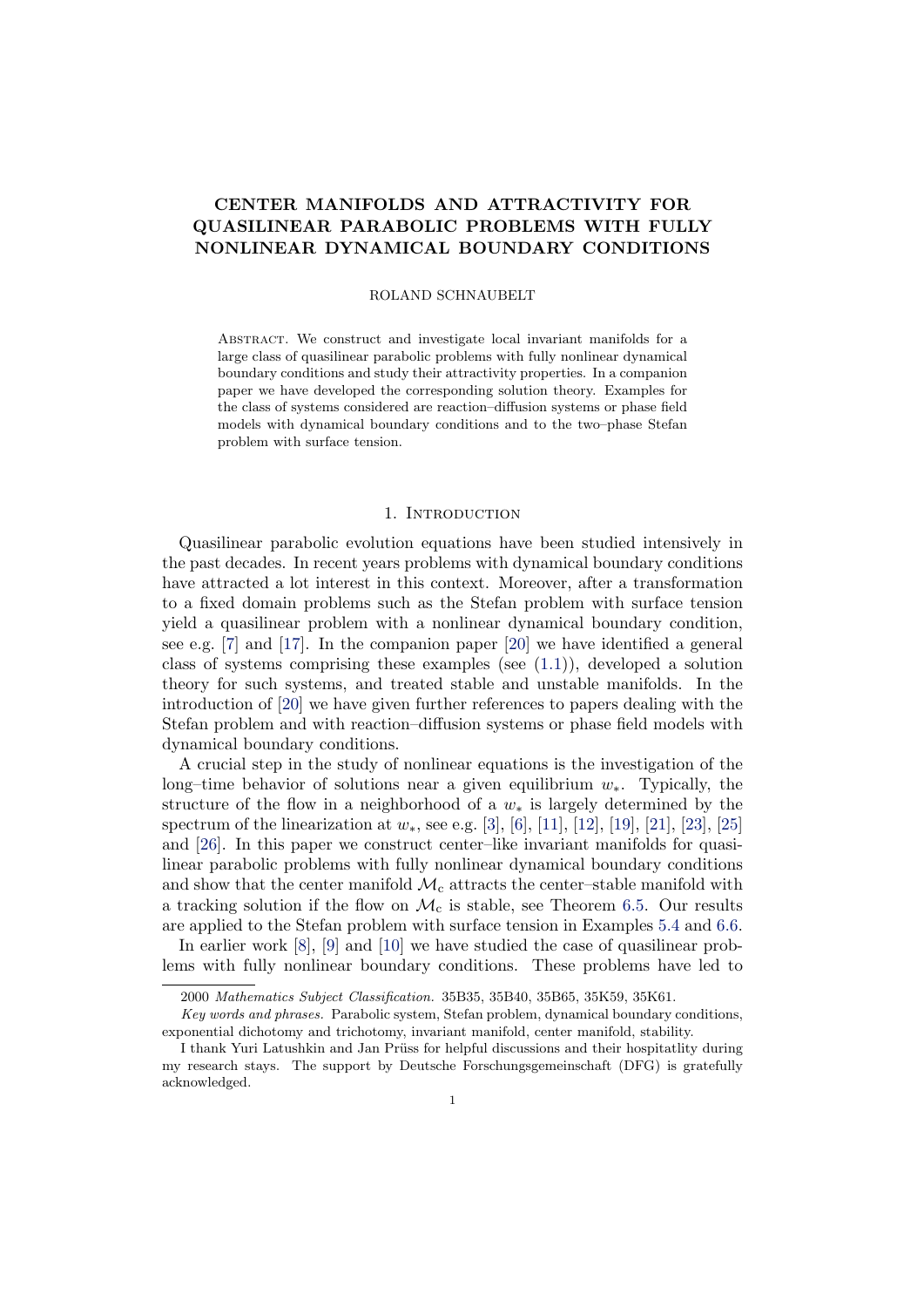# CENTER MANIFOLDS AND ATTRACTIVITY FOR QUASILINEAR PARABOLIC PROBLEMS WITH FULLY NONLINEAR DYNAMICAL BOUNDARY CONDITIONS

ROLAND SCHNAUBELT

Abstract. We construct and investigate local invariant manifolds for a large class of quasilinear parabolic problems with fully nonlinear dynamical boundary conditions and study their attractivity properties. In a companion paper we have developed the corresponding solution theory. Examples for the class of systems considered are reaction–diffusion systems or phase field models with dynamical boundary conditions and to the two–phase Stefan problem with surface tension.

## 1. Introduction

Quasilinear parabolic evolution equations have been studied intensively in the past decades. In recent years problems with dynamical boundary conditions have attracted a lot interest in this context. Moreover, after a transformation to a fixed domain problems such as the Stefan problem with surface tension yield a quasilinear problem with a nonlinear dynamical boundary condition, see e.g. [7] and [17]. In the companion paper [20] we have identified a general class of systems comprising these examples (see (1.1)), developed a solution theory for such systems, and treated stable and unstable manifolds. In the introduction of [20] we have given further references to papers dealing with the Stefan problem and with reaction–diffusion systems or phase field models with dynamical boundary conditions.

A crucial step in the study of nonlinear equations is the investigation of the long–time behavior of solutions near a given equilibrium $w_*$. Typically, the structure of the flow in a neighborhood of a $w_*$ is largely determined by the spectrum of the linearization at $w_*$, see e.g. [3], [6], [11], [12], [19], [21], [23], [25] and [26]. In this paper we construct center–like invariant manifolds for quasilinear parabolic problems with fully nonlinear dynamical boundary conditions and show that the center manifold $\mathcal{M}_c$ attracts the center–stable manifold with a tracking solution if the flow on $\mathcal{M}_c$ is stable, see Theorem 6.5. Our results are applied to the Stefan problem with surface tension in Examples 5.4 and 6.6.

In earlier work [8], [9] and [10] we have studied the case of quasilinear problems with fully nonlinear boundary conditions. These problems have led to

---

2000 *Mathematics Subject Classification.* 35B35, 35B40, 35B65, 35K59, 35K61.

*Key words and phrases.* Parabolic system, Stefan problem, dynamical boundary conditions, exponential dichotomy and trichotomy, invariant manifold, center manifold, stability.

I thank Yuri Latushkin and Jan Prüss for helpful discussions and their hospitatlity during my research stays. The support by Deutsche Forschungsgemeinschaft (DFG) is gratefully acknowledged.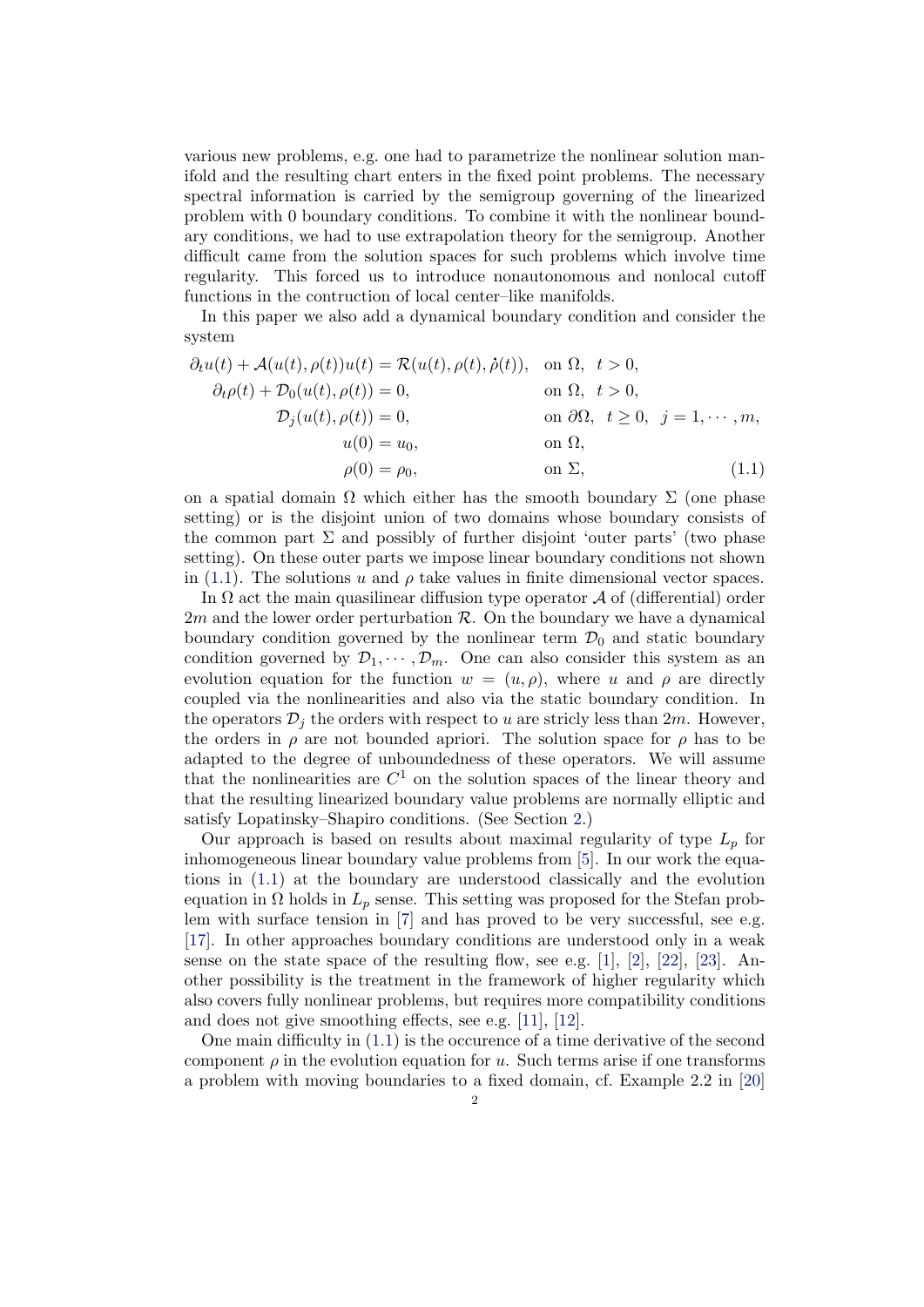various new problems, e.g. one had to parametrize the nonlinear solution manifold and the resulting chart enters in the fixed point problems. The necessary spectral information is carried by the semigroup governing of the linearized problem with 0 boundary conditions. To combine it with the nonlinear boundary conditions, we had to use extrapolation theory for the semigroup. Another difficult came from the solution spaces for such problems which involve time regularity. This forced us to introduce nonautonomous and nonlocal cutoff functions in the contruction of local center–like manifolds.

In this paper we also add a dynamical boundary condition and consider the system

$$
\begin{aligned}
\partial_t u(t) + \mathcal{A}(u(t),\rho(t))u(t) &= \mathcal{R}(u(t),\rho(t),\dot{\rho}(t)), && \text{on } \Omega,\ \ t>0,\\
\partial_t \rho(t) + \mathcal{D}_0(u(t),\rho(t)) &= 0, && \text{on } \Omega,\ \ t>0,\\
\mathcal{D}_j(u(t),\rho(t)) &= 0, && \text{on } \partial\Omega,\ \ t\geq 0,\ \ j=1,\cdots,m,\\
u(0) &= u_0, && \text{on } \Omega,\\
\rho(0) &= \rho_0, && \text{on } \Sigma,
\end{aligned}
\tag{1.1}
$$

on a spatial domain $\Omega$ which either has the smooth boundary $\Sigma$ (one phase setting) or is the disjoint union of two domains whose boundary consists of the common part $\Sigma$ and possibly of further disjoint 'outer parts' (two phase setting). On these outer parts we impose linear boundary conditions not shown in (1.1). The solutions $u$ and $\rho$ take values in finite dimensional vector spaces.

In $\Omega$ act the main quasilinear diffusion type operator $\mathcal{A}$ of (differential) order $2m$ and the lower order perturbation $\mathcal{R}$. On the boundary we have a dynamical boundary condition governed by the nonlinear term $\mathcal{D}_0$ and static boundary condition governed by $\mathcal{D}_1,\cdots,\mathcal{D}_m$. One can also consider this system as an evolution equation for the function $w=(u,\rho)$, where $u$ and $\rho$ are directly coupled via the nonlinearities and also via the static boundary condition. In the operators $\mathcal{D}_j$ the orders with respect to $u$ are stricly less than $2m$. However, the orders in $\rho$ are not bounded apriori. The solution space for $\rho$ has to be adapted to the degree of unboundedness of these operators. We will assume that the nonlinearities are $C^1$ on the solution spaces of the linear theory and that the resulting linearized boundary value problems are normally elliptic and satisfy Lopatinsky–Shapiro conditions. (See Section 2.)

Our approach is based on results about maximal regularity of type $L_p$ for inhomogeneous linear boundary value problems from [5]. In our work the equations in (1.1) at the boundary are understood classically and the evolution equation in $\Omega$ holds in $L_p$ sense. This setting was proposed for the Stefan problem with surface tension in [7] and has proved to be very successful, see e.g. [17]. In other approaches boundary conditions are understood only in a weak sense on the state space of the resulting flow, see e.g. [1], [2], [22], [23]. Another possibility is the treatment in the framework of higher regularity which also covers fully nonlinear problems, but requires more compatibility conditions and does not give smoothing effects, see e.g. [11], [12].

One main difficulty in (1.1) is the occurence of a time derivative of the second component $\rho$ in the evolution equation for $u$. Such terms arise if one transforms a problem with moving boundaries to a fixed domain, cf. Example 2.2 in [20]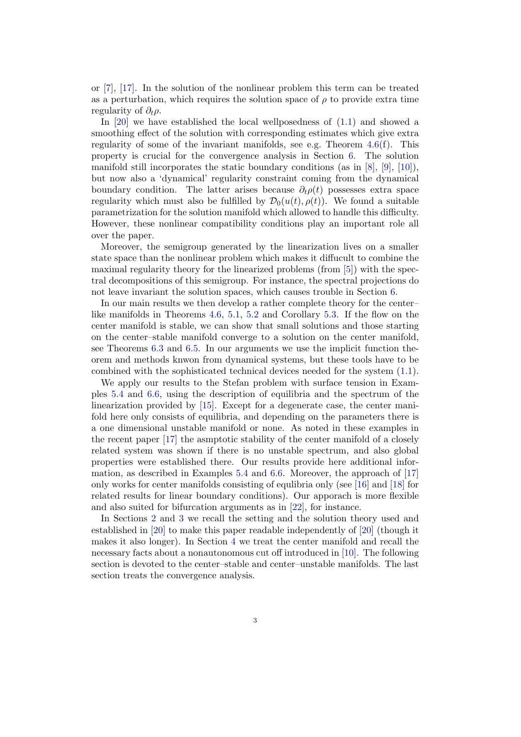or [7], [17]. In the solution of the nonlinear problem this term can be treated as a perturbation, which requires the solution space of $\rho$ to provide extra time regularity of $\partial_t \rho$.

In [20] we have established the local wellposedness of (1.1) and showed a smoothing effect of the solution with corresponding estimates which give extra regularity of some of the invariant manifolds, see e.g. Theorem 4.6(f). This property is crucial for the convergence analysis in Section 6. The solution manifold still incorporates the static boundary conditions (as in [8], [9], [10]), but now also a 'dynamical' regularity constraint coming from the dynamical boundary condition. The latter arises because $\partial_t \rho(t)$ possesses extra space regularity which must also be fulfilled by $\mathcal{D}_0(u(t), \rho(t))$. We found a suitable parametrization for the solution manifold which allowed to handle this difficulty. However, these nonlinear compatibility conditions play an important role all over the paper.

Moreover, the semigroup generated by the linearization lives on a smaller state space than the nonlinear problem which makes it diffucult to combine the maximal regularity theory for the linearized problems (from [5]) with the spectral decompositions of this semigroup. For instance, the spectral projections do not leave invariant the solution spaces, which causes trouble in Section 6.

In our main results we then develop a rather complete theory for the center–like manifolds in Theorems 4.6, 5.1, 5.2 and Corollary 5.3. If the flow on the center manifold is stable, we can show that small solutions and those starting on the center–stable manifold converge to a solution on the center manifold, see Theorems 6.3 and 6.5. In our arguments we use the implicit function theorem and methods knwon from dynamical systems, but these tools have to be combined with the sophisticated technical devices needed for the system (1.1).

We apply our results to the Stefan problem with surface tension in Examples 5.4 and 6.6, using the description of equilibria and the spectrum of the linearization provided by [15]. Except for a degenerate case, the center manifold here only consists of equilibria, and depending on the parameters there is a one dimensional unstable manifold or none. As noted in these examples in the recent paper [17] the asmptotic stability of the center manifold of a closely related system was shown if there is no unstable spectrum, and also global properties were established there. Our results provide here additional information, as described in Examples 5.4 and 6.6. Moreover, the approach of [17] only works for center manifolds consisting of equlibria only (see [16] and [18] for related results for linear boundary conditions). Our approach is more flexible and also suited for bifurcation arguments as in [22], for instance.

In Sections 2 and 3 we recall the setting and the solution theory used and established in [20] to make this paper readable independently of [20] (though it makes it also longer). In Section 4 we treat the center manifold and recall the necessary facts about a nonautonomous cut off introduced in [10]. The following section is devoted to the center–stable and center–unstable manifolds. The last section treats the convergence analysis.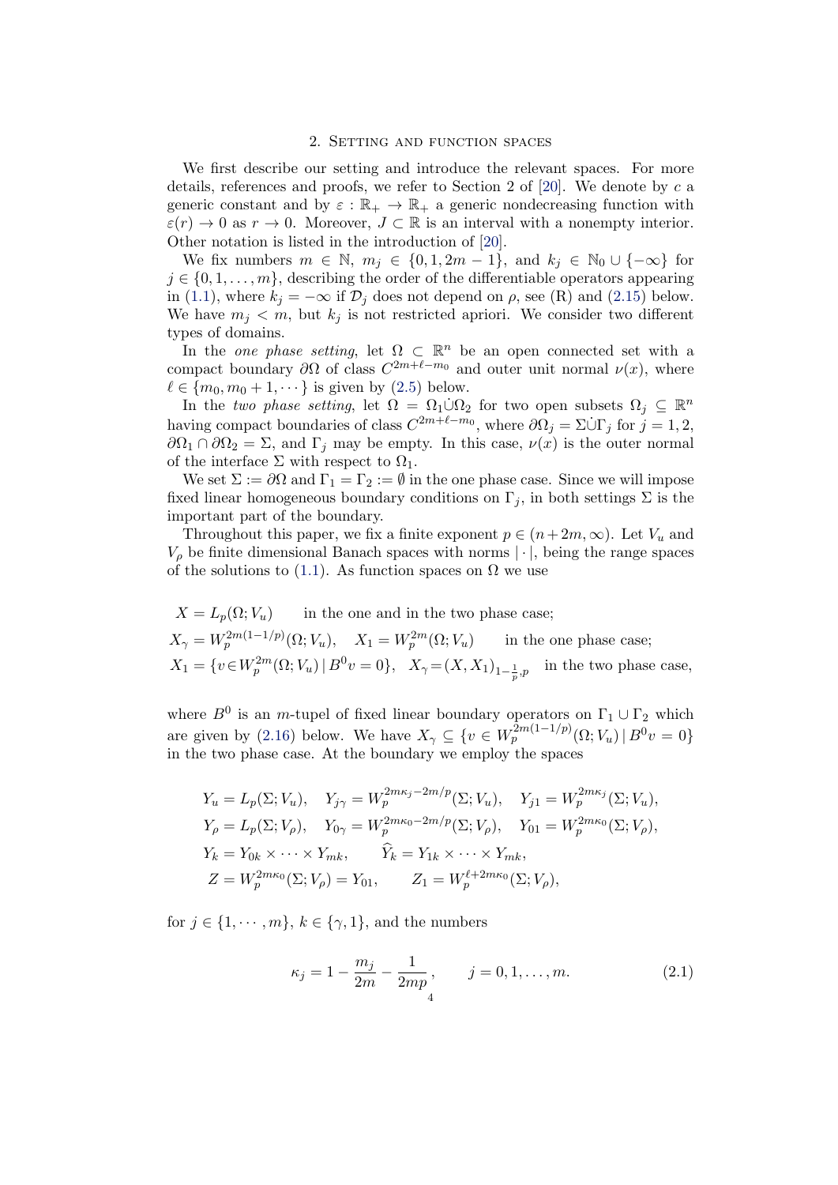## 2. Setting and function spaces

We first describe our setting and introduce the relevant spaces. For more details, references and proofs, we refer to Section 2 of [20]. We denote by $c$ a generic constant and by $\varepsilon : \mathbb{R}_+ \to \mathbb{R}_+$ a generic nondecreasing function with $\varepsilon(r) \to 0$ as $r \to 0$. Moreover, $J \subset \mathbb{R}$ is an interval with a nonempty interior. Other notation is listed in the introduction of [20].

We fix numbers $m \in \mathbb{N}$, $m_j \in \{0, 1, 2m-1\}$, and $k_j \in \mathbb{N}_0 \cup \{-\infty\}$ for $j \in \{0, 1, \dots, m\}$, describing the order of the differentiable operators appearing in (1.1), where $k_j = -\infty$ if $\mathcal{D}_j$ does not depend on $\rho$, see (R) and (2.15) below. We have $m_j < m$, but $k_j$ is not restricted apriori. We consider two different types of domains.

In the *one phase setting*, let $\Omega \subset \mathbb{R}^n$ be an open connected set with a compact boundary $\partial\Omega$ of class $C^{2m+\ell-m_0}$ and outer unit normal $\nu(x)$, where $\ell \in \{m_0, m_0+1, \cdots\}$ is given by (2.5) below.

In the *two phase setting*, let $\Omega = \Omega_1 \dot\cup \Omega_2$ for two open subsets $\Omega_j \subseteq \mathbb{R}^n$ having compact boundaries of class $C^{2m+\ell-m_0}$, where $\partial\Omega_j = \Sigma \dot\cup \Gamma_j$ for $j = 1, 2$, $\partial\Omega_1 \cap \partial\Omega_2 = \Sigma$, and $\Gamma_j$ may be empty. In this case, $\nu(x)$ is the outer normal of the interface $\Sigma$ with respect to $\Omega_1$.

We set $\Sigma := \partial\Omega$ and $\Gamma_1 = \Gamma_2 := \emptyset$ in the one phase case. Since we will impose fixed linear homogeneous boundary conditions on $\Gamma_j$, in both settings $\Sigma$ is the important part of the boundary.

Throughout this paper, we fix a finite exponent $p \in (n+2m, \infty)$. Let $V_u$ and $V_\rho$ be finite dimensional Banach spaces with norms $|\cdot|$, being the range spaces of the solutions to (1.1). As function spaces on $\Omega$ we use

$$
\begin{aligned}
&X = L_p(\Omega; V_u) \qquad \text{in the one and in the two phase case;}\\
&X_\gamma = W_p^{2m(1-1/p)}(\Omega; V_u), \quad X_1 = W_p^{2m}(\Omega; V_u) \qquad \text{in the one phase case;}\\
&X_1 = \{v \in W_p^{2m}(\Omega; V_u) \,|\, B^0 v = 0\}, \quad X_\gamma = (X, X_1)_{1-\frac{1}{p},p} \quad \text{in the two phase case,}
\end{aligned}
$$

where $B^0$ is an $m$-tupel of fixed linear boundary operators on $\Gamma_1 \cup \Gamma_2$ which are given by (2.16) below. We have $X_\gamma \subseteq \{v \in W_p^{2m(1-1/p)}(\Omega; V_u) \,|\, B^0 v = 0\}$ in the two phase case. At the boundary we employ the spaces

$$
\begin{aligned}
&Y_u = L_p(\Sigma; V_u), \quad Y_{j\gamma} = W_p^{2m\kappa_j - 2m/p}(\Sigma; V_u), \quad Y_{j1} = W_p^{2m\kappa_j}(\Sigma; V_u),\\
&Y_\rho = L_p(\Sigma; V_\rho), \quad Y_{0\gamma} = W_p^{2m\kappa_0 - 2m/p}(\Sigma; V_\rho), \quad Y_{01} = W_p^{2m\kappa_0}(\Sigma; V_\rho),\\
&Y_k = Y_{0k} \times \cdots \times Y_{mk}, \qquad \widehat{Y}_k = Y_{1k} \times \cdots \times Y_{mk},\\
&Z = W_p^{2m\kappa_0}(\Sigma; V_\rho) = Y_{01}, \qquad Z_1 = W_p^{\ell + 2m\kappa_0}(\Sigma; V_\rho),
\end{aligned}
$$

for $j \in \{1, \cdots, m\}$, $k \in \{\gamma, 1\}$, and the numbers

$$
\kappa_j = 1 - \frac{m_j}{2m} - \frac{1}{2mp}, \qquad j = 0, 1, \dots, m. \tag{2.1}
$$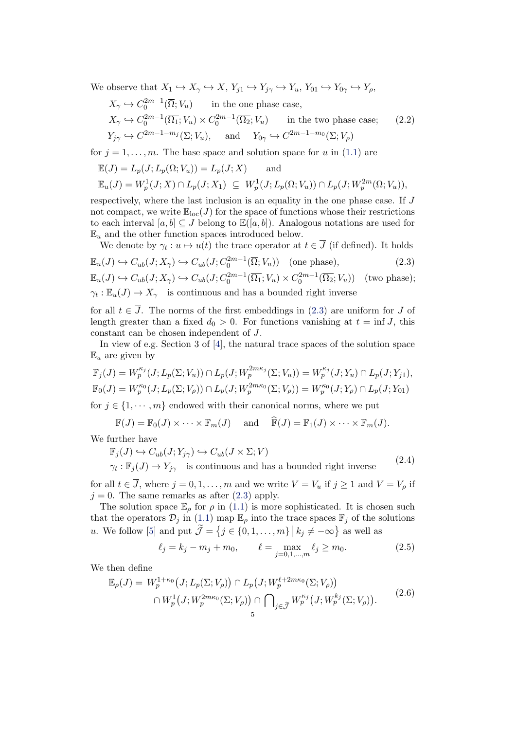We observe that $X_1 \hookrightarrow X_\gamma \hookrightarrow X$, $Y_{j1} \hookrightarrow Y_{j\gamma} \hookrightarrow Y_u$, $Y_{01} \hookrightarrow Y_{0\gamma} \hookrightarrow Y_\rho$,

$$
\begin{aligned}
&X_\gamma \hookrightarrow C_0^{2m-1}(\overline{\Omega}; V_u) \qquad \text{in the one phase case,} \\
&X_\gamma \hookrightarrow C_0^{2m-1}(\overline{\Omega_1}; V_u) \times C_0^{2m-1}(\overline{\Omega_2}; V_u) \qquad \text{in the two phase case;} \\
&Y_{j\gamma} \hookrightarrow C^{2m-1-m_j}(\Sigma; V_u), \quad \text{ and } \quad Y_{0\gamma} \hookrightarrow C^{2m-1-m_0}(\Sigma; V_\rho)
\end{aligned}
\tag{2.2}
$$

for $j = 1, \dots, m$. The base space and solution space for $u$ in (1.1) are

$$
\begin{aligned}
&\mathbb{E}(J) = L_p(J; L_p(\Omega; V_u)) = L_p(J; X) \qquad \text{and} \\
&\mathbb{E}_u(J) = W_p^1(J; X) \cap L_p(J; X_1) \ \subseteq \ W_p^1(J; L_p(\Omega; V_u)) \cap L_p(J; W_p^{2m}(\Omega; V_u)),
\end{aligned}
$$

respectively, where the last inclusion is an equality in the one phase case. If $J$ not compact, we write $\mathbb{E}_{\text{loc}}(J)$ for the space of functions whose their restrictions to each interval $[a,b] \subseteq J$ belong to $\mathbb{E}([a,b])$. Analogous notations are used for $\mathbb{E}_u$ and the other function spaces introduced below.

We denote by $\gamma_t : u \mapsto u(t)$ the trace operator at $t \in \overline{J}$ (if defined). It holds

$$
\begin{aligned}
&\mathbb{E}_u(J) \hookrightarrow C_{ub}(J; X_\gamma) \hookrightarrow C_{ub}(J; C_0^{2m-1}(\overline{\Omega}; V_u)) \quad \text{(one phase),} \\
&\mathbb{E}_u(J) \hookrightarrow C_{ub}(J; X_\gamma) \hookrightarrow C_{ub}(J; C_0^{2m-1}(\overline{\Omega_1}; V_u) \times C_0^{2m-1}(\overline{\Omega_2}; V_u)) \quad \text{(two phase);} \\
&\gamma_t : \mathbb{E}_u(J) \to X_\gamma \quad \text{is continuous and has a bounded right inverse}
\end{aligned}
\tag{2.3}
$$

for all $t \in \overline{J}$. The norms of the first embeddings in (2.3) are uniform for $J$ of length greater than a fixed $d_0 > 0$. For functions vanishing at $t = \inf J$, this constant can be chosen independent of $J$.

In view of e.g. Section 3 of [4], the natural trace spaces of the solution space $\mathbb{E}_u$ are given by

$$
\begin{aligned}
&\mathbb{F}_j(J) = W_p^{\kappa_j}(J; L_p(\Sigma; V_u)) \cap L_p(J; W_p^{2m\kappa_j}(\Sigma; V_u)) = W_p^{\kappa_j}(J; Y_u) \cap L_p(J; Y_{j1}), \\
&\mathbb{F}_0(J) = W_p^{\kappa_0}(J; L_p(\Sigma; V_\rho)) \cap L_p(J; W_p^{2m\kappa_0}(\Sigma; V_\rho)) = W_p^{\kappa_0}(J; Y_\rho) \cap L_p(J; Y_{01})
\end{aligned}
$$

for $j \in \{1, \cdots, m\}$ endowed with their canonical norms, where we put

$$
\mathbb{F}(J) = \mathbb{F}_0(J) \times \cdots \times \mathbb{F}_m(J) \quad \text{ and } \quad \widehat{\mathbb{F}}(J) = \mathbb{F}_1(J) \times \cdots \times \mathbb{F}_m(J).
$$

We further have

$$
\begin{aligned}
&\mathbb{F}_j(J) \hookrightarrow C_{ub}(J; Y_{j\gamma}) \hookrightarrow C_{ub}(J \times \Sigma; V) \\
&\gamma_t : \mathbb{F}_j(J) \to Y_{j\gamma} \quad \text{is continuous and has a bounded right inverse}
\end{aligned}
\tag{2.4}
$$

for all $t \in \overline{J}$, where $j = 0, 1, \dots, m$ and we write $V = V_u$ if $j \geq 1$ and $V = V_\rho$ if $j = 0$. The same remarks as after (2.3) apply.

The solution space $\mathbb{E}_\rho$ for $\rho$ in (1.1) is more sophisticated. It is chosen such that the operators $\mathcal{D}_j$ in (1.1) map $\mathbb{E}_\rho$ into the trace spaces $\mathbb{F}_j$ of the solutions $u$. We follow [5] and put $\widetilde{\mathcal{J}} = \{ j \in \{0, 1, \dots, m\} \mid k_j \neq -\infty \}$ as well as

$$
\ell_j = k_j - m_j + m_0, \qquad \ell = \max_{j=0,1,\dots,m} \ell_j \geq m_0.
\tag{2.5}
$$

We then define

$$
\begin{aligned}
\mathbb{E}_\rho(J) = \ & W_p^{1+\kappa_0}\big(J; L_p(\Sigma; V_\rho)\big) \cap L_p\big(J; W_p^{\ell + 2m\kappa_0}(\Sigma; V_\rho)\big) \\
& \cap W_p^1\big(J; W_p^{2m\kappa_0}(\Sigma; V_\rho)\big) \cap \bigcap\nolimits_{j \in \widetilde{\mathcal{J}}} W_p^{\kappa_j}\big(J; W_p^{k_j}(\Sigma; V_\rho)\big).
\end{aligned}
\tag{2.6}
$$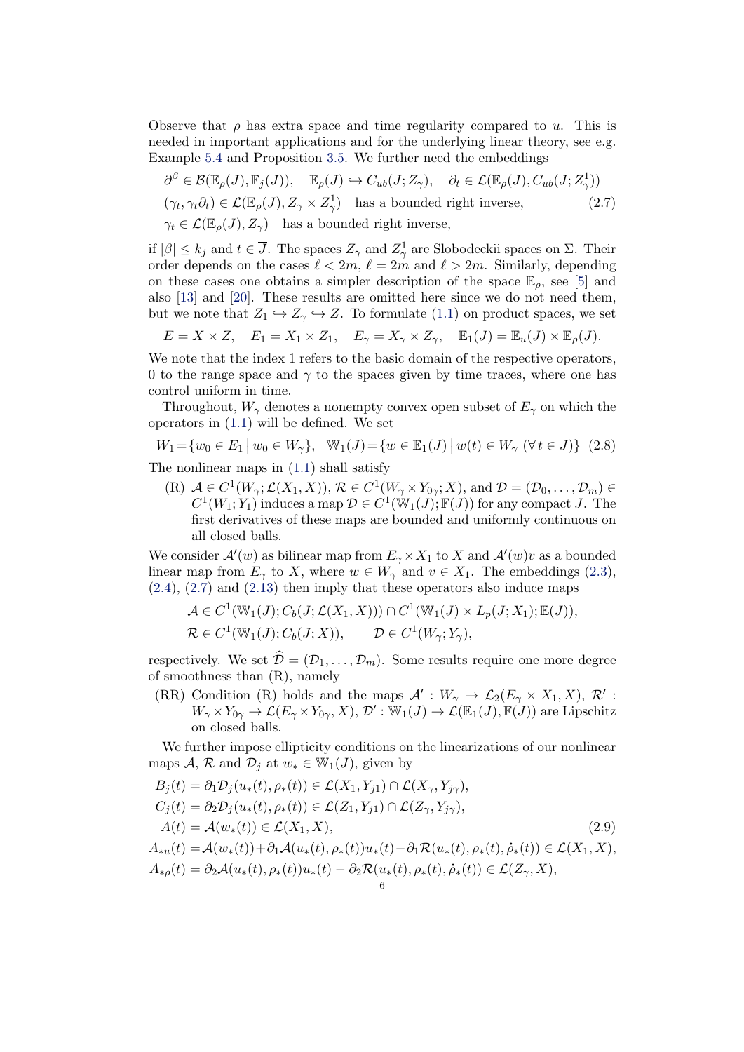Observe that $\rho$ has extra space and time regularity compared to $u$. This is needed in important applications and for the underlying linear theory, see e.g. Example 5.4 and Proposition 3.5. We further need the embeddings

$$
\begin{aligned}
&\partial^\beta \in \mathcal{B}(\mathbb{E}_\rho(J), \mathbb{F}_j(J)), \quad \mathbb{E}_\rho(J) \hookrightarrow C_{ub}(J; Z_\gamma), \quad \partial_t \in \mathcal{L}(\mathbb{E}_\rho(J), C_{ub}(J; Z_\gamma^1)) \\
&(\gamma_t, \gamma_t \partial_t) \in \mathcal{L}(\mathbb{E}_\rho(J), Z_\gamma \times Z_\gamma^1) \quad \text{has a bounded right inverse}, \qquad (2.7)\\
&\gamma_t \in \mathcal{L}(\mathbb{E}_\rho(J), Z_\gamma) \quad \text{has a bounded right inverse},
\end{aligned}
$$

if $|\beta| \le k_j$ and $t \in \overline{J}$. The spaces $Z_\gamma$ and $Z_\gamma^1$ are Slobodeckii spaces on $\Sigma$. Their order depends on the cases $\ell < 2m$, $\ell = 2m$ and $\ell > 2m$. Similarly, depending on these cases one obtains a simpler description of the space $\mathbb{E}_\rho$, see [5] and also [13] and [20]. These results are omitted here since we do not need them, but we note that $Z_1 \hookrightarrow Z_\gamma \hookrightarrow Z$. To formulate (1.1) on product spaces, we set

$$
E = X \times Z, \quad E_1 = X_1 \times Z_1, \quad E_\gamma = X_\gamma \times Z_\gamma, \quad \mathbb{E}_1(J) = \mathbb{E}_u(J) \times \mathbb{E}_\rho(J).
$$

We note that the index 1 refers to the basic domain of the respective operators, 0 to the range space and $\gamma$ to the spaces given by time traces, where one has control uniform in time.

Throughout, $W_\gamma$ denotes a nonempty convex open subset of $E_\gamma$ on which the operators in (1.1) will be defined. We set

$$
W_1 = \{w_0 \in E_1 \,|\, w_0 \in W_\gamma\}, \quad \mathbb{W}_1(J) = \{w \in \mathbb{E}_1(J) \,|\, w(t) \in W_\gamma \ (\forall\, t \in J)\} \quad (2.8)
$$

The nonlinear maps in (1.1) shall satisfy

(R) $\mathcal{A} \in C^1(W_\gamma; \mathcal{L}(X_1, X))$, $\mathcal{R} \in C^1(W_\gamma \times Y_{0\gamma}; X)$, and $\mathcal{D} = (\mathcal{D}_0, \dots, \mathcal{D}_m) \in C^1(W_1; Y_1)$ induces a map $\mathcal{D} \in C^1(\mathbb{W}_1(J); \mathbb{F}(J))$ for any compact $J$. The first derivatives of these maps are bounded and uniformly continuous on all closed balls.

We consider $\mathcal{A}'(w)$ as bilinear map from $E_\gamma \times X_1$ to $X$ and $\mathcal{A}'(w)v$ as a bounded linear map from $E_\gamma$ to $X$, where $w \in W_\gamma$ and $v \in X_1$. The embeddings (2.3), (2.4), (2.7) and (2.13) then imply that these operators also induce maps

$$
\begin{aligned}
&\mathcal{A} \in C^1(\mathbb{W}_1(J); C_b(J; \mathcal{L}(X_1, X))) \cap C^1(\mathbb{W}_1(J) \times L_p(J; X_1); \mathbb{E}(J)),\\
&\mathcal{R} \in C^1(\mathbb{W}_1(J); C_b(J; X)), \qquad \mathcal{D} \in C^1(W_\gamma; Y_\gamma),
\end{aligned}
$$

respectively. We set $\widehat{\mathcal{D}} = (\mathcal{D}_1, \dots, \mathcal{D}_m)$. Some results require one more degree of smoothness than (R), namely

(RR) Condition (R) holds and the maps $\mathcal{A}' : W_\gamma \to \mathcal{L}_2(E_\gamma \times X_1, X)$, $\mathcal{R}' : W_\gamma \times Y_{0\gamma} \to \mathcal{L}(E_\gamma \times Y_{0\gamma}, X)$, $\mathcal{D}' : \mathbb{W}_1(J) \to \mathcal{L}(\mathbb{E}_1(J), \mathbb{F}(J))$ are Lipschitz on closed balls.

We further impose ellipticity conditions on the linearizations of our nonlinear maps $\mathcal{A}$, $\mathcal{R}$ and $\mathcal{D}_j$ at $w_* \in \mathbb{W}_1(J)$, given by

$$
\begin{aligned}
B_j(t) &= \partial_1 \mathcal{D}_j(u_*(t), \rho_*(t)) \in \mathcal{L}(X_1, Y_{j1}) \cap \mathcal{L}(X_\gamma, Y_{j\gamma}),\\
C_j(t) &= \partial_2 \mathcal{D}_j(u_*(t), \rho_*(t)) \in \mathcal{L}(Z_1, Y_{j1}) \cap \mathcal{L}(Z_\gamma, Y_{j\gamma}),\\
A(t) &= \mathcal{A}(w_*(t)) \in \mathcal{L}(X_1, X), \qquad (2.9)\\
A_{*u}(t) &= \mathcal{A}(w_*(t)) + \partial_1 \mathcal{A}(u_*(t), \rho_*(t)) u_*(t) - \partial_1 \mathcal{R}(u_*(t), \rho_*(t), \dot{\rho}_*(t)) \in \mathcal{L}(X_1, X),\\
A_{*\rho}(t) &= \partial_2 \mathcal{A}(u_*(t), \rho_*(t)) u_*(t) - \partial_2 \mathcal{R}(u_*(t), \rho_*(t), \dot{\rho}_*(t)) \in \mathcal{L}(Z_\gamma, X),
\end{aligned}
$$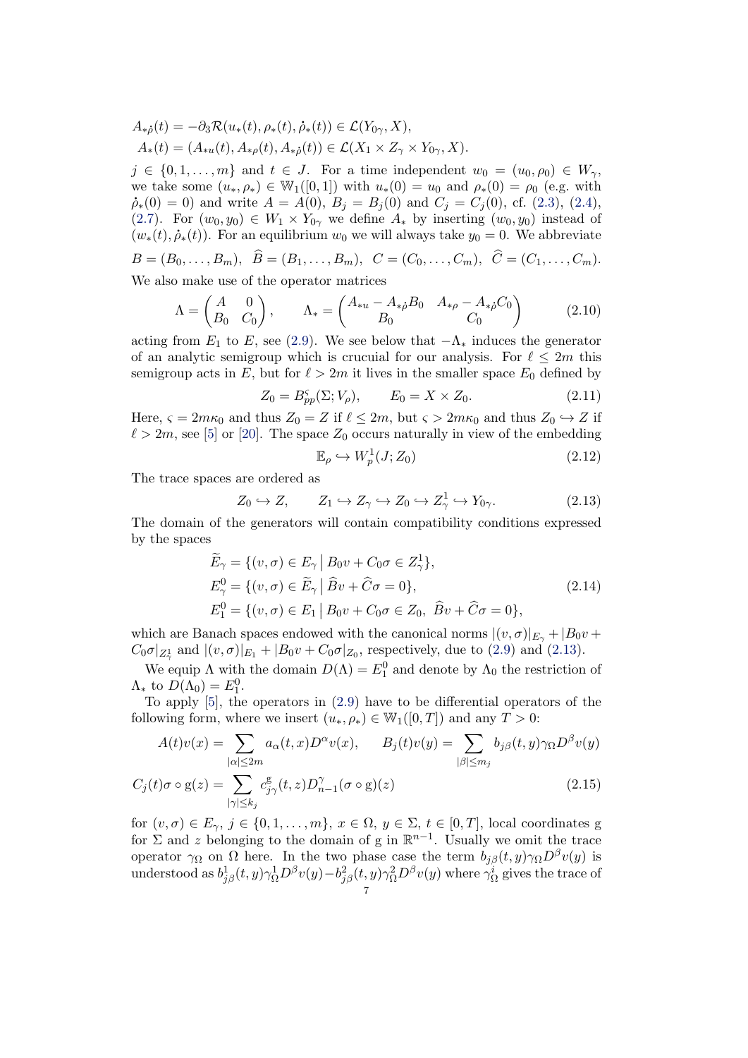$$A_{*\dot\rho}(t) = -\partial_3 \mathcal{R}(u_*(t), \rho_*(t), \dot\rho_*(t)) \in \mathcal{L}(Y_{0\gamma}, X),$$
$$A_*(t) = (A_{*u}(t), A_{*\rho}(t), A_{*\dot\rho}(t)) \in \mathcal{L}(X_1 \times Z_\gamma \times Y_{0\gamma}, X).$$

$j \in \{0, 1, \dots, m\}$ and $t \in J$. For a time independent $w_0 = (u_0, \rho_0) \in W_\gamma$, we take some $(u_*, \rho_*) \in \mathbb{W}_1([0,1])$ with $u_*(0) = u_0$ and $\rho_*(0) = \rho_0$ (e.g. with $\dot\rho_*(0) = 0$) and write $A = A(0)$, $B_j = B_j(0)$ and $C_j = C_j(0)$, cf. (2.3), (2.4), (2.7). For $(w_0, y_0) \in W_1 \times Y_{0\gamma}$ we define $A_*$ by inserting $(w_0, y_0)$ instead of $(w_*(t), \dot\rho_*(t))$. For an equilibrium $w_0$ we will always take $y_0 = 0$. We abbreviate

$$B = (B_0, \dots, B_m), \quad \widehat{B} = (B_1, \dots, B_m), \quad C = (C_0, \dots, C_m), \quad \widehat{C} = (C_1, \dots, C_m).$$

We also make use of the operator matrices

$$\Lambda = \begin{pmatrix} A & 0 \\ B_0 & C_0 \end{pmatrix}, \qquad \Lambda_* = \begin{pmatrix} A_{*u} - A_{*\dot\rho} B_0 & A_{*\rho} - A_{*\dot\rho} C_0 \\ B_0 & C_0 \end{pmatrix} \tag{2.10}$$

acting from $E_1$ to $E$, see (2.9). We see below that $-\Lambda_*$ induces the generator of an analytic semigroup which is crucuial for our analysis. For $\ell \le 2m$ this semigroup acts in $E$, but for $\ell > 2m$ it lives in the smaller space $E_0$ defined by

$$Z_0 = B^{\varsigma}_{pp}(\Sigma; V_\rho), \qquad E_0 = X \times Z_0. \tag{2.11}$$

Here, $\varsigma = 2m\kappa_0$ and thus $Z_0 = Z$ if $\ell \le 2m$, but $\varsigma > 2m\kappa_0$ and thus $Z_0 \hookrightarrow Z$ if $\ell > 2m$, see [5] or [20]. The space $Z_0$ occurs naturally in view of the embedding

$$\mathbb{E}_\rho \hookrightarrow W^1_p(J; Z_0) \tag{2.12}$$

The trace spaces are ordered as

$$Z_0 \hookrightarrow Z, \qquad Z_1 \hookrightarrow Z_\gamma \hookrightarrow Z_0 \hookrightarrow Z^1_\gamma \hookrightarrow Y_{0\gamma}. \tag{2.13}$$

The domain of the generators will contain compatibility conditions expressed by the spaces

$$\begin{aligned}
\widetilde{E}_\gamma &= \{(v, \sigma) \in E_\gamma \,|\, B_0 v + C_0 \sigma \in Z^1_\gamma\}, \\
E^0_\gamma &= \{(v, \sigma) \in \widetilde{E}_\gamma \,|\, \widehat{B} v + \widehat{C} \sigma = 0\}, \\
E^0_1 &= \{(v, \sigma) \in E_1 \,|\, B_0 v + C_0 \sigma \in Z_0, \ \widehat{B} v + \widehat{C} \sigma = 0\},
\end{aligned} \tag{2.14}$$

which are Banach spaces endowed with the canonical norms $|(v, \sigma)|_{E_\gamma} + |B_0 v + C_0 \sigma|_{Z^1_\gamma}$ and $|(v, \sigma)|_{E_1} + |B_0 v + C_0 \sigma|_{Z_0}$, respectively, due to (2.9) and (2.13).

We equip $\Lambda$ with the domain $D(\Lambda) = E^0_1$ and denote by $\Lambda_0$ the restriction of $\Lambda_*$ to $D(\Lambda_0) = E^0_1$.

To apply [5], the operators in (2.9) have to be differential operators of the following form, where we insert $(u_*, \rho_*) \in \mathbb{W}_1([0, T])$ and any $T > 0$:

$$\begin{aligned}
A(t) v(x) &= \sum_{|\alpha| \le 2m} a_\alpha(t, x) D^\alpha v(x), \qquad B_j(t) v(y) = \sum_{|\beta| \le m_j} b_{j\beta}(t, y) \gamma_\Omega D^\beta v(y) \\
C_j(t) \sigma \circ \mathrm{g}(z) &= \sum_{|\gamma| \le k_j} c^{\mathrm{g}}_{j\gamma}(t, z) D^\gamma_{n-1}(\sigma \circ \mathrm{g})(z)
\end{aligned} \tag{2.15}$$

for $(v, \sigma) \in E_\gamma$, $j \in \{0, 1, \dots, m\}$, $x \in \Omega$, $y \in \Sigma$, $t \in [0, T]$, local coordinates $\mathrm{g}$ for $\Sigma$ and $z$ belonging to the domain of $\mathrm{g}$ in $\mathbb{R}^{n-1}$. Usually we omit the trace operator $\gamma_\Omega$ on $\Omega$ here. In the two phase case the term $b_{j\beta}(t, y) \gamma_\Omega D^\beta v(y)$ is understood as $b^1_{j\beta}(t, y) \gamma^1_\Omega D^\beta v(y) - b^2_{j\beta}(t, y) \gamma^2_\Omega D^\beta v(y)$ where $\gamma^i_\Omega$ gives the trace of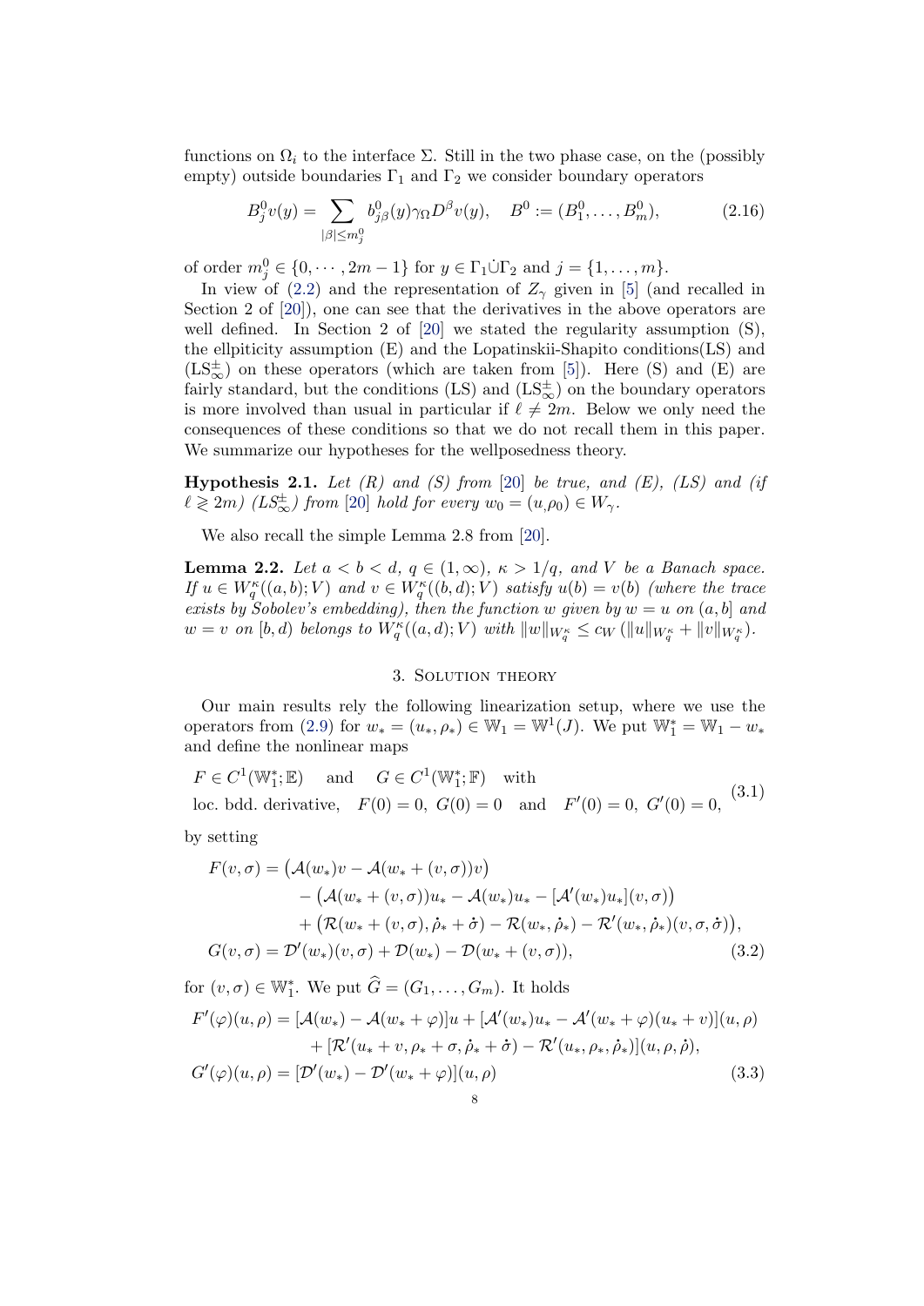functions on $\Omega_i$ to the interface $\Sigma$. Still in the two phase case, on the (possibly empty) outside boundaries $\Gamma_1$ and $\Gamma_2$ we consider boundary operators

$$B_j^0 v(y) = \sum_{|\beta|\le m_j^0} b_{j\beta}^0(y)\gamma_\Omega D^\beta v(y), \quad B^0 := (B_1^0,\dots,B_m^0), \tag{2.16}$$

of order $m_j^0 \in \{0,\cdots,2m-1\}$ for $y\in\Gamma_1\dot\cup\Gamma_2$ and $j=\{1,\dots,m\}$.

In view of (2.2) and the representation of $Z_\gamma$ given in [5] (and recalled in Section 2 of [20]), one can see that the derivatives in the above operators are well defined. In Section 2 of [20] we stated the regularity assumption (S), the ellpiticity assumption (E) and the Lopatinskii-Shapito conditions(LS) and ($\mathrm{LS}_\infty^\pm$) on these operators (which are taken from [5]). Here (S) and (E) are fairly standard, but the conditions (LS) and ($\mathrm{LS}_\infty^\pm$) on the boundary operators is more involved than usual in particular if $\ell\neq 2m$. Below we only need the consequences of these conditions so that we do not recall them in this paper. We summarize our hypotheses for the wellposedness theory.

**Hypothesis 2.1.** *Let (R) and (S) from [20] be true, and (E), (LS) and (if $\ell\gtrless 2m$) ($LS_\infty^\pm$) from [20] hold for every $w_0=(u,\rho_0)\in W_\gamma$.*

We also recall the simple Lemma 2.8 from [20].

**Lemma 2.2.** *Let $a<b<d$, $q\in(1,\infty)$, $\kappa>1/q$, and $V$ be a Banach space. If $u\in W_q^\kappa((a,b);V)$ and $v\in W_q^\kappa((b,d);V)$ satisfy $u(b)=v(b)$ (where the trace exists by Sobolev's embedding), then the function $w$ given by $w=u$ on $(a,b]$ and $w=v$ on $[b,d)$ belongs to $W_q^\kappa((a,d);V)$ with $\|w\|_{W_q^\kappa}\le c_W(\|u\|_{W_q^\kappa}+\|v\|_{W_q^\kappa})$.*

## 3. Solution theory

Our main results rely the following linearization setup, where we use the operators from (2.9) for $w_*=(u_*,\rho_*)\in\mathbb{W}_1=\mathbb{W}^1(J)$. We put $\mathbb{W}_1^*=\mathbb{W}_1-w_*$ and define the nonlinear maps

$$\begin{aligned}&F\in C^1(\mathbb{W}_1^*;\mathbb{E}) \quad \text{and} \quad G\in C^1(\mathbb{W}_1^*;\mathbb{F}) \quad \text{with}\\ &\text{loc. bdd. derivative,} \quad F(0)=0,\ G(0)=0 \quad \text{and} \quad F'(0)=0,\ G'(0)=0,\end{aligned} \tag{3.1}$$

by setting

$$\begin{aligned}F(v,\sigma) &= \big(\mathcal{A}(w_*)v-\mathcal{A}(w_*+(v,\sigma))v\big)\\ &\quad -\big(\mathcal{A}(w_*+(v,\sigma))u_*-\mathcal{A}(w_*)u_*-[\mathcal{A}'(w_*)u_*](v,\sigma)\big)\\ &\quad +\big(\mathcal{R}(w_*+(v,\sigma),\dot\rho_*+\dot\sigma)-\mathcal{R}(w_*,\dot\rho_*)-\mathcal{R}'(w_*,\dot\rho_*)(v,\sigma,\dot\sigma)\big),\\ G(v,\sigma) &= \mathcal{D}'(w_*)(v,\sigma)+\mathcal{D}(w_*)-\mathcal{D}(w_*+(v,\sigma)),\end{aligned} \tag{3.2}$$

for $(v,\sigma)\in\mathbb{W}_1^*$. We put $\widehat G=(G_1,\dots,G_m)$. It holds

$$\begin{aligned}F'(\varphi)(u,\rho) &= [\mathcal{A}(w_*)-\mathcal{A}(w_*+\varphi)]u+[\mathcal{A}'(w_*)u_*-\mathcal{A}'(w_*+\varphi)(u_*+v)](u,\rho)\\ &\quad +[\mathcal{R}'(u_*+v,\rho_*+\sigma,\dot\rho_*+\dot\sigma)-\mathcal{R}'(u_*,\rho_*,\dot\rho_*)](u,\rho,\dot\rho),\\ G'(\varphi)(u,\rho) &= [\mathcal{D}'(w_*)-\mathcal{D}'(w_*+\varphi)](u,\rho)\end{aligned} \tag{3.3}$$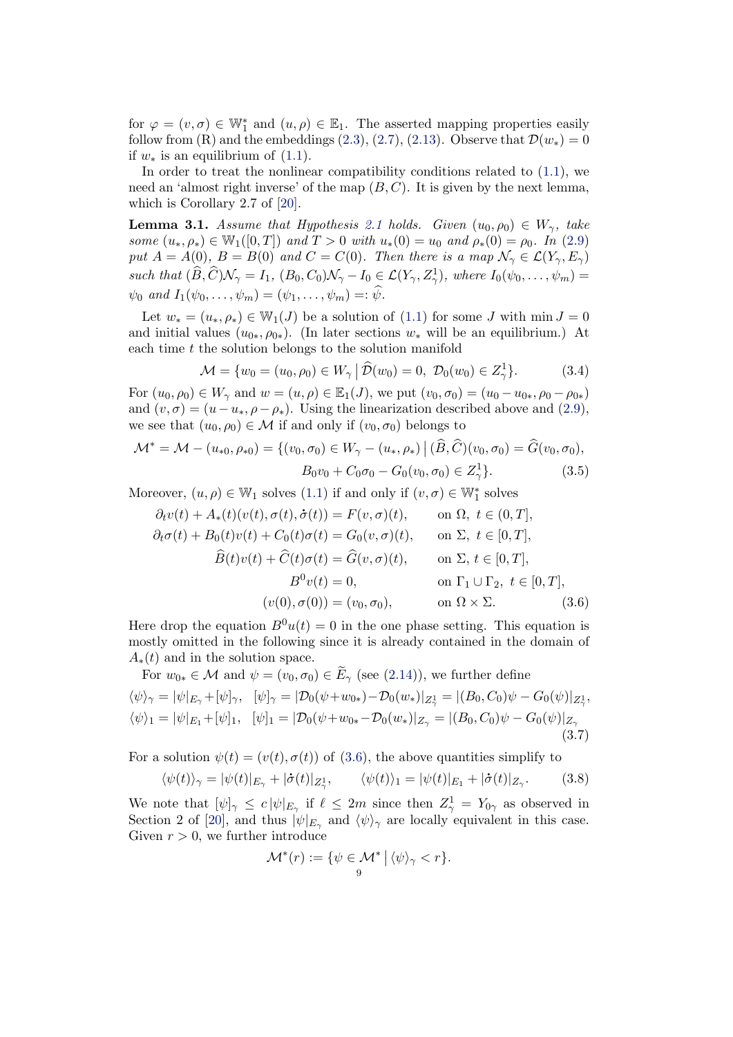for $\varphi = (v, \sigma) \in \mathbb{W}_1^*$ and $(u, \rho) \in \mathbb{E}_1$. The asserted mapping properties easily follow from (R) and the embeddings (2.3), (2.7), (2.13). Observe that $\mathcal{D}(w_*) = 0$ if $w_*$ is an equilibrium of (1.1).

In order to treat the nonlinear compatibility conditions related to (1.1), we need an 'almost right inverse' of the map $(B, C)$. It is given by the next lemma, which is Corollary 2.7 of [20].

**Lemma 3.1.** *Assume that Hypothesis 2.1 holds. Given $(u_0, \rho_0) \in W_\gamma$, take some $(u_*, \rho_*) \in \mathbb{W}_1([0,T])$ and $T > 0$ with $u_*(0) = u_0$ and $\rho_*(0) = \rho_0$. In (2.9) put $A = A(0)$, $B = B(0)$ and $C = C(0)$. Then there is a map $\mathcal{N}_\gamma \in \mathcal{L}(Y_\gamma, E_\gamma)$ such that $(\widehat{B}, \widehat{C})\mathcal{N}_\gamma = I_1$, $(B_0, C_0)\mathcal{N}_\gamma - I_0 \in \mathcal{L}(Y_\gamma, Z_\gamma^1)$, where $I_0(\psi_0, \dots, \psi_m) = \psi_0$ and $I_1(\psi_0, \dots, \psi_m) = (\psi_1, \dots, \psi_m) =: \widehat{\psi}$.*

Let $w_* = (u_*, \rho_*) \in \mathbb{W}_1(J)$ be a solution of (1.1) for some $J$ with $\min J = 0$ and initial values $(u_{0*}, \rho_{0*})$. (In later sections $w_*$ will be an equilibrium.) At each time $t$ the solution belongs to the solution manifold

$$\mathcal{M} = \{w_0 = (u_0, \rho_0) \in W_\gamma \,|\, \widehat{\mathcal{D}}(w_0) = 0,\ \mathcal{D}_0(w_0) \in Z_\gamma^1\}. \tag{3.4}$$

For $(u_0, \rho_0) \in W_\gamma$ and $w = (u, \rho) \in \mathbb{E}_1(J)$, we put $(v_0, \sigma_0) = (u_0 - u_{0*}, \rho_0 - \rho_{0*})$ and $(v, \sigma) = (u - u_*, \rho - \rho_*)$. Using the linearization described above and (2.9), we see that $(u_0, \rho_0) \in \mathcal{M}$ if and only if $(v_0, \sigma_0)$ belongs to

$$\begin{aligned}\mathcal{M}^* = \mathcal{M} - (u_{*0}, \rho_{*0}) = \{(v_0, \sigma_0) \in W_\gamma - (u_*, \rho_*) \,|\, (\widehat{B}, \widehat{C})(v_0, \sigma_0) = \widehat{G}(v_0, \sigma_0),\\ B_0 v_0 + C_0 \sigma_0 - G_0(v_0, \sigma_0) \in Z_\gamma^1\}.\end{aligned} \tag{3.5}$$

Moreover, $(u, \rho) \in \mathbb{W}_1$ solves (1.1) if and only if $(v, \sigma) \in \mathbb{W}_1^*$ solves

$$\begin{aligned}
\partial_t v(t) + A_*(t)(v(t), \sigma(t), \dot\sigma(t)) &= F(v, \sigma)(t), && \text{on } \Omega,\ t \in (0, T],\\
\partial_t \sigma(t) + B_0(t) v(t) + C_0(t)\sigma(t) &= G_0(v, \sigma)(t), && \text{on } \Sigma,\ t \in [0, T],\\
\widehat{B}(t) v(t) + \widehat{C}(t)\sigma(t) &= \widehat{G}(v, \sigma)(t), && \text{on } \Sigma,\ t \in [0, T],\\
B^0 v(t) &= 0, && \text{on } \Gamma_1 \cup \Gamma_2,\ t \in [0, T],\\
(v(0), \sigma(0)) &= (v_0, \sigma_0), && \text{on } \Omega \times \Sigma.
\end{aligned} \tag{3.6}$$

Here drop the equation $B^0 u(t) = 0$ in the one phase setting. This equation is mostly omitted in the following since it is already contained in the domain of $A_*(t)$ and in the solution space.

For $w_{0*} \in \mathcal{M}$ and $\psi = (v_0, \sigma_0) \in \widetilde{E}_\gamma$ (see (2.14)), we further define

$$\begin{aligned}
\langle\psi\rangle_\gamma &= |\psi|_{E_\gamma} + [\psi]_\gamma, \quad [\psi]_\gamma = |\mathcal{D}_0(\psi + w_{0*}) - \mathcal{D}_0(w_*)|_{Z_\gamma^1} = |(B_0, C_0)\psi - G_0(\psi)|_{Z_\gamma^1},\\
\langle\psi\rangle_1 &= |\psi|_{E_1} + [\psi]_1, \quad [\psi]_1 = |\mathcal{D}_0(\psi + w_{0*} - \mathcal{D}_0(w_*)|_{Z_\gamma} = |(B_0, C_0)\psi - G_0(\psi)|_{Z_\gamma}
\end{aligned} \tag{3.7}$$

For a solution $\psi(t) = (v(t), \sigma(t))$ of (3.6), the above quantities simplify to

$$\langle\psi(t)\rangle_\gamma = |\psi(t)|_{E_\gamma} + |\dot\sigma(t)|_{Z_\gamma^1}, \qquad \langle\psi(t)\rangle_1 = |\psi(t)|_{E_1} + |\dot\sigma(t)|_{Z_\gamma}. \tag{3.8}$$

We note that $[\psi]_\gamma \le c\,|\psi|_{E_\gamma}$ if $\ell \le 2m$ since then $Z_\gamma^1 = Y_{0\gamma}$ as observed in Section 2 of [20], and thus $|\psi|_{E_\gamma}$ and $\langle\psi\rangle_\gamma$ are locally equivalent in this case. Given $r > 0$, we further introduce

$$\mathcal{M}^*(r) := \{\psi \in \mathcal{M}^* \,|\, \langle\psi\rangle_\gamma < r\}.$$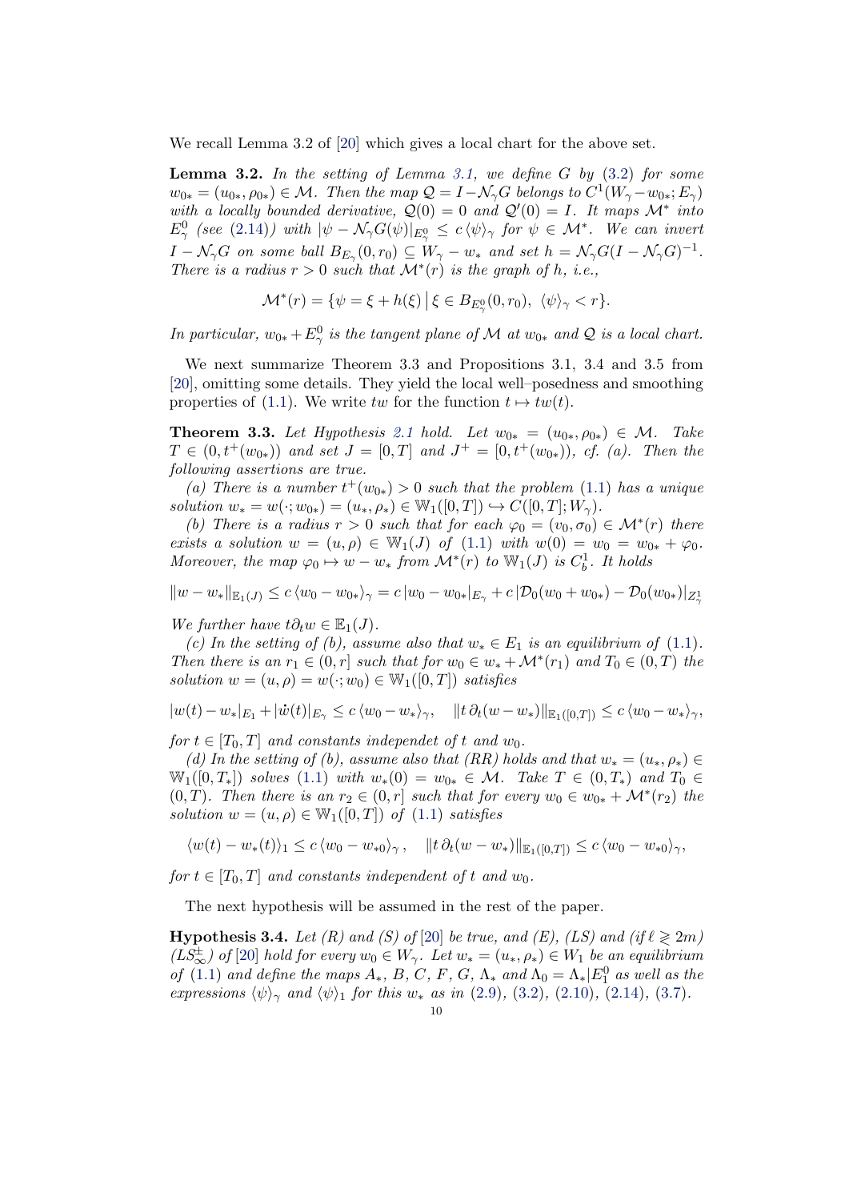We recall Lemma 3.2 of [20] which gives a local chart for the above set.

**Lemma 3.2.** *In the setting of Lemma 3.1, we define $G$ by (3.2) for some $w_{0*} = (u_{0*}, \rho_{0*}) \in \mathcal{M}$. Then the map $\mathcal{Q} = I - \mathcal{N}_\gamma G$ belongs to $C^1(W_\gamma - w_{0*}; E_\gamma)$ with a locally bounded derivative, $\mathcal{Q}(0) = 0$ and $\mathcal{Q}'(0) = I$. It maps $\mathcal{M}^*$ into $E^0_\gamma$ (see (2.14)) with $|\psi - \mathcal{N}_\gamma G(\psi)|_{E^0_\gamma} \le c \langle \psi \rangle_\gamma$ for $\psi \in \mathcal{M}^*$. We can invert $I - \mathcal{N}_\gamma G$ on some ball $B_{E_\gamma}(0, r_0) \subseteq W_\gamma - w_*$ and set $h = \mathcal{N}_\gamma G(I - \mathcal{N}_\gamma G)^{-1}$. There is a radius $r > 0$ such that $\mathcal{M}^*(r)$ is the graph of $h$, i.e.,*

$$\mathcal{M}^*(r) = \{\psi = \xi + h(\xi) \,|\, \xi \in B_{E^0_\gamma}(0, r_0),\ \langle \psi \rangle_\gamma < r\}.$$

*In particular, $w_{0*} + E^0_\gamma$ is the tangent plane of $\mathcal{M}$ at $w_{0*}$ and $\mathcal{Q}$ is a local chart.*

We next summarize Theorem 3.3 and Propositions 3.1, 3.4 and 3.5 from [20], omitting some details. They yield the local well–posedness and smoothing properties of (1.1). We write $tw$ for the function $t \mapsto tw(t)$.

**Theorem 3.3.** *Let Hypothesis 2.1 hold. Let $w_{0*} = (u_{0*}, \rho_{0*}) \in \mathcal{M}$. Take $T \in (0, t^+(w_{0*}))$ and set $J = [0, T]$ and $J^+ = [0, t^+(w_{0*}))$, cf. (a). Then the following assertions are true.*

*(a) There is a number $t^+(w_{0*}) > 0$ such that the problem (1.1) has a unique solution $w_* = w(\cdot; w_{0*}) = (u_*, \rho_*) \in \mathbb{W}_1([0, T]) \hookrightarrow C([0, T]; W_\gamma)$.*

*(b) There is a radius $r > 0$ such that for each $\varphi_0 = (v_0, \sigma_0) \in \mathcal{M}^*(r)$ there exists a solution $w = (u, \rho) \in \mathbb{W}_1(J)$ of (1.1) with $w(0) = w_0 = w_{0*} + \varphi_0$. Moreover, the map $\varphi_0 \mapsto w - w_*$ from $\mathcal{M}^*(r)$ to $\mathbb{W}_1(J)$ is $C^1_b$. It holds*

$$\|w - w_*\|_{\mathbb{E}_1(J)} \le c \langle w_0 - w_{0*} \rangle_\gamma = c\, |w_0 - w_{0*}|_{E_\gamma} + c\, |\mathcal{D}_0(w_0 + w_{0*}) - \mathcal{D}_0(w_{0*})|_{Z^1_\gamma}$$

*We further have $t\partial_t w \in \mathbb{E}_1(J)$.*

*(c) In the setting of (b), assume also that $w_* \in E_1$ is an equilibrium of (1.1). Then there is an $r_1 \in (0, r]$ such that for $w_0 \in w_* + \mathcal{M}^*(r_1)$ and $T_0 \in (0, T)$ the solution $w = (u, \rho) = w(\cdot; w_0) \in \mathbb{W}_1([0, T])$ satisfies*

$$|w(t) - w_*|_{E_1} + |\dot{w}(t)|_{E_\gamma} \le c \langle w_0 - w_* \rangle_\gamma, \quad \|t\, \partial_t (w - w_*)\|_{\mathbb{E}_1([0,T])} \le c \langle w_0 - w_* \rangle_\gamma,$$

*for $t \in [T_0, T]$ and constants independet of $t$ and $w_0$.*

*(d) In the setting of (b), assume also that (RR) holds and that $w_* = (u_*, \rho_*) \in \mathbb{W}_1([0, T_*])$ solves (1.1) with $w_*(0) = w_{0*} \in \mathcal{M}$. Take $T \in (0, T_*)$ and $T_0 \in (0, T)$. Then there is an $r_2 \in (0, r]$ such that for every $w_0 \in w_{0*} + \mathcal{M}^*(r_2)$ the solution $w = (u, \rho) \in \mathbb{W}_1([0, T])$ of (1.1) satisfies*

$$\langle w(t) - w_*(t) \rangle_1 \le c \langle w_0 - w_{*0} \rangle_\gamma, \quad \|t\, \partial_t (w - w_*)\|_{\mathbb{E}_1([0,T])} \le c \langle w_0 - w_{*0} \rangle_\gamma,$$

*for $t \in [T_0, T]$ and constants independent of $t$ and $w_0$.*

The next hypothesis will be assumed in the rest of the paper.

**Hypothesis 3.4.** *Let (R) and (S) of [20] be true, and (E), (LS) and (if $\ell \gtrless 2m$) (LS$^{\pm}_\infty$) of [20] hold for every $w_0 \in W_\gamma$. Let $w_* = (u_*, \rho_*) \in W_1$ be an equilibrium of (1.1) and define the maps $A_*$, $B$, $C$, $F$, $G$, $\Lambda_*$ and $\Lambda_0 = \Lambda_*|E^0_1$ as well as the expressions $\langle \psi \rangle_\gamma$ and $\langle \psi \rangle_1$ for this $w_*$ as in (2.9), (3.2), (2.10), (2.14), (3.7).*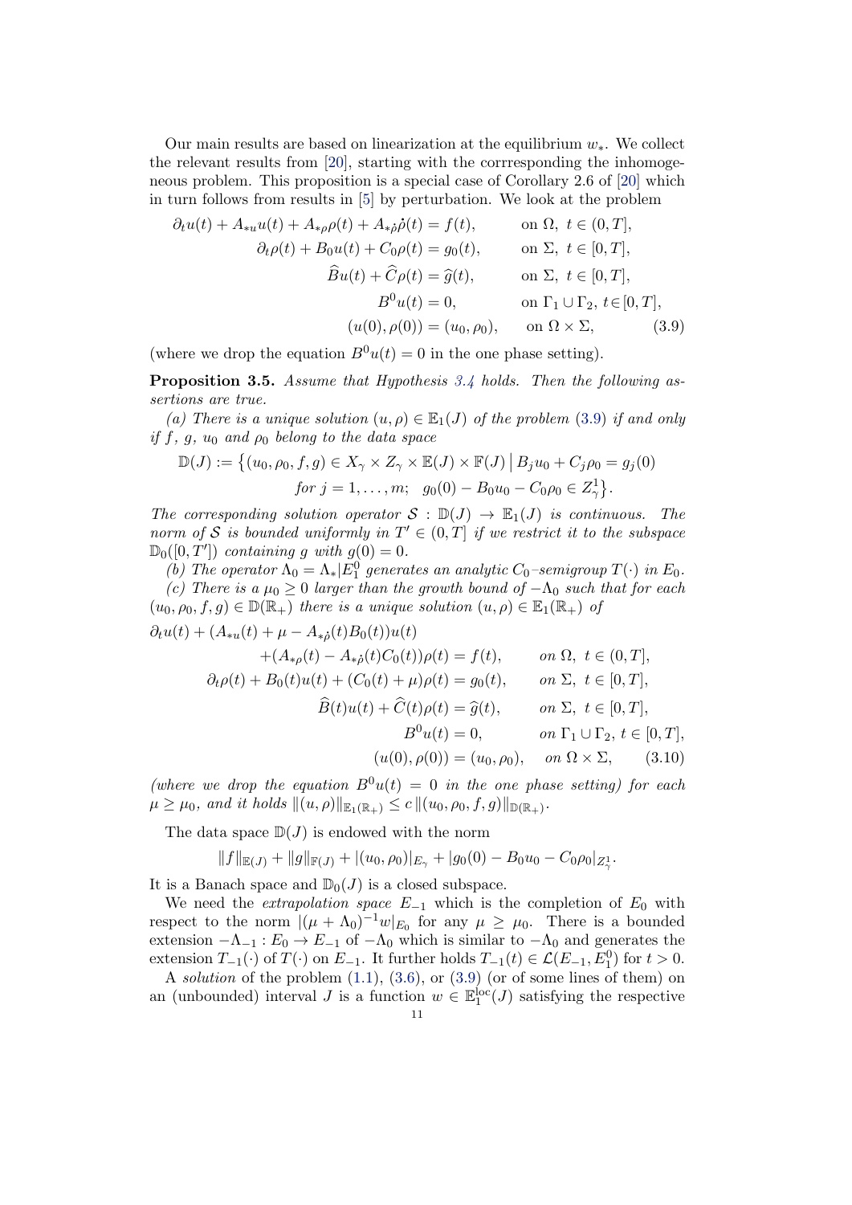Our main results are based on linearization at the equilibrium $w_*$. We collect the relevant results from [20], starting with the corrresponding the inhomogeneous problem. This proposition is a special case of Corollary 2.6 of [20] which in turn follows from results in [5] by perturbation. We look at the problem

$$
\begin{aligned}
\partial_t u(t) + A_{*u}u(t) + A_{*\rho}\rho(t) + A_{*\dot\rho}\dot\rho(t) &= f(t), && \text{on } \Omega,\ t\in(0,T],\\
\partial_t \rho(t) + B_0 u(t) + C_0\rho(t) &= g_0(t), && \text{on } \Sigma,\ t\in[0,T],\\
\widehat{B}u(t) + \widehat{C}\rho(t) &= \widehat{g}(t), && \text{on } \Sigma,\ t\in[0,T],\\
B^0 u(t) &= 0, && \text{on } \Gamma_1\cup\Gamma_2,\ t\in[0,T],\\
(u(0),\rho(0)) &= (u_0,\rho_0), && \text{on } \Omega\times\Sigma,
\end{aligned}
\tag{3.9}
$$

(where we drop the equation $B^0u(t)=0$ in the one phase setting).

**Proposition 3.5.** *Assume that Hypothesis 3.4 holds. Then the following assertions are true.*

*(a) There is a unique solution $(u,\rho)\in\mathbb{E}_1(J)$ of the problem (3.9) if and only if $f$, $g$, $u_0$ and $\rho_0$ belong to the data space*

$$
\begin{aligned}
\mathbb{D}(J) := \big\{(u_0,\rho_0,f,g)\in X_\gamma\times Z_\gamma\times\mathbb{E}(J)\times\mathbb{F}(J)\,\big|\, & B_ju_0 + C_j\rho_0 = g_j(0)\\
& \text{for } j=1,\dots,m;\quad g_0(0)-B_0u_0-C_0\rho_0\in Z_\gamma^1\big\}.
\end{aligned}
$$

*The corresponding solution operator $\mathcal{S}:\mathbb{D}(J)\to\mathbb{E}_1(J)$ is continuous. The norm of $\mathcal{S}$ is bounded uniformly in $T'\in(0,T]$ if we restrict it to the subspace $\mathbb{D}_0([0,T'])$ containing $g$ with $g(0)=0$.*

*(b) The operator $\Lambda_0=\Lambda_*|E_1^0$ generates an analytic $C_0$–semigroup $T(\cdot)$ in $E_0$.*

*(c) There is a $\mu_0\ge 0$ larger than the growth bound of $-\Lambda_0$ such that for each $(u_0,\rho_0,f,g)\in\mathbb{D}(\mathbb{R}_+)$ there is a unique solution $(u,\rho)\in\mathbb{E}_1(\mathbb{R}_+)$ of*

$$
\begin{aligned}
\partial_t u(t) + (A_{*u}(t) + \mu - A_{*\dot\rho}(t)B_0(t))u(t)&\\
+(A_{*\rho}(t) - A_{*\dot\rho}(t)C_0(t))\rho(t) &= f(t), && \text{on } \Omega,\ t\in(0,T],\\
\partial_t\rho(t) + B_0(t)u(t) + (C_0(t)+\mu)\rho(t) &= g_0(t), && \text{on } \Sigma,\ t\in[0,T],\\
\widehat{B}(t)u(t) + \widehat{C}(t)\rho(t) &= \widehat{g}(t), && \text{on } \Sigma,\ t\in[0,T],\\
B^0u(t) &= 0, && \text{on } \Gamma_1\cup\Gamma_2,\ t\in[0,T],\\
(u(0),\rho(0)) &= (u_0,\rho_0), && \text{on } \Omega\times\Sigma,
\end{aligned}
\tag{3.10}
$$

*(where we drop the equation $B^0u(t)=0$ in the one phase setting) for each $\mu\ge\mu_0$, and it holds $\|(u,\rho)\|_{\mathbb{E}_1(\mathbb{R}_+)}\le c\,\|(u_0,\rho_0,f,g)\|_{\mathbb{D}(\mathbb{R}_+)}$.*

The data space $\mathbb{D}(J)$ is endowed with the norm

$$
\|f\|_{\mathbb{E}(J)} + \|g\|_{\mathbb{F}(J)} + |(u_0,\rho_0)|_{E_\gamma} + |g_0(0)-B_0u_0-C_0\rho_0|_{Z_\gamma^1}.
$$

It is a Banach space and $\mathbb{D}_0(J)$ is a closed subspace.

We need the *extrapolation space* $E_{-1}$ which is the completion of $E_0$ with respect to the norm $|(\mu+\Lambda_0)^{-1}w|_{E_0}$ for any $\mu\ge\mu_0$. There is a bounded extension $-\Lambda_{-1}:E_0\to E_{-1}$ of $-\Lambda_0$ which is similar to $-\Lambda_0$ and generates the extension $T_{-1}(\cdot)$ of $T(\cdot)$ on $E_{-1}$. It further holds $T_{-1}(t)\in\mathcal{L}(E_{-1},E_1^0)$ for $t>0$.

A *solution* of the problem (1.1), (3.6), or (3.9) (or of some lines of them) on an (unbounded) interval $J$ is a function $w\in\mathbb{E}_1^{\mathrm{loc}}(J)$ satisfying the respective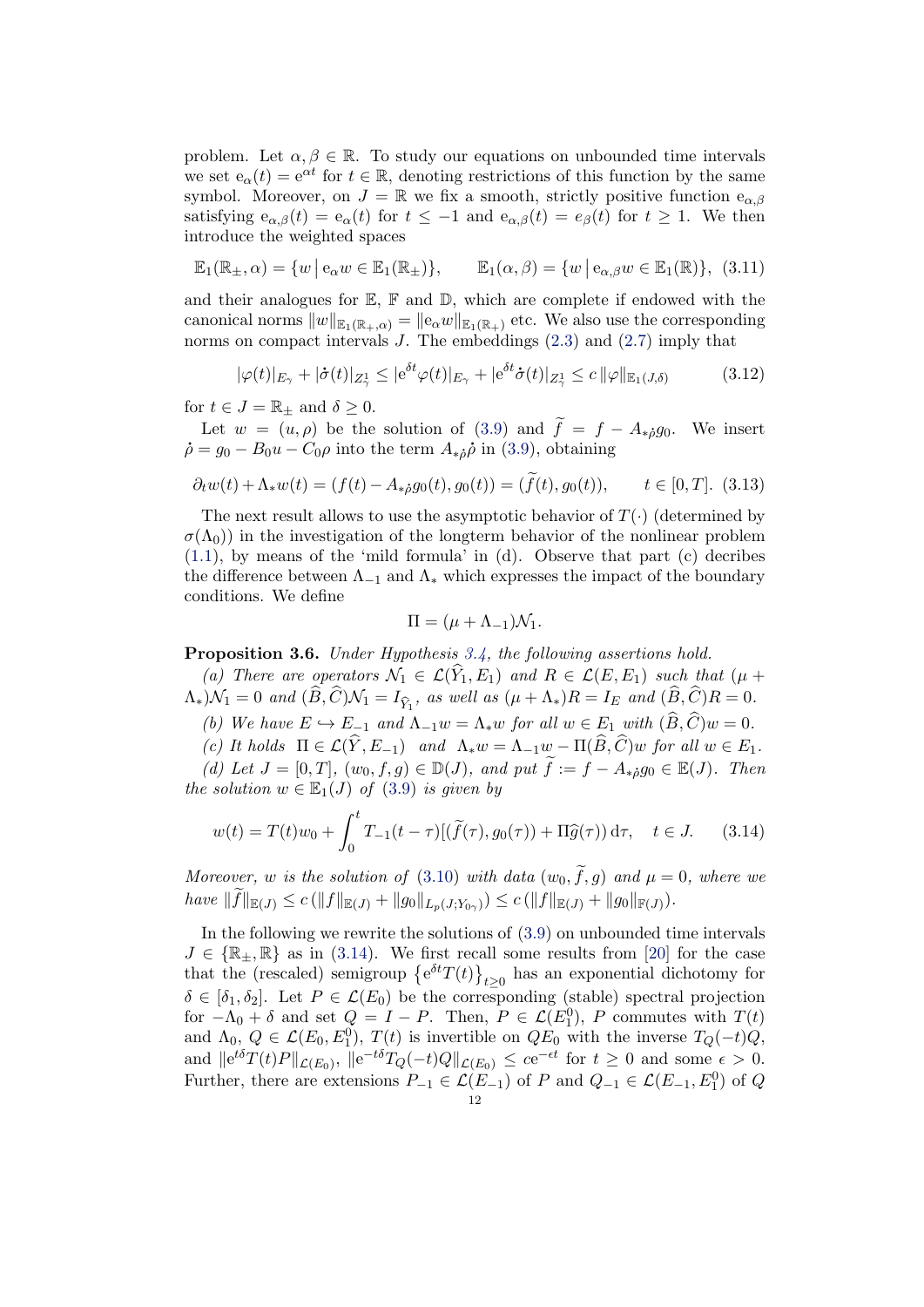problem. Let $\alpha, \beta \in \mathbb{R}$. To study our equations on unbounded time intervals we set $\mathrm{e}_\alpha(t) = \mathrm{e}^{\alpha t}$ for $t \in \mathbb{R}$, denoting restrictions of this function by the same symbol. Moreover, on $J = \mathbb{R}$ we fix a smooth, strictly positive function $\mathrm{e}_{\alpha,\beta}$ satisfying $\mathrm{e}_{\alpha,\beta}(t) = \mathrm{e}_\alpha(t)$ for $t \le -1$ and $\mathrm{e}_{\alpha,\beta}(t) = e_\beta(t)$ for $t \ge 1$. We then introduce the weighted spaces

$$\mathbb{E}_1(\mathbb{R}_\pm, \alpha) = \{w \,|\, \mathrm{e}_\alpha w \in \mathbb{E}_1(\mathbb{R}_\pm)\}, \qquad \mathbb{E}_1(\alpha, \beta) = \{w \,|\, \mathrm{e}_{\alpha,\beta} w \in \mathbb{E}_1(\mathbb{R})\}, \quad (3.11)$$

and their analogues for $\mathbb{E}$, $\mathbb{F}$ and $\mathbb{D}$, which are complete if endowed with the canonical norms $\|w\|_{\mathbb{E}_1(\mathbb{R}_+,\alpha)} = \|\mathrm{e}_\alpha w\|_{\mathbb{E}_1(\mathbb{R}_+)}$ etc. We also use the corresponding norms on compact intervals $J$. The embeddings (2.3) and (2.7) imply that

$$|\varphi(t)|_{E_\gamma} + |\dot{\sigma}(t)|_{Z_\gamma^1} \le |\mathrm{e}^{\delta t}\varphi(t)|_{E_\gamma} + |\mathrm{e}^{\delta t}\dot{\sigma}(t)|_{Z_\gamma^1} \le c\,\|\varphi\|_{\mathbb{E}_1(J,\delta)} \qquad (3.12)$$

for $t \in J = \mathbb{R}_\pm$ and $\delta \ge 0$.

Let $w = (u, \rho)$ be the solution of (3.9) and $\widetilde{f} = f - A_{*\dot{\rho}} g_0$. We insert $\dot{\rho} = g_0 - B_0 u - C_0 \rho$ into the term $A_{*\dot{\rho}}\dot{\rho}$ in (3.9), obtaining

$$\partial_t w(t) + \Lambda_* w(t) = (f(t) - A_{*\dot{\rho}} g_0(t), g_0(t)) = (\widetilde{f}(t), g_0(t)), \qquad t \in [0, T]. \quad (3.13)$$

The next result allows to use the asymptotic behavior of $T(\cdot)$ (determined by $\sigma(\Lambda_0)$) in the investigation of the longterm behavior of the nonlinear problem (1.1), by means of the 'mild formula' in (d). Observe that part (c) decribes the difference between $\Lambda_{-1}$ and $\Lambda_*$ which expresses the impact of the boundary conditions. We define

$$\Pi = (\mu + \Lambda_{-1})\mathcal{N}_1.$$

**Proposition 3.6.** *Under Hypothesis 3.4, the following assertions hold.*

*(a) There are operators $\mathcal{N}_1 \in \mathcal{L}(\widehat{Y}_1, E_1)$ and $R \in \mathcal{L}(E, E_1)$ such that $(\mu + \Lambda_*)\mathcal{N}_1 = 0$ and $(\widehat{B}, \widehat{C})\mathcal{N}_1 = I_{\widehat{Y}_1}$, as well as $(\mu + \Lambda_*)R = I_E$ and $(\widehat{B}, \widehat{C})R = 0$.*

*(b) We have $E \hookrightarrow E_{-1}$ and $\Lambda_{-1} w = \Lambda_* w$ for all $w \in E_1$ with $(\widehat{B}, \widehat{C})w = 0$.*

*(c) It holds $\Pi \in \mathcal{L}(\widehat{Y}, E_{-1})$ and $\Lambda_* w = \Lambda_{-1} w - \Pi(\widehat{B}, \widehat{C})w$ for all $w \in E_1$.*

*(d) Let $J = [0, T]$, $(w_0, f, g) \in \mathbb{D}(J)$, and put $\widetilde{f} := f - A_{*\dot{\rho}} g_0 \in \mathbb{E}(J)$. Then the solution $w \in \mathbb{E}_1(J)$ of (3.9) is given by*

$$w(t) = T(t) w_0 + \int_0^t T_{-1}(t - \tau)[(\widetilde{f}(\tau), g_0(\tau)) + \Pi \widehat{g}(\tau))\,\mathrm{d}\tau, \quad t \in J. \qquad (3.14)$$

*Moreover, $w$ is the solution of (3.10) with data $(w_0, \widetilde{f}, g)$ and $\mu = 0$, where we have $\|\widetilde{f}\|_{\mathbb{E}(J)} \le c\,(\|f\|_{\mathbb{E}(J)} + \|g_0\|_{L_p(J; Y_{0\gamma})}) \le c\,(\|f\|_{\mathbb{E}(J)} + \|g_0\|_{\mathbb{F}(J)})$.*

In the following we rewrite the solutions of (3.9) on unbounded time intervals $J \in \{\mathbb{R}_\pm, \mathbb{R}\}$ as in (3.14). We first recall some results from [20] for the case that the (rescaled) semigroup $\{\mathrm{e}^{\delta t} T(t)\}_{t \ge 0}$ has an exponential dichotomy for $\delta \in [\delta_1, \delta_2]$. Let $P \in \mathcal{L}(E_0)$ be the corresponding (stable) spectral projection for $-\Lambda_0 + \delta$ and set $Q = I - P$. Then, $P \in \mathcal{L}(E_1^0)$, $P$ commutes with $T(t)$ and $\Lambda_0$, $Q \in \mathcal{L}(E_0, E_1^0)$, $T(t)$ is invertible on $QE_0$ with the inverse $T_Q(-t)Q$, and $\|\mathrm{e}^{t\delta} T(t) P\|_{\mathcal{L}(E_0)}$, $\|\mathrm{e}^{-t\delta} T_Q(-t) Q\|_{\mathcal{L}(E_0)} \le c\mathrm{e}^{-\epsilon t}$ for $t \ge 0$ and some $\epsilon > 0$. Further, there are extensions $P_{-1} \in \mathcal{L}(E_{-1})$ of $P$ and $Q_{-1} \in \mathcal{L}(E_{-1}, E_1^0)$ of $Q$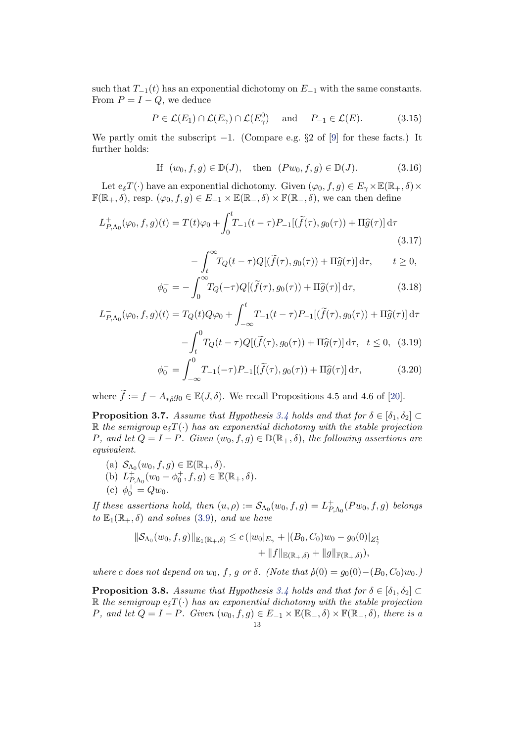such that $T_{-1}(t)$ has an exponential dichotomy on $E_{-1}$ with the same constants. From $P = I - Q$, we deduce

$$P \in \mathcal{L}(E_1) \cap \mathcal{L}(E_\gamma) \cap \mathcal{L}(E_\gamma^0) \quad \text{and} \quad P_{-1} \in \mathcal{L}(E). \tag{3.15}$$

We partly omit the subscript $-1$. (Compare e.g. §2 of [9] for these facts.) It further holds:

$$\text{If } \ (w_0, f, g) \in \mathbb{D}(J), \quad \text{then } \ (Pw_0, f, g) \in \mathbb{D}(J). \tag{3.16}$$

Let $\mathrm{e}_\delta T(\cdot)$ have an exponential dichotomy. Given $(\varphi_0, f, g) \in E_\gamma \times \mathbb{E}(\mathbb{R}_+, \delta) \times \mathbb{F}(\mathbb{R}_+, \delta)$, resp. $(\varphi_0, f, g) \in E_{-1} \times \mathbb{E}(\mathbb{R}_-, \delta) \times \mathbb{F}(\mathbb{R}_-, \delta)$, we can then define

$$L^+_{P,\Lambda_0}(\varphi_0, f, g)(t) = T(t)\varphi_0 + \int_0^t T_{-1}(t-\tau)P_{-1}[(\widetilde{f}(\tau), g_0(\tau)) + \Pi\widehat{g}(\tau)]\,\mathrm{d}\tau \tag{3.17}$$

$$- \int_t^\infty T_Q(t-\tau)Q[(\widetilde{f}(\tau), g_0(\tau)) + \Pi\widehat{g}(\tau)]\,\mathrm{d}\tau, \qquad t \geq 0,$$

$$\phi_0^+ = -\int_0^\infty T_Q(-\tau)Q[(\widetilde{f}(\tau), g_0(\tau)) + \Pi\widehat{g}(\tau)]\,\mathrm{d}\tau, \tag{3.18}$$

$$L^-_{P,\Lambda_0}(\varphi_0, f, g)(t) = T_Q(t)Q\varphi_0 + \int_{-\infty}^t T_{-1}(t-\tau)P_{-1}[(\widetilde{f}(\tau), g_0(\tau)) + \Pi\widehat{g}(\tau)]\,\mathrm{d}\tau$$

$$- \int_t^0 T_Q(t-\tau)Q[(\widetilde{f}(\tau), g_0(\tau)) + \Pi\widehat{g}(\tau)]\,\mathrm{d}\tau, \quad t \leq 0, \tag{3.19}$$

$$\phi_0^- = \int_{-\infty}^0 T_{-1}(-\tau)P_{-1}[(\widetilde{f}(\tau), g_0(\tau)) + \Pi\widehat{g}(\tau)]\,\mathrm{d}\tau, \tag{3.20}$$

where $\widetilde{f} := f - A_{*\dot{\rho}}g_0 \in \mathbb{E}(J, \delta)$. We recall Propositions 4.5 and 4.6 of [20].

**Proposition 3.7.** *Assume that Hypothesis 3.4 holds and that for $\delta \in [\delta_1, \delta_2] \subset \mathbb{R}$ the semigroup $\mathrm{e}_\delta T(\cdot)$ has an exponential dichotomy with the stable projection $P$, and let $Q = I - P$. Given $(w_0, f, g) \in \mathbb{D}(\mathbb{R}_+, \delta)$, the following assertions are equivalent.*

(a) $\mathcal{S}_{\Lambda_0}(w_0, f, g) \in \mathbb{E}(\mathbb{R}_+, \delta)$.
(b) $L^+_{P,\Lambda_0}(w_0 - \phi_0^+, f, g) \in \mathbb{E}(\mathbb{R}_+, \delta)$.
(c) $\phi_0^+ = Qw_0$.

*If these assertions hold, then $(u, \rho) := \mathcal{S}_{\Lambda_0}(w_0, f, g) = L^+_{P,\Lambda_0}(Pw_0, f, g)$ belongs to $\mathbb{E}_1(\mathbb{R}_+, \delta)$ and solves (3.9), and we have*

$$\|\mathcal{S}_{\Lambda_0}(w_0, f, g)\|_{\mathbb{E}_1(\mathbb{R}_+,\delta)} \leq c\,(|w_0|_{E_\gamma} + |(B_0, C_0)w_0 - g_0(0)|_{Z^1_\gamma} + \|f\|_{\mathbb{E}(\mathbb{R}_+,\delta)} + \|g\|_{\mathbb{F}(\mathbb{R}_+,\delta)}),$$

*where $c$ does not depend on $w_0$, $f$, $g$ or $\delta$. (Note that $\dot{\rho}(0) = g_0(0) - (B_0, C_0)w_0$.)*

**Proposition 3.8.** *Assume that Hypothesis 3.4 holds and that for $\delta \in [\delta_1, \delta_2] \subset \mathbb{R}$ the semigroup $\mathrm{e}_\delta T(\cdot)$ has an exponential dichotomy with the stable projection $P$, and let $Q = I - P$. Given $(w_0, f, g) \in E_{-1} \times \mathbb{E}(\mathbb{R}_-, \delta) \times \mathbb{F}(\mathbb{R}_-, \delta)$, there is a*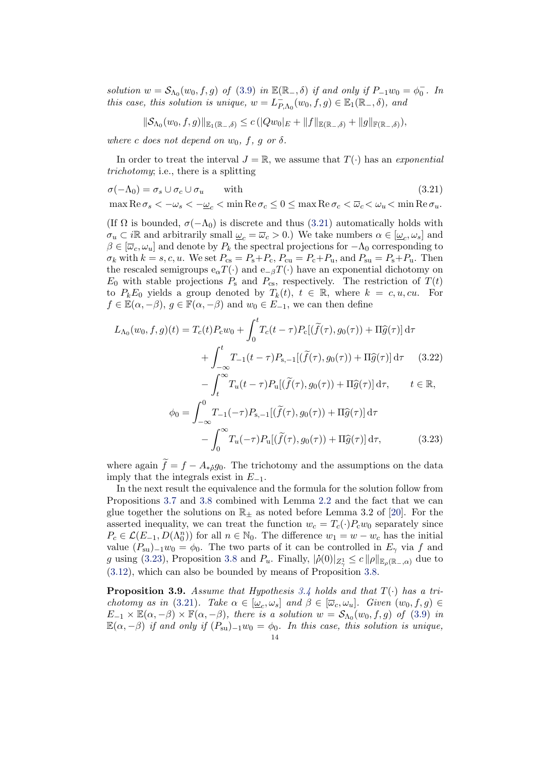*solution $w = \mathcal{S}_{\Lambda_0}(w_0, f, g)$ of (3.9) in $\mathbb{E}(\mathbb{R}_-, \delta)$ if and only if $P_{-1}w_0 = \phi_0^-$. In this case, this solution is unique, $w = L^-_{P,\Lambda_0}(w_0, f, g) \in \mathbb{E}_1(\mathbb{R}_-, \delta)$, and*

$$\|\mathcal{S}_{\Lambda_0}(w_0, f, g)\|_{\mathbb{E}_1(\mathbb{R}_-,\delta)} \le c\,(|Qw_0|_E + \|f\|_{\mathbb{E}(\mathbb{R}_-,\delta)} + \|g\|_{\mathbb{F}(\mathbb{R}_-,\delta)}),$$

*where $c$ does not depend on $w_0$, $f$, $g$ or $\delta$.*

In order to treat the interval $J = \mathbb{R}$, we assume that $T(\cdot)$ has an *exponential trichotomy*; i.e., there is a splitting

$$\begin{aligned}
&\sigma(-\Lambda_0) = \sigma_s \cup \sigma_c \cup \sigma_u \qquad \text{with} \qquad\qquad (3.21)\\
&\max \operatorname{Re} \sigma_s < -\omega_s < -\underline{\omega}_c < \min \operatorname{Re} \sigma_c \le 0 \le \max \operatorname{Re} \sigma_c < \overline{\omega}_c < \omega_u < \min \operatorname{Re} \sigma_u.
\end{aligned}$$

(If $\Omega$ is bounded, $\sigma(-\Lambda_0)$ is discrete and thus (3.21) automatically holds with $\sigma_u \subset i\mathbb{R}$ and arbitrarily small $\underline{\omega}_c = \overline{\omega}_c > 0$.) We take numbers $\alpha \in [\underline{\omega}_c, \omega_s]$ and $\beta \in [\overline{\omega}_c, \omega_u]$ and denote by $P_k$ the spectral projections for $-\Lambda_0$ corresponding to $\sigma_k$ with $k = s, c, u$. We set $P_{\rm cs} = P_{\rm s} + P_{\rm c}$, $P_{\rm cu} = P_{\rm c} + P_{\rm u}$, and $P_{\rm su} = P_{\rm s} + P_{\rm u}$. Then the rescaled semigroups $\mathrm{e}_\alpha T(\cdot)$ and $\mathrm{e}_{-\beta} T(\cdot)$ have an exponential dichotomy on $E_0$ with stable projections $P_{\rm s}$ and $P_{\rm cs}$, respectively. The restriction of $T(t)$ to $P_k E_0$ yields a group denoted by $T_k(t)$, $t \in \mathbb{R}$, where $k = c, u, cu$. For $f \in \mathbb{E}(\alpha, -\beta)$, $g \in \mathbb{F}(\alpha, -\beta)$ and $w_0 \in E_{-1}$, we can then define

$$\begin{aligned}
L_{\Lambda_0}(w_0, f, g)(t) &= T_c(t) P_c w_0 + \int_0^t T_c(t-\tau) P_c[(\widetilde{f}(\tau), g_0(\tau)) + \Pi \widehat{g}(\tau)]\,\mathrm{d}\tau \\
&\quad + \int_{-\infty}^t T_{-1}(t-\tau) P_{{\rm s},-1}[(\widetilde{f}(\tau), g_0(\tau)) + \Pi \widehat{g}(\tau)]\,\mathrm{d}\tau \qquad (3.22)\\
&\quad - \int_t^\infty T_u(t-\tau) P_{\rm u}[(\widetilde{f}(\tau), g_0(\tau)) + \Pi \widehat{g}(\tau)]\,\mathrm{d}\tau, \qquad t \in \mathbb{R},\\
\phi_0 &= \int_{-\infty}^0 T_{-1}(-\tau) P_{{\rm s},-1}[(\widetilde{f}(\tau), g_0(\tau)) + \Pi \widehat{g}(\tau)]\,\mathrm{d}\tau \\
&\quad - \int_0^\infty T_u(-\tau) P_{\rm u}[(\widetilde{f}(\tau), g_0(\tau)) + \Pi \widehat{g}(\tau)]\,\mathrm{d}\tau, \qquad (3.23)
\end{aligned}$$

where again $\widetilde{f} = f - A_{*\dot{\rho}} g_0$. The trichotomy and the assumptions on the data imply that the integrals exist in $E_{-1}$.

In the next result the equivalence and the formula for the solution follow from Propositions 3.7 and 3.8 combined with Lemma 2.2 and the fact that we can glue together the solutions on $\mathbb{R}_\pm$ as noted before Lemma 3.2 of [20]. For the asserted inequality, we can treat the function $w_c = T_c(\cdot) P_c w_0$ separately since $P_c \in \mathcal{L}(E_{-1}, D(\Lambda_0^n))$ for all $n \in \mathbb{N}_0$. The difference $w_1 = w - w_c$ has the initial value $(P_{\rm su})_{-1} w_0 = \phi_0$. The two parts of it can be controlled in $E_\gamma$ via $f$ and $g$ using (3.23), Proposition 3.8 and $P_u$. Finally, $|\dot{\rho}(0)|_{Z^1_\gamma} \le c\,\|\rho\|_{\mathbb{E}_\rho(\mathbb{R}_-,\alpha)}$ due to (3.12), which can also be bounded by means of Proposition 3.8.

**Proposition 3.9.** *Assume that Hypothesis 3.4 holds and that $T(\cdot)$ has a trichotomy as in (3.21). Take $\alpha \in [\underline{\omega}_c, \omega_s]$ and $\beta \in [\overline{\omega}_c, \omega_u]$. Given $(w_0, f, g) \in E_{-1} \times \mathbb{E}(\alpha, -\beta) \times \mathbb{F}(\alpha, -\beta)$, there is a solution $w = \mathcal{S}_{\Lambda_0}(w_0, f, g)$ of (3.9) in $\mathbb{E}(\alpha, -\beta)$ if and only if $(P_{\rm su})_{-1} w_0 = \phi_0$. In this case, this solution is unique,*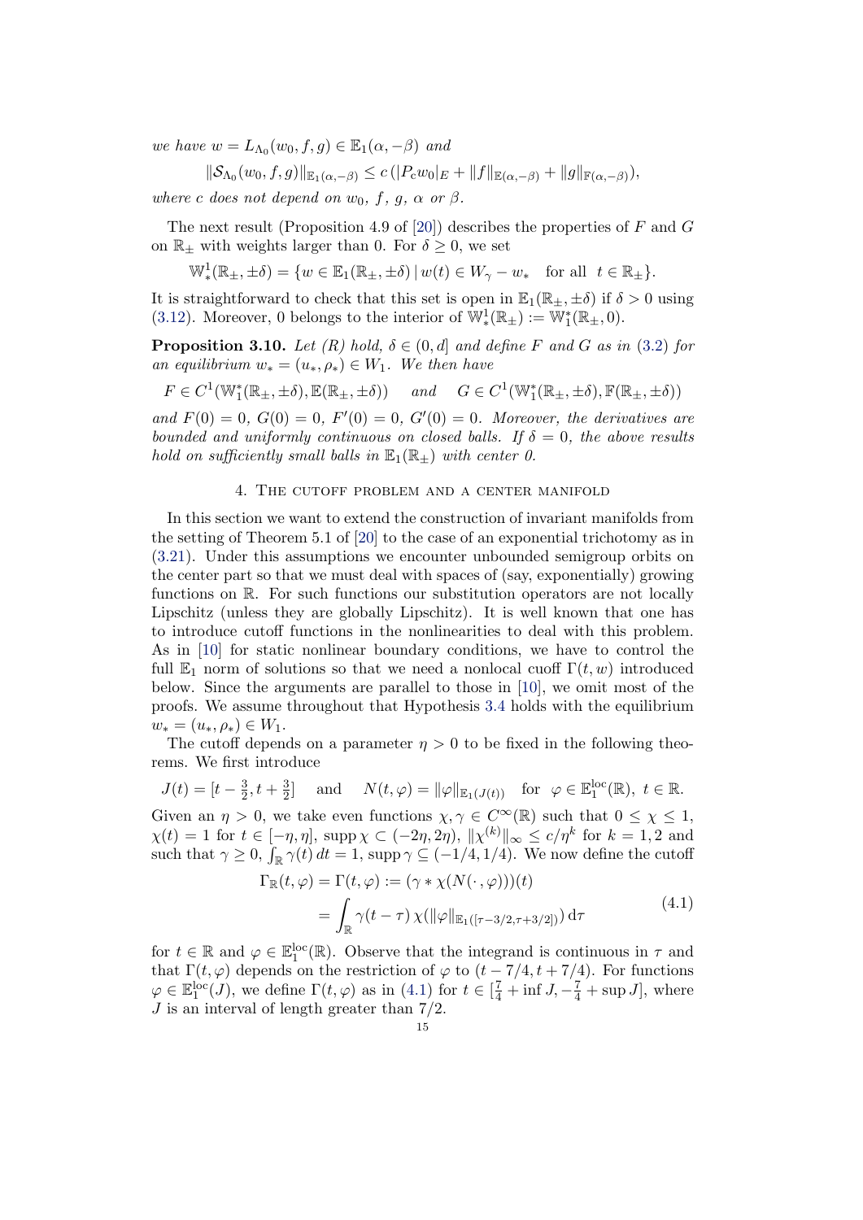*we have* $w = L_{\Lambda_0}(w_0, f, g) \in \mathbb{E}_1(\alpha, -\beta)$ *and*

$$\|\mathcal{S}_{\Lambda_0}(w_0, f, g)\|_{\mathbb{E}_1(\alpha,-\beta)} \le c\,(|P_c w_0|_E + \|f\|_{\mathbb{E}(\alpha,-\beta)} + \|g\|_{\mathbb{F}(\alpha,-\beta)}),$$

*where $c$ does not depend on $w_0$, $f$, $g$, $\alpha$ or $\beta$.*

The next result (Proposition 4.9 of [20]) describes the properties of $F$ and $G$ on $\mathbb{R}_\pm$ with weights larger than 0. For $\delta \ge 0$, we set

$$\mathbb{W}^1_*(\mathbb{R}_\pm, \pm\delta) = \{w \in \mathbb{E}_1(\mathbb{R}_\pm, \pm\delta) \mid w(t) \in W_\gamma - w_* \quad \text{for all} \;\; t \in \mathbb{R}_\pm\}.$$

It is straightforward to check that this set is open in $\mathbb{E}_1(\mathbb{R}_\pm, \pm\delta)$ if $\delta > 0$ using (3.12). Moreover, 0 belongs to the interior of $\mathbb{W}^1_*(\mathbb{R}_\pm) := \mathbb{W}^*_1(\mathbb{R}_\pm, 0)$.

**Proposition 3.10.** *Let (R) hold, $\delta \in (0, d]$ and define $F$ and $G$ as in (3.2) for an equilibrium $w_* = (u_*, \rho_*) \in W_1$. We then have*

$$F \in C^1(\mathbb{W}^*_1(\mathbb{R}_\pm, \pm\delta), \mathbb{E}(\mathbb{R}_\pm, \pm\delta)) \quad \text{ and } \quad G \in C^1(\mathbb{W}^*_1(\mathbb{R}_\pm, \pm\delta), \mathbb{F}(\mathbb{R}_\pm, \pm\delta))$$

*and $F(0) = 0$, $G(0) = 0$, $F'(0) = 0$, $G'(0) = 0$. Moreover, the derivatives are bounded and uniformly continuous on closed balls. If $\delta = 0$, the above results hold on sufficiently small balls in $\mathbb{E}_1(\mathbb{R}_\pm)$ with center 0.*

## 4. The cutoff problem and a center manifold

In this section we want to extend the construction of invariant manifolds from the setting of Theorem 5.1 of [20] to the case of an exponential trichotomy as in (3.21). Under this assumptions we encounter unbounded semigroup orbits on the center part so that we must deal with spaces of (say, exponentially) growing functions on $\mathbb{R}$. For such functions our substitution operators are not locally Lipschitz (unless they are globally Lipschitz). It is well known that one has to introduce cutoff functions in the nonlinearities to deal with this problem. As in [10] for static nonlinear boundary conditions, we have to control the full $\mathbb{E}_1$ norm of solutions so that we need a nonlocal cuoff $\Gamma(t, w)$ introduced below. Since the arguments are parallel to those in [10], we omit most of the proofs. We assume throughout that Hypothesis 3.4 holds with the equilibrium $w_* = (u_*, \rho_*) \in W_1$.

The cutoff depends on a parameter $\eta > 0$ to be fixed in the following theorems. We first introduce

$$J(t) = [t - \tfrac{3}{2}, t + \tfrac{3}{2}] \quad \text{ and } \quad N(t, \varphi) = \|\varphi\|_{\mathbb{E}_1(J(t))} \quad \text{for} \;\; \varphi \in \mathbb{E}^{\mathrm{loc}}_1(\mathbb{R}),\; t \in \mathbb{R}.$$

Given an $\eta > 0$, we take even functions $\chi, \gamma \in C^\infty(\mathbb{R})$ such that $0 \le \chi \le 1$, $\chi(t) = 1$ for $t \in [-\eta, \eta]$, $\operatorname{supp}\chi \subset (-2\eta, 2\eta)$, $\|\chi^{(k)}\|_\infty \le c/\eta^k$ for $k = 1, 2$ and such that $\gamma \ge 0$, $\int_\mathbb{R} \gamma(t)\,dt = 1$, $\operatorname{supp}\gamma \subseteq (-1/4, 1/4)$. We now define the cutoff

$$\begin{aligned}
\Gamma_\mathbb{R}(t, \varphi) = \Gamma(t, \varphi) &:= (\gamma * \chi(N(\cdot, \varphi)))(t) \\
&= \int_\mathbb{R} \gamma(t - \tau)\, \chi(\|\varphi\|_{\mathbb{E}_1([\tau - 3/2, \tau + 3/2])})\, \mathrm{d}\tau
\end{aligned} \tag{4.1}$$

for $t \in \mathbb{R}$ and $\varphi \in \mathbb{E}^{\mathrm{loc}}_1(\mathbb{R})$. Observe that the integrand is continuous in $\tau$ and that $\Gamma(t, \varphi)$ depends on the restriction of $\varphi$ to $(t - 7/4, t + 7/4)$. For functions $\varphi \in \mathbb{E}^{\mathrm{loc}}_1(J)$, we define $\Gamma(t, \varphi)$ as in (4.1) for $t \in [\frac{7}{4} + \inf J, -\frac{7}{4} + \sup J]$, where $J$ is an interval of length greater than $7/2$.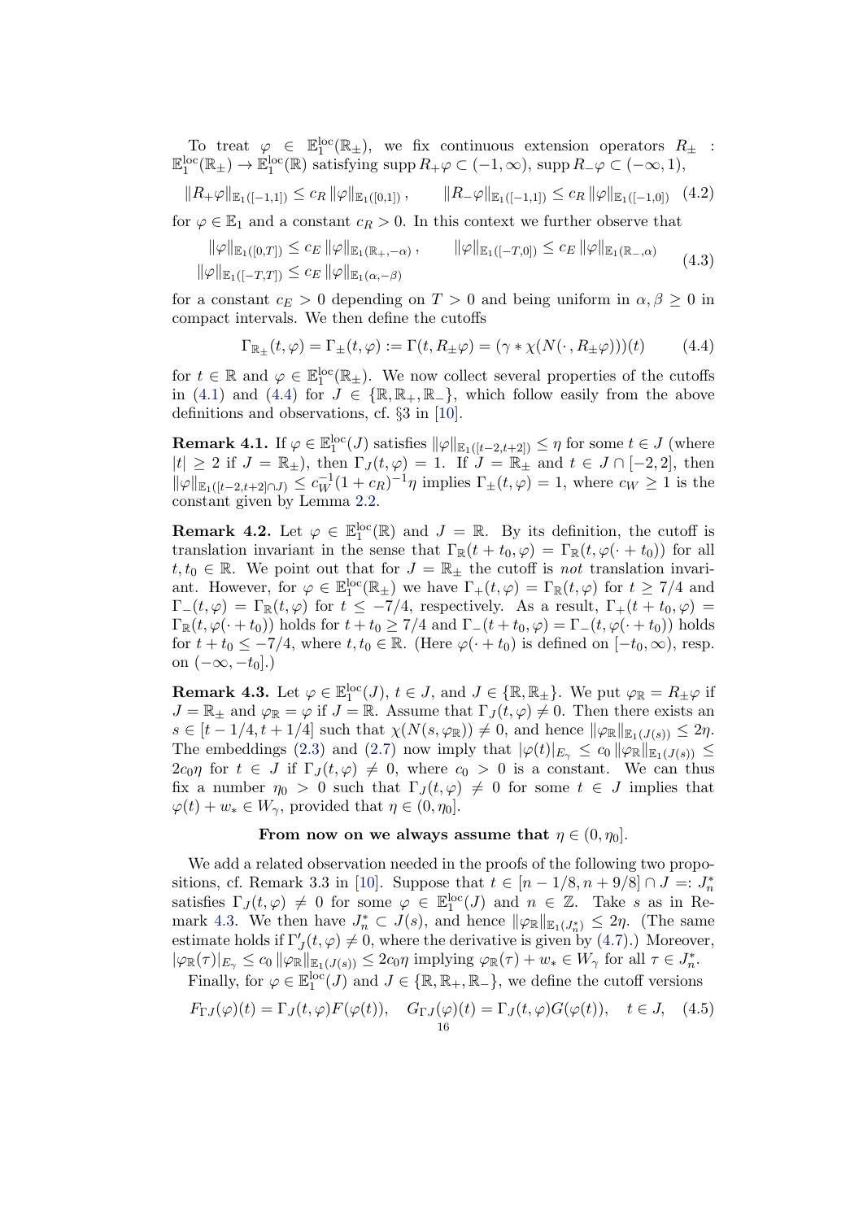To treat $\varphi \in \mathbb{E}_1^{\rm loc}(\mathbb{R}_\pm)$, we fix continuous extension operators $R_\pm : \mathbb{E}_1^{\rm loc}(\mathbb{R}_\pm) \to \mathbb{E}_1^{\rm loc}(\mathbb{R})$ satisfying $\operatorname{supp} R_+\varphi \subset (-1,\infty)$, $\operatorname{supp} R_-\varphi \subset (-\infty,1)$,

$$\|R_+\varphi\|_{\mathbb{E}_1([-1,1])} \le c_R \|\varphi\|_{\mathbb{E}_1([0,1])}, \qquad \|R_-\varphi\|_{\mathbb{E}_1([-1,1])} \le c_R \|\varphi\|_{\mathbb{E}_1([-1,0])} \quad (4.2)$$

for $\varphi \in \mathbb{E}_1$ and a constant $c_R > 0$. In this context we further observe that

$$\begin{aligned} \|\varphi\|_{\mathbb{E}_1([0,T])} &\le c_E \|\varphi\|_{\mathbb{E}_1(\mathbb{R}_+,-\alpha)}, \qquad \|\varphi\|_{\mathbb{E}_1([-T,0])} \le c_E \|\varphi\|_{\mathbb{E}_1(\mathbb{R}_-,\alpha)} \\ \|\varphi\|_{\mathbb{E}_1([-T,T])} &\le c_E \|\varphi\|_{\mathbb{E}_1(\alpha,-\beta)} \end{aligned} \quad (4.3)$$

for a constant $c_E > 0$ depending on $T > 0$ and being uniform in $\alpha, \beta \ge 0$ in compact intervals. We then define the cutoffs

$$\Gamma_{\mathbb{R}_\pm}(t,\varphi) = \Gamma_\pm(t,\varphi) := \Gamma(t, R_\pm\varphi) = (\gamma * \chi(N(\cdot, R_\pm\varphi)))(t) \quad (4.4)$$

for $t \in \mathbb{R}$ and $\varphi \in \mathbb{E}_1^{\rm loc}(\mathbb{R}_\pm)$. We now collect several properties of the cutoffs in (4.1) and (4.4) for $J \in \{\mathbb{R}, \mathbb{R}_+, \mathbb{R}_-\}$, which follow easily from the above definitions and observations, cf. §3 in [10].

**Remark 4.1.** If $\varphi \in \mathbb{E}_1^{\rm loc}(J)$ satisfies $\|\varphi\|_{\mathbb{E}_1([t-2,t+2])} \le \eta$ for some $t \in J$ (where $|t| \ge 2$ if $J = \mathbb{R}_\pm$), then $\Gamma_J(t,\varphi) = 1$. If $J = \mathbb{R}_\pm$ and $t \in J \cap [-2,2]$, then $\|\varphi\|_{\mathbb{E}_1([t-2,t+2]\cap J)} \le c_W^{-1}(1+c_R)^{-1}\eta$ implies $\Gamma_\pm(t,\varphi) = 1$, where $c_W \ge 1$ is the constant given by Lemma 2.2.

**Remark 4.2.** Let $\varphi \in \mathbb{E}_1^{\rm loc}(\mathbb{R})$ and $J = \mathbb{R}$. By its definition, the cutoff is translation invariant in the sense that $\Gamma_\mathbb{R}(t+t_0,\varphi) = \Gamma_\mathbb{R}(t,\varphi(\cdot+t_0))$ for all $t, t_0 \in \mathbb{R}$. We point out that for $J = \mathbb{R}_\pm$ the cutoff is *not* translation invariant. However, for $\varphi \in \mathbb{E}_1^{\rm loc}(\mathbb{R}_\pm)$ we have $\Gamma_+(t,\varphi) = \Gamma_\mathbb{R}(t,\varphi)$ for $t \ge 7/4$ and $\Gamma_-(t,\varphi) = \Gamma_\mathbb{R}(t,\varphi)$ for $t \le -7/4$, respectively. As a result, $\Gamma_+(t+t_0,\varphi) = \Gamma_\mathbb{R}(t,\varphi(\cdot+t_0))$ holds for $t+t_0 \ge 7/4$ and $\Gamma_-(t+t_0,\varphi) = \Gamma_-(t,\varphi(\cdot+t_0))$ holds for $t+t_0 \le -7/4$, where $t, t_0 \in \mathbb{R}$. (Here $\varphi(\cdot+t_0)$ is defined on $[-t_0,\infty)$, resp. on $(-\infty,-t_0]$.)

**Remark 4.3.** Let $\varphi \in \mathbb{E}_1^{\rm loc}(J)$, $t \in J$, and $J \in \{\mathbb{R}, \mathbb{R}_\pm\}$. We put $\varphi_\mathbb{R} = R_\pm\varphi$ if $J = \mathbb{R}_\pm$ and $\varphi_\mathbb{R} = \varphi$ if $J = \mathbb{R}$. Assume that $\Gamma_J(t,\varphi) \ne 0$. Then there exists an $s \in [t-1/4, t+1/4]$ such that $\chi(N(s,\varphi_\mathbb{R})) \ne 0$, and hence $\|\varphi_\mathbb{R}\|_{\mathbb{E}_1(J(s))} \le 2\eta$. The embeddings (2.3) and (2.7) now imply that $|\varphi(t)|_{E_\gamma} \le c_0 \|\varphi_\mathbb{R}\|_{\mathbb{E}_1(J(s))} \le 2c_0\eta$ for $t \in J$ if $\Gamma_J(t,\varphi) \ne 0$, where $c_0 > 0$ is a constant. We can thus fix a number $\eta_0 > 0$ such that $\Gamma_J(t,\varphi) \ne 0$ for some $t \in J$ implies that $\varphi(t) + w_* \in W_\gamma$, provided that $\eta \in (0,\eta_0]$.

**From now on we always assume that $\eta \in (0,\eta_0]$.**

We add a related observation needed in the proofs of the following two propositions, cf. Remark 3.3 in [10]. Suppose that $t \in [n-1/8, n+9/8] \cap J =: J_n^*$ satisfies $\Gamma_J(t,\varphi) \ne 0$ for some $\varphi \in \mathbb{E}_1^{\rm loc}(J)$ and $n \in \mathbb{Z}$. Take $s$ as in Remark 4.3. We then have $J_n^* \subset J(s)$, and hence $\|\varphi_\mathbb{R}\|_{\mathbb{E}_1(J_n^*)} \le 2\eta$. (The same estimate holds if $\Gamma_J'(t,\varphi) \ne 0$, where the derivative is given by (4.7).) Moreover, $|\varphi_\mathbb{R}(\tau)|_{E_\gamma} \le c_0 \|\varphi_\mathbb{R}\|_{\mathbb{E}_1(J(s))} \le 2c_0\eta$ implying $\varphi_\mathbb{R}(\tau) + w_* \in W_\gamma$ for all $\tau \in J_n^*$.

Finally, for $\varphi \in \mathbb{E}_1^{\rm loc}(J)$ and $J \in \{\mathbb{R}, \mathbb{R}_+, \mathbb{R}_-\}$, we define the cutoff versions

$$F_{\Gamma J}(\varphi)(t) = \Gamma_J(t,\varphi)F(\varphi(t)), \quad G_{\Gamma J}(\varphi)(t) = \Gamma_J(t,\varphi)G(\varphi(t)), \quad t \in J, \quad (4.5)$$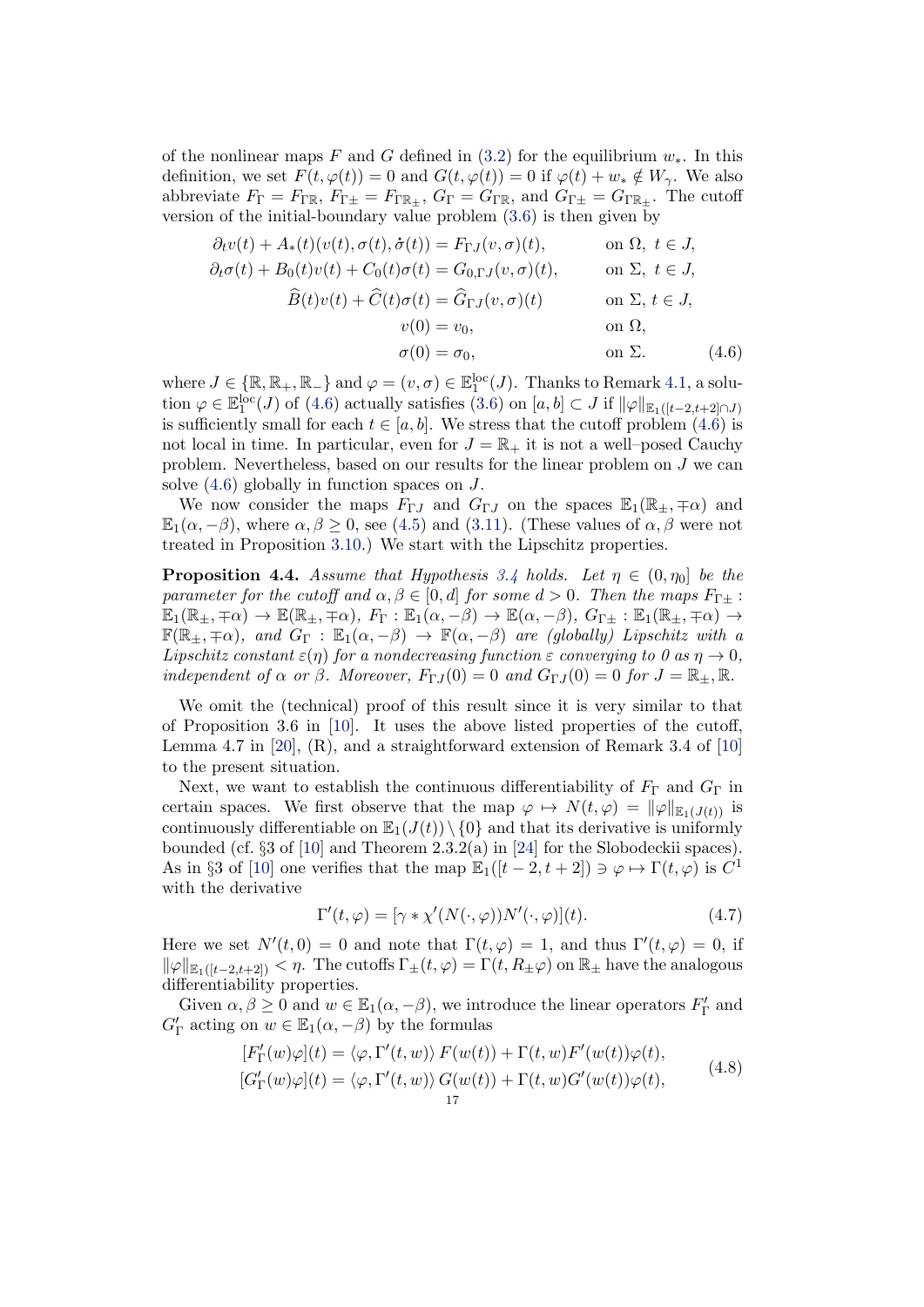of the nonlinear maps $F$ and $G$ defined in (3.2) for the equilibrium $w_*$. In this definition, we set $F(t,\varphi(t)) = 0$ and $G(t,\varphi(t)) = 0$ if $\varphi(t) + w_* \notin W_\gamma$. We also abbreviate $F_\Gamma = F_{\Gamma\mathbb{R}}$, $F_{\Gamma\pm} = F_{\Gamma\mathbb{R}_\pm}$, $G_\Gamma = G_{\Gamma\mathbb{R}}$, and $G_{\Gamma\pm} = G_{\Gamma\mathbb{R}_\pm}$. The cutoff version of the initial-boundary value problem (3.6) is then given by

$$
\begin{aligned}
\partial_t v(t) + A_*(t)(v(t),\sigma(t),\dot\sigma(t)) &= F_{\Gamma J}(v,\sigma)(t), && \text{on } \Omega,\ t \in J,\\
\partial_t \sigma(t) + B_0(t)v(t) + C_0(t)\sigma(t) &= G_{0,\Gamma J}(v,\sigma)(t), && \text{on } \Sigma,\ t \in J,\\
\widehat{B}(t)v(t) + \widehat{C}(t)\sigma(t) &= \widehat{G}_{\Gamma J}(v,\sigma)(t) && \text{on } \Sigma,\ t \in J,\\
v(0) &= v_0, && \text{on } \Omega,\\
\sigma(0) &= \sigma_0, && \text{on } \Sigma.
\end{aligned}
\tag{4.6}
$$

where $J \in \{\mathbb{R},\mathbb{R}_+,\mathbb{R}_-\}$ and $\varphi = (v,\sigma) \in \mathbb{E}_1^{\mathrm{loc}}(J)$. Thanks to Remark 4.1, a solution $\varphi \in \mathbb{E}_1^{\mathrm{loc}}(J)$ of (4.6) actually satisfies (3.6) on $[a,b] \subset J$ if $\|\varphi\|_{\mathbb{E}_1([t-2,t+2]\cap J)}$ is sufficiently small for each $t \in [a,b]$. We stress that the cutoff problem (4.6) is not local in time. In particular, even for $J = \mathbb{R}_+$ it is not a well–posed Cauchy problem. Nevertheless, based on our results for the linear problem on $J$ we can solve (4.6) globally in function spaces on $J$.

We now consider the maps $F_{\Gamma J}$ and $G_{\Gamma J}$ on the spaces $\mathbb{E}_1(\mathbb{R}_\pm,\mp\alpha)$ and $\mathbb{E}_1(\alpha,-\beta)$, where $\alpha,\beta \ge 0$, see (4.5) and (3.11). (These values of $\alpha,\beta$ were not treated in Proposition 3.10.) We start with the Lipschitz properties.

**Proposition 4.4.** *Assume that Hypothesis 3.4 holds. Let $\eta \in (0,\eta_0]$ be the parameter for the cutoff and $\alpha,\beta \in [0,d]$ for some $d > 0$. Then the maps $F_{\Gamma\pm} : \mathbb{E}_1(\mathbb{R}_\pm,\mp\alpha) \to \mathbb{E}(\mathbb{R}_\pm,\mp\alpha)$, $F_\Gamma : \mathbb{E}_1(\alpha,-\beta) \to \mathbb{E}(\alpha,-\beta)$, $G_{\Gamma\pm} : \mathbb{E}_1(\mathbb{R}_\pm,\mp\alpha) \to \mathbb{F}(\mathbb{R}_\pm,\mp\alpha)$, and $G_\Gamma : \mathbb{E}_1(\alpha,-\beta) \to \mathbb{F}(\alpha,-\beta)$ are (globally) Lipschitz with a Lipschitz constant $\varepsilon(\eta)$ for a nondecreasing function $\varepsilon$ converging to 0 as $\eta \to 0$, independent of $\alpha$ or $\beta$. Moreover, $F_{\Gamma J}(0) = 0$ and $G_{\Gamma J}(0) = 0$ for $J = \mathbb{R}_\pm,\mathbb{R}$.*

We omit the (technical) proof of this result since it is very similar to that of Proposition 3.6 in [10]. It uses the above listed properties of the cutoff, Lemma 4.7 in [20], (R), and a straightforward extension of Remark 3.4 of [10] to the present situation.

Next, we want to establish the continuous differentiability of $F_\Gamma$ and $G_\Gamma$ in certain spaces. We first observe that the map $\varphi \mapsto N(t,\varphi) = \|\varphi\|_{\mathbb{E}_1(J(t))}$ is continuously differentiable on $\mathbb{E}_1(J(t))\setminus\{0\}$ and that its derivative is uniformly bounded (cf. §3 of [10] and Theorem 2.3.2(a) in [24] for the Slobodeckii spaces). As in §3 of [10] one verifies that the map $\mathbb{E}_1([t-2,t+2]) \ni \varphi \mapsto \Gamma(t,\varphi)$ is $C^1$ with the derivative

$$
\Gamma'(t,\varphi) = [\gamma * \chi'(N(\cdot,\varphi))N'(\cdot,\varphi)](t). \tag{4.7}
$$

Here we set $N'(t,0) = 0$ and note that $\Gamma(t,\varphi) = 1$, and thus $\Gamma'(t,\varphi) = 0$, if $\|\varphi\|_{\mathbb{E}_1([t-2,t+2])} < \eta$. The cutoffs $\Gamma_\pm(t,\varphi) = \Gamma(t,R_\pm\varphi)$ on $\mathbb{R}_\pm$ have the analogous differentiability properties.

Given $\alpha,\beta \ge 0$ and $w \in \mathbb{E}_1(\alpha,-\beta)$, we introduce the linear operators $F'_\Gamma$ and $G'_\Gamma$ acting on $w \in \mathbb{E}_1(\alpha,-\beta)$ by the formulas

$$
\begin{aligned}
[F'_\Gamma(w)\varphi](t) &= \langle \varphi, \Gamma'(t,w)\rangle\, F(w(t)) + \Gamma(t,w)F'(w(t))\varphi(t),\\
[G'_\Gamma(w)\varphi](t) &= \langle \varphi, \Gamma'(t,w)\rangle\, G(w(t)) + \Gamma(t,w)G'(w(t))\varphi(t),
\end{aligned}
\tag{4.8}
$$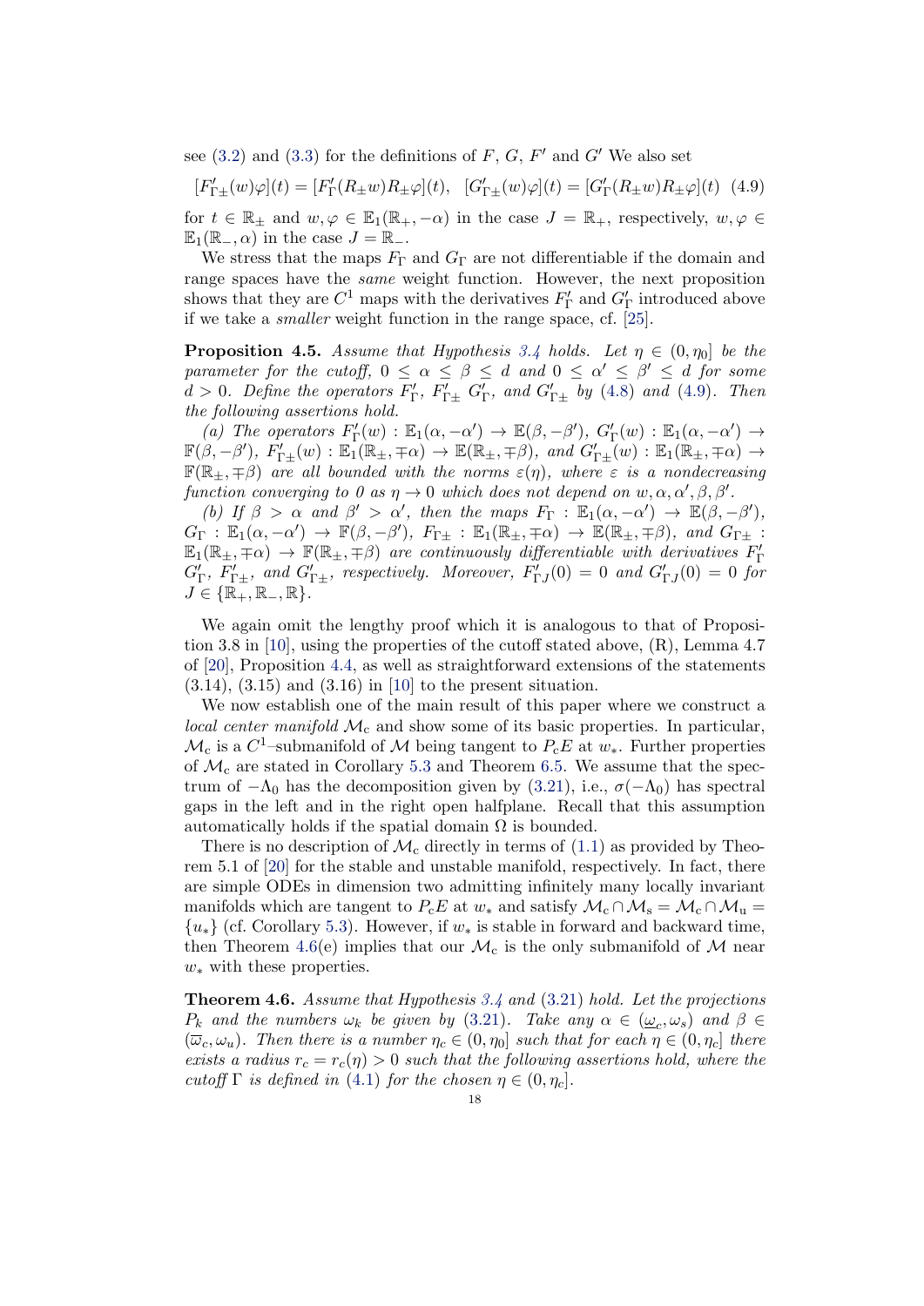see (3.2) and (3.3) for the definitions of $F$, $G$, $F'$ and $G'$ We also set

$$[F'_{\Gamma\pm}(w)\varphi](t) = [F'_\Gamma(R_\pm w)R_\pm\varphi](t), \quad [G'_{\Gamma\pm}(w)\varphi](t) = [G'_\Gamma(R_\pm w)R_\pm\varphi](t) \quad (4.9)$$

for $t \in \mathbb{R}_\pm$ and $w, \varphi \in \mathbb{E}_1(\mathbb{R}_+, -\alpha)$ in the case $J = \mathbb{R}_+$, respectively, $w, \varphi \in \mathbb{E}_1(\mathbb{R}_-, \alpha)$ in the case $J = \mathbb{R}_-$.

We stress that the maps $F_\Gamma$ and $G_\Gamma$ are not differentiable if the domain and range spaces have the *same* weight function. However, the next proposition shows that they are $C^1$ maps with the derivatives $F'_\Gamma$ and $G'_\Gamma$ introduced above if we take a *smaller* weight function in the range space, cf. [25].

**Proposition 4.5.** *Assume that Hypothesis 3.4 holds. Let $\eta \in (0, \eta_0]$ be the parameter for the cutoff, $0 \le \alpha \le \beta \le d$ and $0 \le \alpha' \le \beta' \le d$ for some $d > 0$. Define the operators $F'_\Gamma$, $F'_{\Gamma\pm}$ $G'_\Gamma$, and $G'_{\Gamma\pm}$ by (4.8) and (4.9). Then the following assertions hold.*

*(a) The operators $F'_\Gamma(w) : \mathbb{E}_1(\alpha, -\alpha') \to \mathbb{E}(\beta, -\beta')$, $G'_\Gamma(w) : \mathbb{E}_1(\alpha, -\alpha') \to \mathbb{F}(\beta, -\beta')$, $F'_{\Gamma\pm}(w) : \mathbb{E}_1(\mathbb{R}_\pm, \mp\alpha) \to \mathbb{E}(\mathbb{R}_\pm, \mp\beta)$, and $G'_{\Gamma\pm}(w) : \mathbb{E}_1(\mathbb{R}_\pm, \mp\alpha) \to \mathbb{F}(\mathbb{R}_\pm, \mp\beta)$ are all bounded with the norms $\varepsilon(\eta)$, where $\varepsilon$ is a nondecreasing function converging to 0 as $\eta \to 0$ which does not depend on $w, \alpha, \alpha', \beta, \beta'$.*

*(b) If $\beta > \alpha$ and $\beta' > \alpha'$, then the maps $F_\Gamma : \mathbb{E}_1(\alpha, -\alpha') \to \mathbb{E}(\beta, -\beta')$, $G_\Gamma : \mathbb{E}_1(\alpha, -\alpha') \to \mathbb{F}(\beta, -\beta')$, $F_{\Gamma\pm} : \mathbb{E}_1(\mathbb{R}_\pm, \mp\alpha) \to \mathbb{E}(\mathbb{R}_\pm, \mp\beta)$, and $G_{\Gamma\pm} : \mathbb{E}_1(\mathbb{R}_\pm, \mp\alpha) \to \mathbb{F}(\mathbb{R}_\pm, \mp\beta)$ are continuously differentiable with derivatives $F'_\Gamma$ $G'_\Gamma$, $F'_{\Gamma\pm}$, and $G'_{\Gamma\pm}$, respectively. Moreover, $F'_{\Gamma J}(0) = 0$ and $G'_{\Gamma J}(0) = 0$ for $J \in \{\mathbb{R}_+, \mathbb{R}_-, \mathbb{R}\}$.*

We again omit the lengthy proof which it is analogous to that of Proposition 3.8 in [10], using the properties of the cutoff stated above, (R), Lemma 4.7 of [20], Proposition 4.4, as well as straightforward extensions of the statements (3.14), (3.15) and (3.16) in [10] to the present situation.

We now establish one of the main result of this paper where we construct a *local center manifold* $\mathcal{M}_c$ and show some of its basic properties. In particular, $\mathcal{M}_c$ is a $C^1$–submanifold of $\mathcal{M}$ being tangent to $P_cE$ at $w_*$. Further properties of $\mathcal{M}_c$ are stated in Corollary 5.3 and Theorem 6.5. We assume that the spectrum of $-\Lambda_0$ has the decomposition given by (3.21), i.e., $\sigma(-\Lambda_0)$ has spectral gaps in the left and in the right open halfplane. Recall that this assumption automatically holds if the spatial domain $\Omega$ is bounded.

There is no description of $\mathcal{M}_c$ directly in terms of (1.1) as provided by Theorem 5.1 of [20] for the stable and unstable manifold, respectively. In fact, there are simple ODEs in dimension two admitting infinitely many locally invariant manifolds which are tangent to $P_cE$ at $w_*$ and satisfy $\mathcal{M}_c \cap \mathcal{M}_s = \mathcal{M}_c \cap \mathcal{M}_u = \{u_*\}$ (cf. Corollary 5.3). However, if $w_*$ is stable in forward and backward time, then Theorem 4.6(e) implies that our $\mathcal{M}_c$ is the only submanifold of $\mathcal{M}$ near $w_*$ with these properties.

**Theorem 4.6.** *Assume that Hypothesis 3.4 and (3.21) hold. Let the projections $P_k$ and the numbers $\omega_k$ be given by (3.21). Take any $\alpha \in (\underline{\omega}_c, \omega_s)$ and $\beta \in (\overline{\omega}_c, \omega_u)$. Then there is a number $\eta_c \in (0, \eta_0]$ such that for each $\eta \in (0, \eta_c]$ there exists a radius $r_c = r_c(\eta) > 0$ such that the following assertions hold, where the cutoff $\Gamma$ is defined in (4.1) for the chosen $\eta \in (0, \eta_c]$.*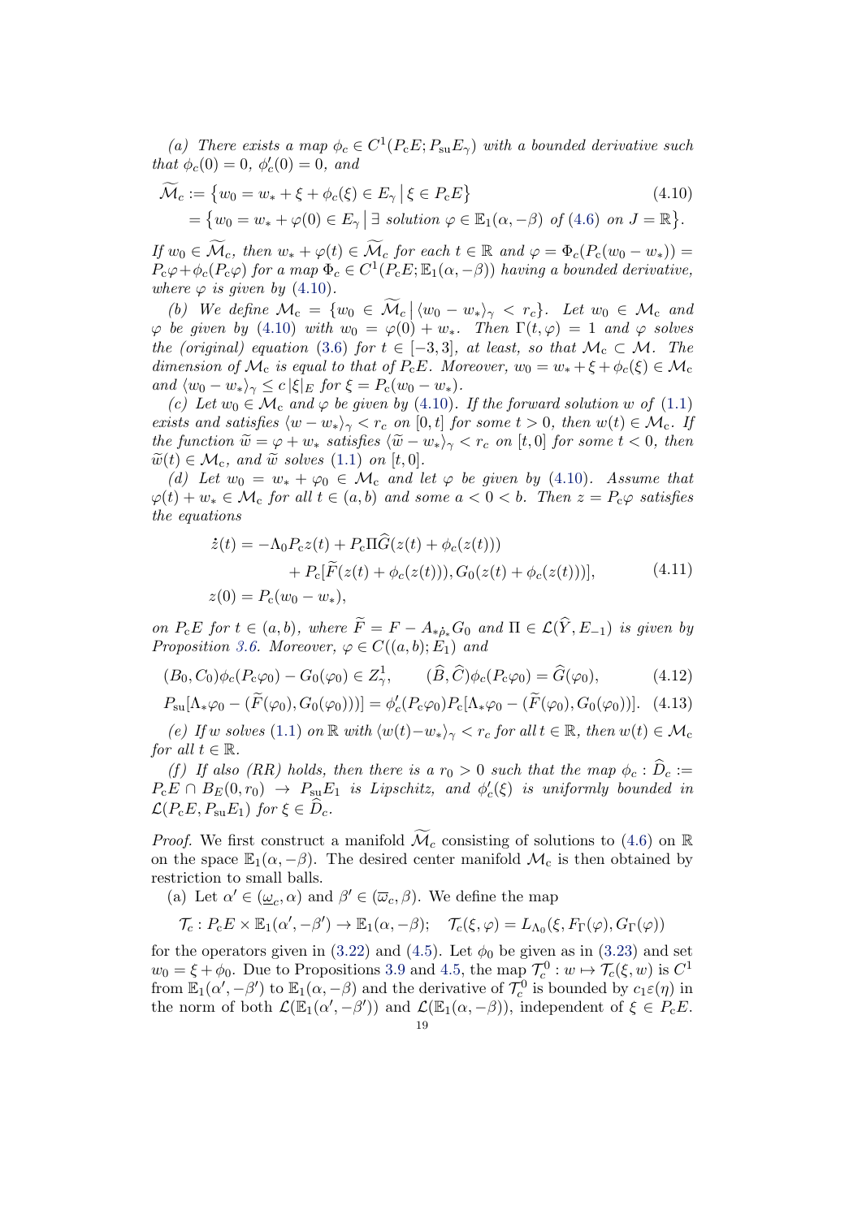*(a) There exists a map $\phi_c \in C^1(P_c E; P_{su} E_\gamma)$ with a bounded derivative such that $\phi_c(0) = 0$, $\phi_c'(0) = 0$, and*

$$
\begin{aligned}
\widetilde{\mathcal{M}}_c &:= \{ w_0 = w_* + \xi + \phi_c(\xi) \in E_\gamma \,|\, \xi \in P_c E \} \\
&= \{ w_0 = w_* + \varphi(0) \in E_\gamma \,|\, \exists \text{ solution } \varphi \in \mathbb{E}_1(\alpha, -\beta) \text{ of (4.6) on } J = \mathbb{R} \}.
\end{aligned} \tag{4.10}
$$

*If $w_0 \in \widetilde{\mathcal{M}}_c$, then $w_* + \varphi(t) \in \widetilde{\mathcal{M}}_c$ for each $t \in \mathbb{R}$ and $\varphi = \Phi_c(P_c(w_0 - w_*)) = P_c\varphi + \phi_c(P_c\varphi)$ for a map $\Phi_c \in C^1(P_c E; \mathbb{E}_1(\alpha, -\beta))$ having a bounded derivative, where $\varphi$ is given by (4.10).*

*(b) We define $\mathcal{M}_c = \{ w_0 \in \widetilde{\mathcal{M}}_c \,|\, \langle w_0 - w_* \rangle_\gamma < r_c \}$. Let $w_0 \in \mathcal{M}_c$ and $\varphi$ be given by (4.10) with $w_0 = \varphi(0) + w_*$. Then $\Gamma(t, \varphi) = 1$ and $\varphi$ solves the (original) equation (3.6) for $t \in [-3, 3]$, at least, so that $\mathcal{M}_c \subset \mathcal{M}$. The dimension of $\mathcal{M}_c$ is equal to that of $P_c E$. Moreover, $w_0 = w_* + \xi + \phi_c(\xi) \in \mathcal{M}_c$ and $\langle w_0 - w_* \rangle_\gamma \le c\,|\xi|_E$ for $\xi = P_c(w_0 - w_*)$.*

*(c) Let $w_0 \in \mathcal{M}_c$ and $\varphi$ be given by (4.10). If the forward solution $w$ of (1.1) exists and satisfies $\langle w - w_* \rangle_\gamma < r_c$ on $[0, t]$ for some $t > 0$, then $w(t) \in \mathcal{M}_c$. If the function $\widetilde{w} = \varphi + w_*$ satisfies $\langle \widetilde{w} - w_* \rangle_\gamma < r_c$ on $[t, 0]$ for some $t < 0$, then $\widetilde{w}(t) \in \mathcal{M}_c$, and $\widetilde{w}$ solves (1.1) on $[t, 0]$.*

*(d) Let $w_0 = w_* + \varphi_0 \in \mathcal{M}_c$ and let $\varphi$ be given by (4.10). Assume that $\varphi(t) + w_* \in \mathcal{M}_c$ for all $t \in (a, b)$ and some $a < 0 < b$. Then $z = P_c\varphi$ satisfies the equations*

$$
\begin{aligned}
\dot{z}(t) &= -\Lambda_0 P_c z(t) + P_c \Pi \widehat{G}(z(t) + \phi_c(z(t))) \\
&\quad + P_c[\widetilde{F}(z(t) + \phi_c(z(t))), G_0(z(t) + \phi_c(z(t)))], \\
z(0) &= P_c(w_0 - w_*),
\end{aligned} \tag{4.11}
$$

*on $P_c E$ for $t \in (a, b)$, where $\widetilde{F} = F - A_{*\dot{\rho}_*} G_0$ and $\Pi \in \mathcal{L}(\widehat{Y}, E_{-1})$ is given by Proposition 3.6. Moreover, $\varphi \in C((a, b); E_1)$ and*

$$
(B_0, C_0)\phi_c(P_c\varphi_0) - G_0(\varphi_0) \in Z^1_\gamma, \qquad (\widehat{B}, \widehat{C})\phi_c(P_c\varphi_0) = \widehat{G}(\varphi_0), \tag{4.12}
$$

$$
P_{su}[\Lambda_* \varphi_0 - (\widetilde{F}(\varphi_0), G_0(\varphi_0))] = \phi_c'(P_c\varphi_0) P_c[\Lambda_* \varphi_0 - (\widetilde{F}(\varphi_0), G_0(\varphi_0))]. \tag{4.13}
$$

*(e) If $w$ solves (1.1) on $\mathbb{R}$ with $\langle w(t) - w_* \rangle_\gamma < r_c$ for all $t \in \mathbb{R}$, then $w(t) \in \mathcal{M}_c$ for all $t \in \mathbb{R}$.*

*(f) If also (RR) holds, then there is a $r_0 > 0$ such that the map $\phi_c : \widehat{D}_c := P_c E \cap B_E(0, r_0) \to P_{su} E_1$ is Lipschitz, and $\phi_c'(\xi)$ is uniformly bounded in $\mathcal{L}(P_c E, P_{su} E_1)$ for $\xi \in \widehat{D}_c$.*

*Proof.* We first construct a manifold $\widetilde{\mathcal{M}}_c$ consisting of solutions to (4.6) on $\mathbb{R}$ on the space $\mathbb{E}_1(\alpha, -\beta)$. The desired center manifold $\mathcal{M}_c$ is then obtained by restriction to small balls.

(a) Let $\alpha' \in (\underline{\omega}_c, \alpha)$ and $\beta' \in (\overline{\omega}_c, \beta)$. We define the map

$$
\mathcal{T}_c : P_c E \times \mathbb{E}_1(\alpha', -\beta') \to \mathbb{E}_1(\alpha, -\beta); \quad \mathcal{T}_c(\xi, \varphi) = L_{\Lambda_0}(\xi, F_\Gamma(\varphi), G_\Gamma(\varphi))
$$

for the operators given in (3.22) and (4.5). Let $\phi_0$ be given as in (3.23) and set $w_0 = \xi + \phi_0$. Due to Propositions 3.9 and 4.5, the map $\mathcal{T}_c^0 : w \mapsto \mathcal{T}_c(\xi, w)$ is $C^1$ from $\mathbb{E}_1(\alpha', -\beta')$ to $\mathbb{E}_1(\alpha, -\beta)$ and the derivative of $\mathcal{T}_c^0$ is bounded by $c_1\varepsilon(\eta)$ in the norm of both $\mathcal{L}(\mathbb{E}_1(\alpha', -\beta'))$ and $\mathcal{L}(\mathbb{E}_1(\alpha, -\beta))$, independent of $\xi \in P_c E$.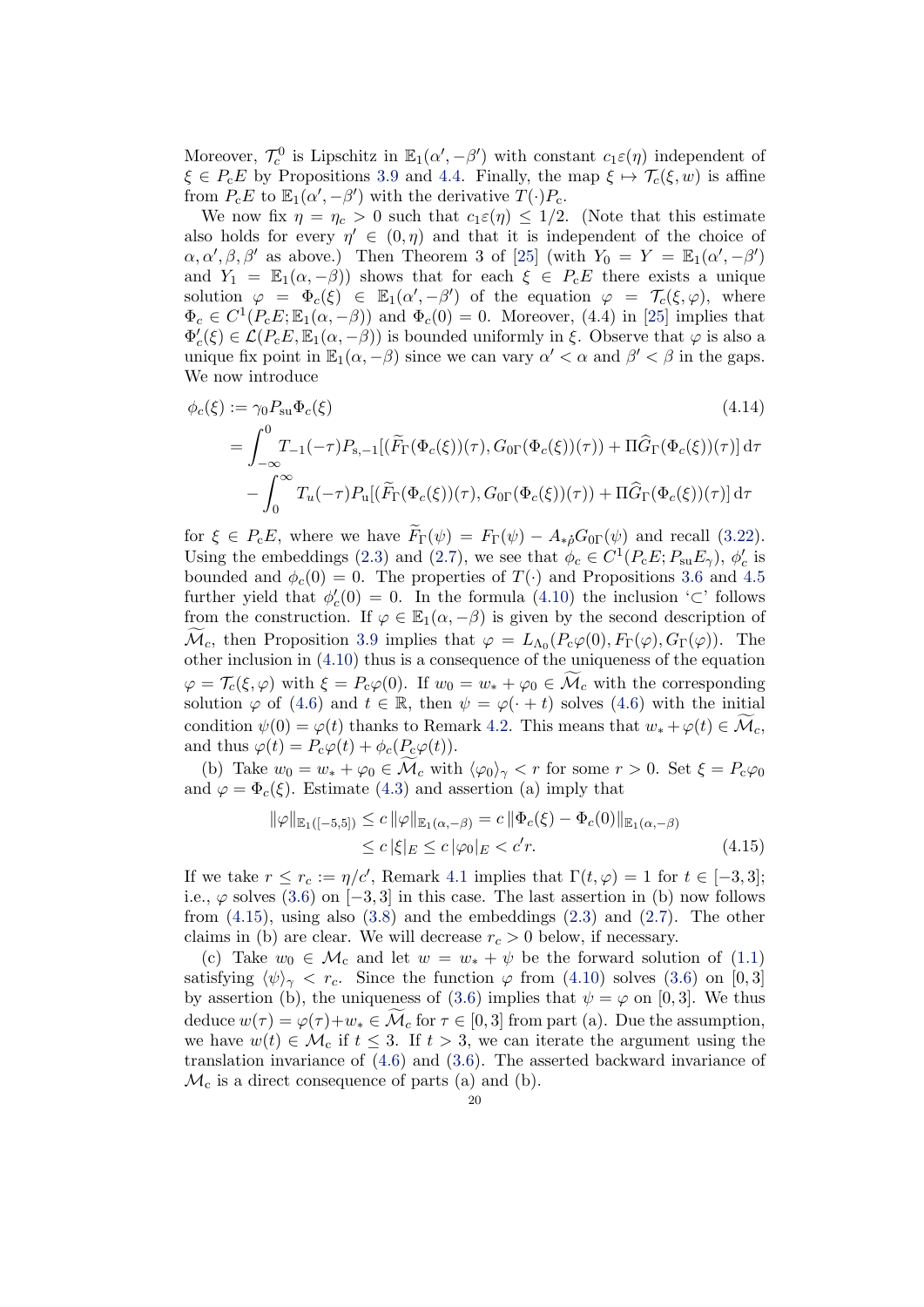Moreover, $\mathcal{T}_c^0$ is Lipschitz in $\mathbb{E}_1(\alpha',-\beta')$ with constant $c_1\varepsilon(\eta)$ independent of $\xi \in P_cE$ by Propositions 3.9 and 4.4. Finally, the map $\xi \mapsto \mathcal{T}_c(\xi,w)$ is affine from $P_cE$ to $\mathbb{E}_1(\alpha',-\beta')$ with the derivative $T(\cdot)P_c$.

We now fix $\eta = \eta_c > 0$ such that $c_1\varepsilon(\eta) \le 1/2$. (Note that this estimate also holds for every $\eta' \in (0,\eta)$ and that it is independent of the choice of $\alpha,\alpha',\beta,\beta'$ as above.) Then Theorem 3 of [25] (with $Y_0 = Y = \mathbb{E}_1(\alpha',-\beta')$ and $Y_1 = \mathbb{E}_1(\alpha,-\beta)$) shows that for each $\xi \in P_cE$ there exists a unique solution $\varphi = \Phi_c(\xi) \in \mathbb{E}_1(\alpha',-\beta')$ of the equation $\varphi = \mathcal{T}_c(\xi,\varphi)$, where $\Phi_c \in C^1(P_cE;\mathbb{E}_1(\alpha,-\beta))$ and $\Phi_c(0)=0$. Moreover, (4.4) in [25] implies that $\Phi_c'(\xi) \in \mathcal{L}(P_cE,\mathbb{E}_1(\alpha,-\beta))$ is bounded uniformly in $\xi$. Observe that $\varphi$ is also a unique fix point in $\mathbb{E}_1(\alpha,-\beta)$ since we can vary $\alpha' < \alpha$ and $\beta' < \beta$ in the gaps. We now introduce

$$
\begin{aligned}
\phi_c(\xi) &:= \gamma_0 P_{\mathrm{su}}\Phi_c(\xi) \qquad (4.14)\\
&= \int_{-\infty}^0 T_{-1}(-\tau)P_{\mathrm{s},-1}[(\widetilde{F}_\Gamma(\Phi_c(\xi))(\tau), G_{0\Gamma}(\Phi_c(\xi))(\tau)) + \Pi\widehat{G}_\Gamma(\Phi_c(\xi))(\tau)]\,\mathrm{d}\tau\\
&\quad - \int_0^\infty T_u(-\tau)P_{\mathrm{u}}[(\widetilde{F}_\Gamma(\Phi_c(\xi))(\tau), G_{0\Gamma}(\Phi_c(\xi))(\tau)) + \Pi\widehat{G}_\Gamma(\Phi_c(\xi))(\tau)]\,\mathrm{d}\tau
\end{aligned}
$$

for $\xi \in P_cE$, where we have $\widetilde{F}_\Gamma(\psi) = F_\Gamma(\psi) - A_{*\hat{\rho}}G_{0\Gamma}(\psi)$ and recall (3.22). Using the embeddings (2.3) and (2.7), we see that $\phi_c \in C^1(P_cE;P_{\mathrm{su}}E_\gamma)$, $\phi_c'$ is bounded and $\phi_c(0)=0$. The properties of $T(\cdot)$ and Propositions 3.6 and 4.5 further yield that $\phi_c'(0)=0$. In the formula (4.10) the inclusion '$\subset$' follows from the construction. If $\varphi \in \mathbb{E}_1(\alpha,-\beta)$ is given by the second description of $\widetilde{\mathcal{M}}_c$, then Proposition 3.9 implies that $\varphi = L_{\Lambda_0}(P_c\varphi(0), F_\Gamma(\varphi), G_\Gamma(\varphi))$. The other inclusion in (4.10) thus is a consequence of the uniqueness of the equation $\varphi = \mathcal{T}_c(\xi,\varphi)$ with $\xi = P_c\varphi(0)$. If $w_0 = w_* + \varphi_0 \in \widetilde{\mathcal{M}}_c$ with the corresponding solution $\varphi$ of (4.6) and $t \in \mathbb{R}$, then $\psi = \varphi(\cdot + t)$ solves (4.6) with the initial condition $\psi(0) = \varphi(t)$ thanks to Remark 4.2. This means that $w_* + \varphi(t) \in \widetilde{\mathcal{M}}_c$, and thus $\varphi(t) = P_c\varphi(t) + \phi_c(P_c\varphi(t))$.

(b) Take $w_0 = w_* + \varphi_0 \in \widetilde{\mathcal{M}}_c$ with $\langle\varphi_0\rangle_\gamma < r$ for some $r > 0$. Set $\xi = P_c\varphi_0$ and $\varphi = \Phi_c(\xi)$. Estimate (4.3) and assertion (a) imply that

$$
\begin{aligned}
\|\varphi\|_{\mathbb{E}_1([-5,5])} &\le c\,\|\varphi\|_{\mathbb{E}_1(\alpha,-\beta)} = c\,\|\Phi_c(\xi) - \Phi_c(0)\|_{\mathbb{E}_1(\alpha,-\beta)}\\
&\le c\,|\xi|_E \le c\,|\varphi_0|_E < c'r. \qquad (4.15)
\end{aligned}
$$

If we take $r \le r_c := \eta/c'$, Remark 4.1 implies that $\Gamma(t,\varphi) = 1$ for $t \in [-3,3]$; i.e., $\varphi$ solves (3.6) on $[-3,3]$ in this case. The last assertion in (b) now follows from (4.15), using also (3.8) and the embeddings (2.3) and (2.7). The other claims in (b) are clear. We will decrease $r_c > 0$ below, if necessary.

(c) Take $w_0 \in \mathcal{M}_c$ and let $w = w_* + \psi$ be the forward solution of (1.1) satisfying $\langle\psi\rangle_\gamma < r_c$. Since the function $\varphi$ from (4.10) solves (3.6) on $[0,3]$ by assertion (b), the uniqueness of (3.6) implies that $\psi = \varphi$ on $[0,3]$. We thus deduce $w(\tau) = \varphi(\tau) + w_* \in \widetilde{\mathcal{M}}_c$ for $\tau \in [0,3]$ from part (a). Due the assumption, we have $w(t) \in \mathcal{M}_c$ if $t \le 3$. If $t > 3$, we can iterate the argument using the translation invariance of (4.6) and (3.6). The asserted backward invariance of $\mathcal{M}_c$ is a direct consequence of parts (a) and (b).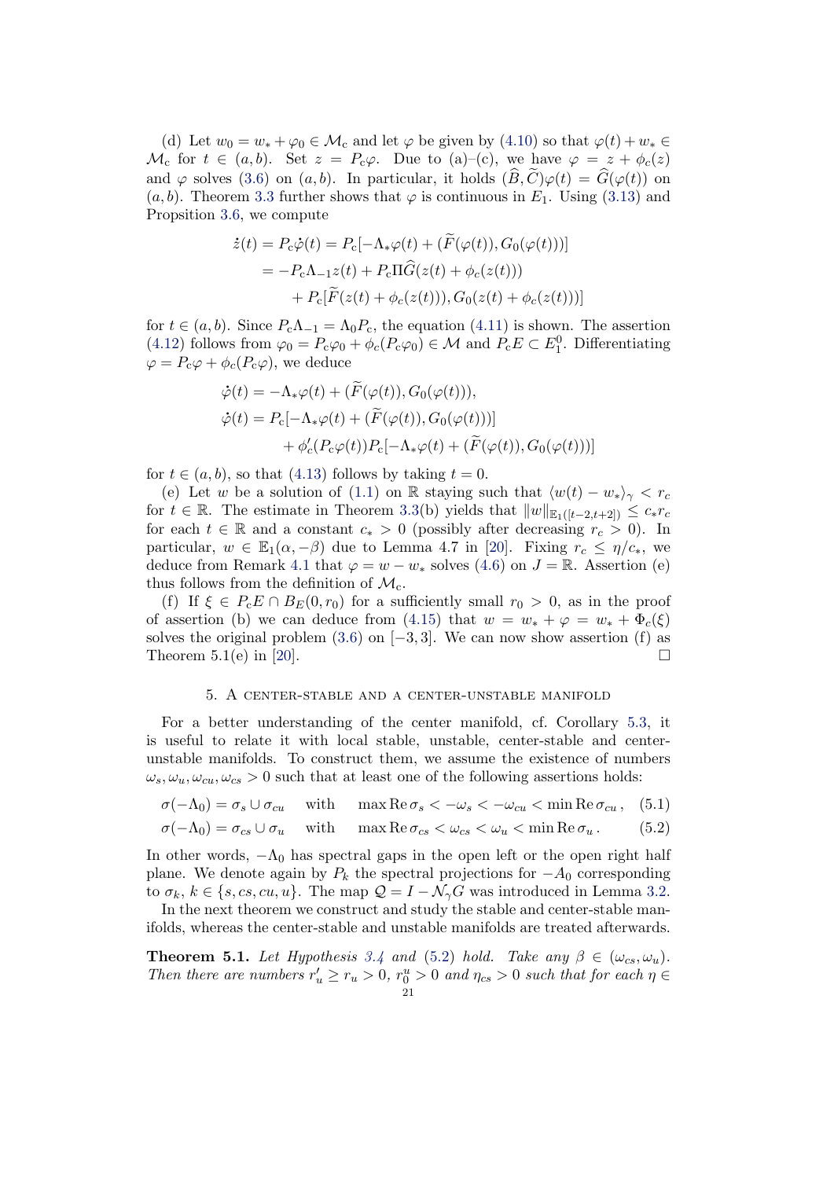(d) Let $w_0 = w_* + \varphi_0 \in \mathcal{M}_c$ and let $\varphi$ be given by (4.10) so that $\varphi(t) + w_* \in \mathcal{M}_c$ for $t \in (a, b)$. Set $z = P_c\varphi$. Due to (a)–(c), we have $\varphi = z + \phi_c(z)$ and $\varphi$ solves (3.6) on $(a, b)$. In particular, it holds $(\widehat{B}, \widetilde{C})\varphi(t) = \widehat{G}(\varphi(t))$ on $(a, b)$. Theorem 3.3 further shows that $\varphi$ is continuous in $E_1$. Using (3.13) and Propsition 3.6, we compute

$$
\begin{aligned}
\dot{z}(t) = P_c\dot{\varphi}(t) &= P_c[-\Lambda_*\varphi(t) + (\widetilde{F}(\varphi(t)), G_0(\varphi(t)))] \\
&= -P_c\Lambda_{-1}z(t) + P_c\Pi\widehat{G}(z(t) + \phi_c(z(t))) \\
&\quad + P_c[\widetilde{F}(z(t) + \phi_c(z(t))), G_0(z(t) + \phi_c(z(t)))]
\end{aligned}
$$

for $t \in (a, b)$. Since $P_c\Lambda_{-1} = \Lambda_0 P_c$, the equation (4.11) is shown. The assertion (4.12) follows from $\varphi_0 = P_c\varphi_0 + \phi_c(P_c\varphi_0) \in \mathcal{M}$ and $P_cE \subset E_1^0$. Differentiating $\varphi = P_c\varphi + \phi_c(P_c\varphi)$, we deduce

$$
\begin{aligned}
\dot{\varphi}(t) &= -\Lambda_*\varphi(t) + (\widetilde{F}(\varphi(t)), G_0(\varphi(t))), \\
\dot{\varphi}(t) &= P_c[-\Lambda_*\varphi(t) + (\widetilde{F}(\varphi(t)), G_0(\varphi(t)))] \\
&\quad + \phi_c'(P_c\varphi(t))P_c[-\Lambda_*\varphi(t) + (\widetilde{F}(\varphi(t)), G_0(\varphi(t)))]
\end{aligned}
$$

for $t \in (a, b)$, so that (4.13) follows by taking $t = 0$.

(e) Let $w$ be a solution of (1.1) on $\mathbb{R}$ staying such that $\langle w(t) - w_*\rangle_\gamma < r_c$ for $t \in \mathbb{R}$. The estimate in Theorem 3.3(b) yields that $\|w\|_{\mathbb{E}_1([t-2,t+2])} \le c_* r_c$ for each $t \in \mathbb{R}$ and a constant $c_* > 0$ (possibly after decreasing $r_c > 0$). In particular, $w \in \mathbb{E}_1(\alpha, -\beta)$ due to Lemma 4.7 in [20]. Fixing $r_c \le \eta/c_*$, we deduce from Remark 4.1 that $\varphi = w - w_*$ solves (4.6) on $J = \mathbb{R}$. Assertion (e) thus follows from the definition of $\mathcal{M}_c$.

(f) If $\xi \in P_cE \cap B_E(0, r_0)$ for a sufficiently small $r_0 > 0$, as in the proof of assertion (b) we can deduce from (4.15) that $w = w_* + \varphi = w_* + \Phi_c(\xi)$ solves the original problem (3.6) on $[-3, 3]$. We can now show assertion (f) as Theorem 5.1(e) in [20]. $\square$

## 5. A center-stable and a center-unstable manifold

For a better understanding of the center manifold, cf. Corollary 5.3, it is useful to relate it with local stable, unstable, center-stable and center-unstable manifolds. To construct them, we assume the existence of numbers $\omega_s, \omega_u, \omega_{cu}, \omega_{cs} > 0$ such that at least one of the following assertions holds:

$$
\sigma(-\Lambda_0) = \sigma_s \cup \sigma_{cu} \quad \text{with} \quad \max \operatorname{Re} \sigma_s < -\omega_s < -\omega_{cu} < \min \operatorname{Re} \sigma_{cu}, \tag{5.1}
$$

$$
\sigma(-\Lambda_0) = \sigma_{cs} \cup \sigma_u \quad \text{with} \quad \max \operatorname{Re} \sigma_{cs} < \omega_{cs} < \omega_u < \min \operatorname{Re} \sigma_u. \tag{5.2}
$$

In other words, $-\Lambda_0$ has spectral gaps in the open left or the open right half plane. We denote again by $P_k$ the spectral projections for $-A_0$ corresponding to $\sigma_k$, $k \in \{s, cs, cu, u\}$. The map $\mathcal{Q} = I - \mathcal{N}_\gamma G$ was introduced in Lemma 3.2.

In the next theorem we construct and study the stable and center-stable manifolds, whereas the center-stable and unstable manifolds are treated afterwards.

**Theorem 5.1.** *Let Hypothesis 3.4 and (5.2) hold. Take any $\beta \in (\omega_{cs}, \omega_u)$. Then there are numbers $r_u' \ge r_u > 0$, $r_0^u > 0$ and $\eta_{cs} > 0$ such that for each $\eta \in$*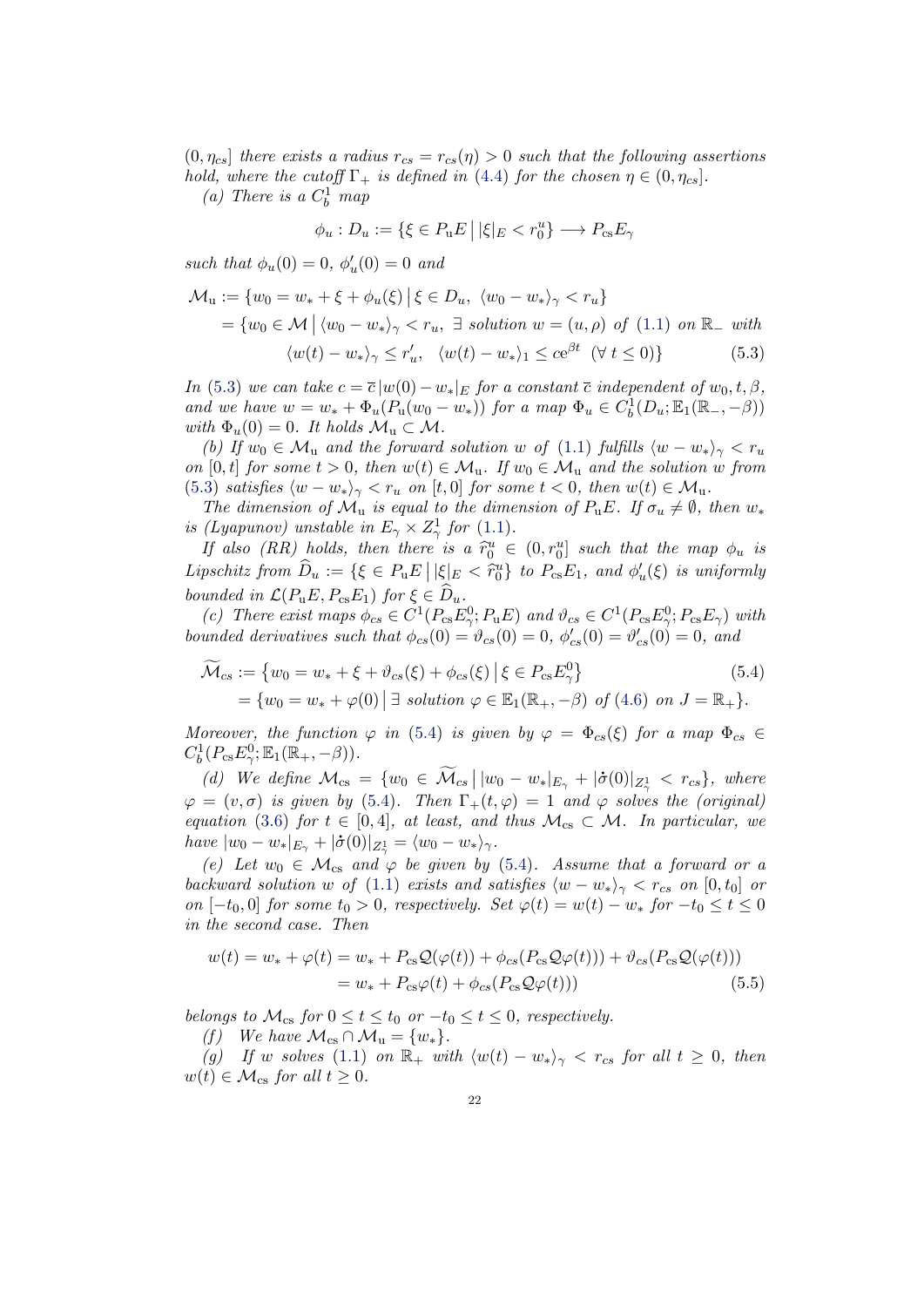$(0, \eta_{cs}]$ there exists a radius $r_{cs} = r_{cs}(\eta) > 0$ such that the following assertions hold, where the cutoff $\Gamma_+$ is defined in (4.4) for the chosen $\eta \in (0, \eta_{cs}]$.

*(a) There is a $C_b^1$ map*

$$\phi_u : D_u := \{\xi \in P_{\mathrm{u}}E \,\big|\, |\xi|_E < r_0^u\} \longrightarrow P_{\mathrm{cs}}E_\gamma$$

*such that $\phi_u(0) = 0$, $\phi_u'(0) = 0$ and*

$$\begin{aligned}
\mathcal{M}_{\mathrm{u}} &:= \{w_0 = w_* + \xi + \phi_u(\xi) \,\big|\, \xi \in D_u,\ \langle w_0 - w_*\rangle_\gamma < r_u\} \\
&= \{w_0 \in \mathcal{M} \,\big|\, \langle w_0 - w_*\rangle_\gamma < r_u,\ \exists \text{ solution } w = (u, \rho) \text{ of } (1.1) \text{ on } \mathbb{R}_- \text{ with} \\
&\qquad \langle w(t) - w_*\rangle_\gamma \le r_u',\ \ \langle w(t) - w_*\rangle_1 \le c e^{\beta t}\ \ (\forall\, t \le 0)\}
\end{aligned} \tag{5.3}$$

*In (5.3) we can take $c = \overline{c}\,|w(0) - w_*|_E$ for a constant $\overline{c}$ independent of $w_0, t, \beta$, and we have $w = w_* + \Phi_u(P_{\mathrm{u}}(w_0 - w_*))$ for a map $\Phi_u \in C_b^1(D_u; \mathbb{E}_1(\mathbb{R}_-, -\beta))$ with $\Phi_u(0) = 0$. It holds $\mathcal{M}_{\mathrm{u}} \subset \mathcal{M}$.*

*(b) If $w_0 \in \mathcal{M}_{\mathrm{u}}$ and the forward solution $w$ of (1.1) fulfills $\langle w - w_*\rangle_\gamma < r_u$ on $[0, t]$ for some $t > 0$, then $w(t) \in \mathcal{M}_{\mathrm{u}}$. If $w_0 \in \mathcal{M}_{\mathrm{u}}$ and the solution $w$ from (5.3) satisfies $\langle w - w_*\rangle_\gamma < r_u$ on $[t, 0]$ for some $t < 0$, then $w(t) \in \mathcal{M}_{\mathrm{u}}$.*

*The dimension of $\mathcal{M}_{\mathrm{u}}$ is equal to the dimension of $P_{\mathrm{u}}E$. If $\sigma_u \ne \emptyset$, then $w_*$ is (Lyapunov) unstable in $E_\gamma \times Z_\gamma^1$ for (1.1).*

*If also (RR) holds, then there is a $\widehat{r}_0^u \in (0, r_0^u]$ such that the map $\phi_u$ is Lipschitz from $\widehat{D}_u := \{\xi \in P_{\mathrm{u}}E \,\big|\, |\xi|_E < \widehat{r}_0^u\}$ to $P_{\mathrm{cs}}E_1$, and $\phi_u'(\xi)$ is uniformly bounded in $\mathcal{L}(P_{\mathrm{u}}E, P_{\mathrm{cs}}E_1)$ for $\xi \in \widehat{D}_u$.*

*(c) There exist maps $\phi_{cs} \in C^1(P_{\mathrm{cs}}E_\gamma^0; P_{\mathrm{u}}E)$ and $\vartheta_{cs} \in C^1(P_{\mathrm{cs}}E_\gamma^0; P_{\mathrm{cs}}E_\gamma)$ with bounded derivatives such that $\phi_{cs}(0) = \vartheta_{cs}(0) = 0$, $\phi_{cs}'(0) = \vartheta_{cs}'(0) = 0$, and*

$$\begin{aligned}
\widetilde{\mathcal{M}}_{cs} &:= \{w_0 = w_* + \xi + \vartheta_{cs}(\xi) + \phi_{cs}(\xi) \,\big|\, \xi \in P_{\mathrm{cs}}E_\gamma^0\} \\
&= \{w_0 = w_* + \varphi(0) \,\big|\, \exists \text{ solution } \varphi \in \mathbb{E}_1(\mathbb{R}_+, -\beta) \text{ of } (4.6) \text{ on } J = \mathbb{R}_+\}.
\end{aligned} \tag{5.4}$$

*Moreover, the function $\varphi$ in (5.4) is given by $\varphi = \Phi_{cs}(\xi)$ for a map $\Phi_{cs} \in C_b^1(P_{\mathrm{cs}}E_\gamma^0; \mathbb{E}_1(\mathbb{R}_+, -\beta))$.*

*(d) We define $\mathcal{M}_{\mathrm{cs}} = \{w_0 \in \widetilde{\mathcal{M}}_{cs} \,\big|\, |w_0 - w_*|_{E_\gamma} + |\dot{\sigma}(0)|_{Z_\gamma^1} < r_{cs}\}$, where $\varphi = (v, \sigma)$ is given by (5.4). Then $\Gamma_+(t, \varphi) = 1$ and $\varphi$ solves the (original) equation (3.6) for $t \in [0, 4]$, at least, and thus $\mathcal{M}_{\mathrm{cs}} \subset \mathcal{M}$. In particular, we have $|w_0 - w_*|_{E_\gamma} + |\dot{\sigma}(0)|_{Z_\gamma^1} = \langle w_0 - w_*\rangle_\gamma$.*

*(e) Let $w_0 \in \mathcal{M}_{\mathrm{cs}}$ and $\varphi$ be given by (5.4). Assume that a forward or a backward solution $w$ of (1.1) exists and satisfies $\langle w - w_*\rangle_\gamma < r_{cs}$ on $[0, t_0]$ or on $[-t_0, 0]$ for some $t_0 > 0$, respectively. Set $\varphi(t) = w(t) - w_*$ for $-t_0 \le t \le 0$ in the second case. Then*

$$\begin{aligned}
w(t) = w_* + \varphi(t) &= w_* + P_{\mathrm{cs}}\mathcal{Q}(\varphi(t)) + \phi_{cs}(P_{\mathrm{cs}}\mathcal{Q}\varphi(t))) + \vartheta_{cs}(P_{\mathrm{cs}}\mathcal{Q}(\varphi(t))) \\
&= w_* + P_{\mathrm{cs}}\varphi(t) + \phi_{cs}(P_{\mathrm{cs}}\mathcal{Q}\varphi(t)))
\end{aligned} \tag{5.5}$$

*belongs to $\mathcal{M}_{\mathrm{cs}}$ for $0 \le t \le t_0$ or $-t_0 \le t \le 0$, respectively.*

*(f) We have $\mathcal{M}_{\mathrm{cs}} \cap \mathcal{M}_{\mathrm{u}} = \{w_*\}$.*

*(g) If $w$ solves (1.1) on $\mathbb{R}_+$ with $\langle w(t) - w_*\rangle_\gamma < r_{cs}$ for all $t \ge 0$, then $w(t) \in \mathcal{M}_{\mathrm{cs}}$ for all $t \ge 0$.*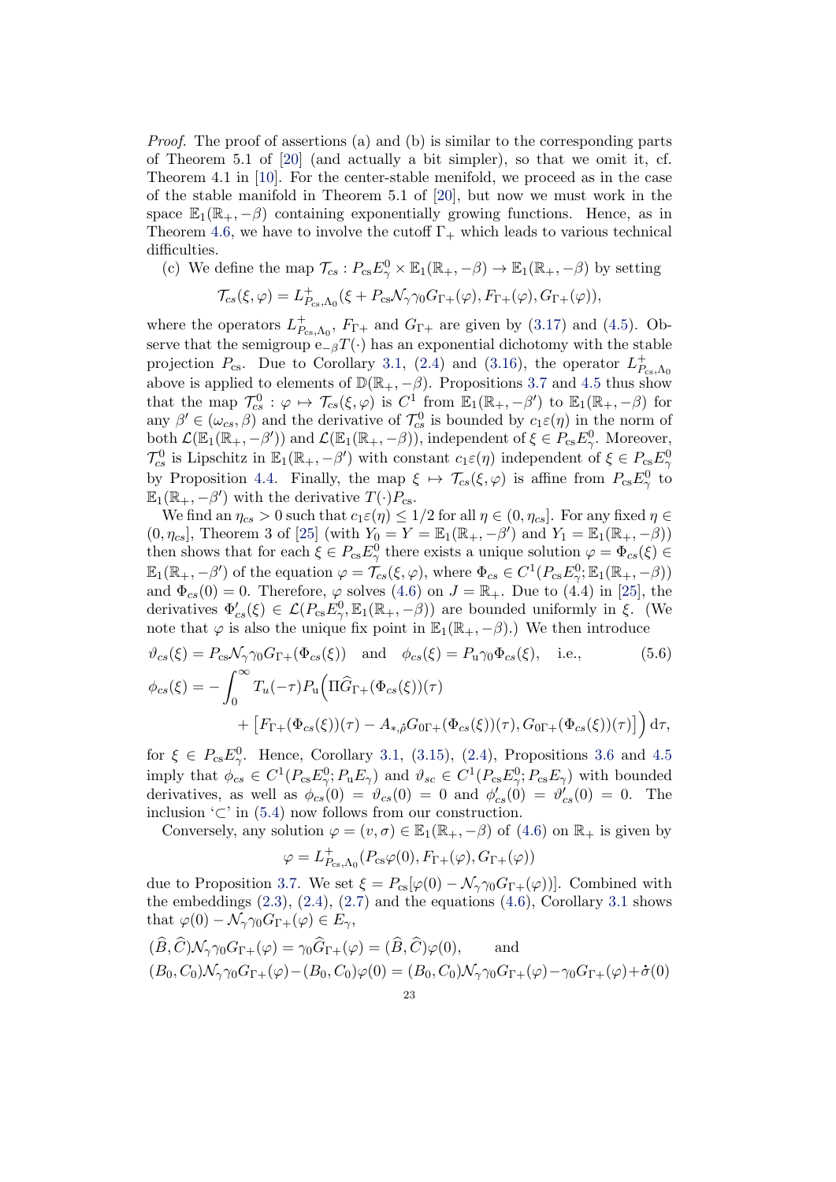*Proof.* The proof of assertions (a) and (b) is similar to the corresponding parts of Theorem 5.1 of [20] (and actually a bit simpler), so that we omit it, cf. Theorem 4.1 in [10]. For the center-stable menifold, we proceed as in the case of the stable manifold in Theorem 5.1 of [20], but now we must work in the space $\mathbb{E}_1(\mathbb{R}_+,-\beta)$ containing exponentially growing functions. Hence, as in Theorem 4.6, we have to involve the cutoff $\Gamma_+$ which leads to various technical difficulties.

(c) We define the map $\mathcal{T}_{cs}: P_{\rm cs}E_\gamma^0 \times \mathbb{E}_1(\mathbb{R}_+,-\beta) \to \mathbb{E}_1(\mathbb{R}_+,-\beta)$ by setting

$$\mathcal{T}_{cs}(\xi,\varphi) = L^+_{P_{\rm cs},\Lambda_0}(\xi + P_{\rm cs}\mathcal{N}_\gamma\gamma_0 G_{\Gamma+}(\varphi), F_{\Gamma+}(\varphi), G_{\Gamma+}(\varphi)),$$

where the operators $L^+_{P_{\rm cs},\Lambda_0}$, $F_{\Gamma+}$ and $G_{\Gamma+}$ are given by (3.17) and (4.5). Observe that the semigroup $\mathrm{e}_{-\beta}T(\cdot)$ has an exponential dichotomy with the stable projection $P_{\rm cs}$. Due to Corollary 3.1, (2.4) and (3.16), the operator $L^+_{P_{\rm cs},\Lambda_0}$ above is applied to elements of $\mathbb{D}(\mathbb{R}_+,-\beta)$. Propositions 3.7 and 4.5 thus show that the map $\mathcal{T}^0_{cs}: \varphi \mapsto \mathcal{T}_{cs}(\xi,\varphi)$ is $C^1$ from $\mathbb{E}_1(\mathbb{R}_+,-\beta')$ to $\mathbb{E}_1(\mathbb{R}_+,-\beta)$ for any $\beta' \in (\omega_{cs},\beta)$ and the derivative of $\mathcal{T}^0_{cs}$ is bounded by $c_1\varepsilon(\eta)$ in the norm of both $\mathcal{L}(\mathbb{E}_1(\mathbb{R}_+,-\beta'))$ and $\mathcal{L}(\mathbb{E}_1(\mathbb{R}_+,-\beta))$, independent of $\xi \in P_{\rm cs}E^0_\gamma$. Moreover, $\mathcal{T}^0_{cs}$ is Lipschitz in $\mathbb{E}_1(\mathbb{R}_+,-\beta')$ with constant $c_1\varepsilon(\eta)$ independent of $\xi \in P_{\rm cs}E^0_\gamma$ by Proposition 4.4. Finally, the map $\xi \mapsto \mathcal{T}_{cs}(\xi,\varphi)$ is affine from $P_{\rm cs}E^0_\gamma$ to $\mathbb{E}_1(\mathbb{R}_+,-\beta')$ with the derivative $T(\cdot)P_{\rm cs}$.

We find an $\eta_{cs}>0$ such that $c_1\varepsilon(\eta) \le 1/2$ for all $\eta \in (0,\eta_{cs}]$. For any fixed $\eta \in (0,\eta_{cs}]$, Theorem 3 of [25] (with $Y_0 = Y = \mathbb{E}_1(\mathbb{R}_+,-\beta')$ and $Y_1 = \mathbb{E}_1(\mathbb{R}_+,-\beta)$) then shows that for each $\xi \in P_{\rm cs}E^0_\gamma$ there exists a unique solution $\varphi = \Phi_{cs}(\xi) \in \mathbb{E}_1(\mathbb{R}_+,-\beta')$ of the equation $\varphi = \mathcal{T}_{cs}(\xi,\varphi)$, where $\Phi_{cs} \in C^1(P_{\rm cs}E^0_\gamma;\mathbb{E}_1(\mathbb{R}_+,-\beta))$ and $\Phi_{cs}(0)=0$. Therefore, $\varphi$ solves (4.6) on $J=\mathbb{R}_+$. Due to (4.4) in [25], the derivatives $\Phi'_{cs}(\xi) \in \mathcal{L}(P_{\rm cs}E^0_\gamma,\mathbb{E}_1(\mathbb{R}_+,-\beta))$ are bounded uniformly in $\xi$. (We note that $\varphi$ is also the unique fix point in $\mathbb{E}_1(\mathbb{R}_+,-\beta)$.) We then introduce

$$\vartheta_{cs}(\xi) = P_{\rm cs}\mathcal{N}_\gamma\gamma_0 G_{\Gamma+}(\Phi_{cs}(\xi)) \quad\text{and}\quad \phi_{cs}(\xi) = P_{\rm u}\gamma_0\Phi_{cs}(\xi), \quad \text{i.e.,} \tag{5.6}$$

$$\begin{aligned}\phi_{cs}(\xi) = -\int_0^\infty T_u(-\tau)P_{\rm u}\Big(&\Pi\widehat{G}_{\Gamma+}(\Phi_{cs}(\xi))(\tau)\\ &+ \big[F_{\Gamma+}(\Phi_{cs}(\xi))(\tau) - A_{*,\hat{\rho}}G_{0\Gamma+}(\Phi_{cs}(\xi))(\tau), G_{0\Gamma+}(\Phi_{cs}(\xi))(\tau)\big]\Big)\,\mathrm{d}\tau,\end{aligned}$$

for $\xi \in P_{\rm cs}E^0_\gamma$. Hence, Corollary 3.1, (3.15), (2.4), Propositions 3.6 and 4.5 imply that $\phi_{cs} \in C^1(P_{\rm cs}E^0_\gamma;P_{\rm u}E_\gamma)$ and $\vartheta_{sc} \in C^1(P_{\rm cs}E^0_\gamma;P_{\rm cs}E_\gamma)$ with bounded derivatives, as well as $\phi_{cs}(0)=\vartheta_{cs}(0)=0$ and $\phi'_{cs}(0)=\vartheta'_{cs}(0)=0$. The inclusion '$\subset$' in (5.4) now follows from our construction.

Conversely, any solution $\varphi = (v,\sigma) \in \mathbb{E}_1(\mathbb{R}_+,-\beta)$ of (4.6) on $\mathbb{R}_+$ is given by

$$\varphi = L^+_{P_{\rm cs},\Lambda_0}(P_{\rm cs}\varphi(0), F_{\Gamma+}(\varphi), G_{\Gamma+}(\varphi))$$

due to Proposition 3.7. We set $\xi = P_{\rm cs}[\varphi(0) - \mathcal{N}_\gamma\gamma_0 G_{\Gamma+}(\varphi))]$. Combined with the embeddings (2.3), (2.4), (2.7) and the equations (4.6), Corollary 3.1 shows that $\varphi(0) - \mathcal{N}_\gamma\gamma_0 G_{\Gamma+}(\varphi) \in E_\gamma$,

$$(\widehat{B},\widehat{C})\mathcal{N}_\gamma\gamma_0 G_{\Gamma+}(\varphi) = \gamma_0\widehat{G}_{\Gamma+}(\varphi) = (\widehat{B},\widehat{C})\varphi(0), \qquad \text{and}$$

$$(B_0,C_0)\mathcal{N}_\gamma\gamma_0 G_{\Gamma+}(\varphi) - (B_0,C_0)\varphi(0) = (B_0,C_0)\mathcal{N}_\gamma\gamma_0 G_{\Gamma+}(\varphi) - \gamma_0 G_{\Gamma+}(\varphi) + \dot{\sigma}(0)$$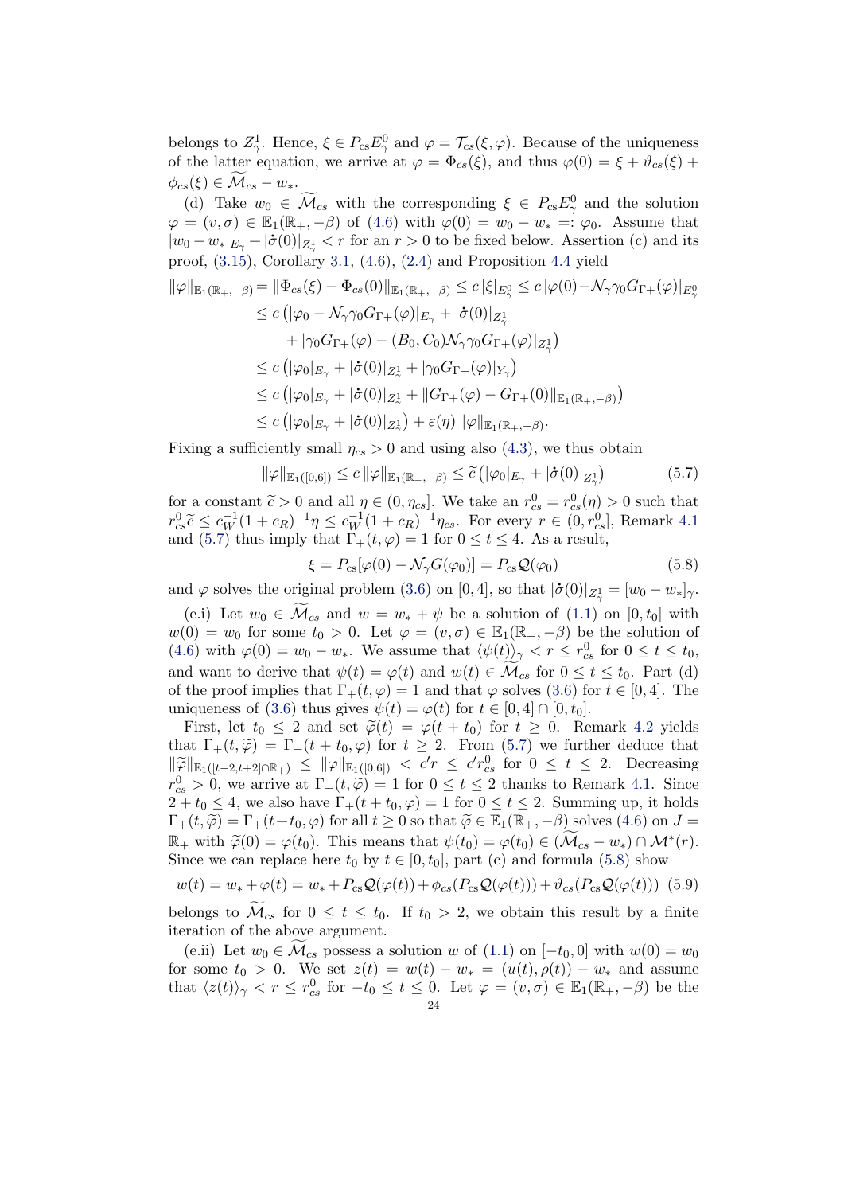belongs to $Z^1_\gamma$. Hence, $\xi \in P_{\rm cs}E^0_\gamma$ and $\varphi = \mathcal{T}_{cs}(\xi,\varphi)$. Because of the uniqueness of the latter equation, we arrive at $\varphi = \Phi_{cs}(\xi)$, and thus $\varphi(0) = \xi + \vartheta_{cs}(\xi) + \phi_{cs}(\xi) \in \widetilde{\mathcal{M}}_{cs} - w_*$.

(d) Take $w_0 \in \widetilde{\mathcal{M}}_{cs}$ with the corresponding $\xi \in P_{\rm cs}E^0_\gamma$ and the solution $\varphi = (v,\sigma) \in \mathbb{E}_1(\mathbb{R}_+,-\beta)$ of (4.6) with $\varphi(0) = w_0 - w_* =: \varphi_0$. Assume that $|w_0 - w_*|_{E_\gamma} + |\dot\sigma(0)|_{Z^1_\gamma} < r$ for an $r>0$ to be fixed below. Assertion (c) and its proof, (3.15), Corollary 3.1, (4.6), (2.4) and Proposition 4.4 yield

$$
\begin{aligned}
\|\varphi\|_{\mathbb{E}_1(\mathbb{R}_+,-\beta)} &= \|\Phi_{cs}(\xi) - \Phi_{cs}(0)\|_{\mathbb{E}_1(\mathbb{R}_+,-\beta)} \le c\,|\xi|_{E^0_\gamma} \le c\,|\varphi(0) - \mathcal{N}_\gamma\gamma_0 G_{\Gamma+}(\varphi)|_{E^0_\gamma}\\
&\le c\,\big(|\varphi_0 - \mathcal{N}_\gamma\gamma_0 G_{\Gamma+}(\varphi)|_{E_\gamma} + |\dot\sigma(0)|_{Z^1_\gamma}\\
&\qquad + |\gamma_0 G_{\Gamma+}(\varphi) - (B_0,C_0)\mathcal{N}_\gamma\gamma_0 G_{\Gamma+}(\varphi)|_{Z^1_\gamma}\big)\\
&\le c\,\big(|\varphi_0|_{E_\gamma} + |\dot\sigma(0)|_{Z^1_\gamma} + |\gamma_0 G_{\Gamma+}(\varphi)|_{Y_\gamma}\big)\\
&\le c\,\big(|\varphi_0|_{E_\gamma} + |\dot\sigma(0)|_{Z^1_\gamma} + \|G_{\Gamma+}(\varphi) - G_{\Gamma+}(0)\|_{\mathbb{E}_1(\mathbb{R}_+,-\beta)}\big)\\
&\le c\,\big(|\varphi_0|_{E_\gamma} + |\dot\sigma(0)|_{Z^1_\gamma}\big) + \varepsilon(\eta)\,\|\varphi\|_{\mathbb{E}_1(\mathbb{R}_+,-\beta)}.
\end{aligned}
$$

Fixing a sufficiently small $\eta_{cs}>0$ and using also (4.3), we thus obtain

$$
\|\varphi\|_{\mathbb{E}_1([0,6])} \le c\,\|\varphi\|_{\mathbb{E}_1(\mathbb{R}_+,-\beta)} \le \widetilde{c}\,\big(|\varphi_0|_{E_\gamma} + |\dot\sigma(0)|_{Z^1_\gamma}\big) \tag{5.7}
$$

for a constant $\widetilde{c}>0$ and all $\eta \in (0,\eta_{cs}]$. We take an $r^0_{cs} = r^0_{cs}(\eta) > 0$ such that $r^0_{cs}\widetilde{c} \le c_W^{-1}(1+c_R)^{-1}\eta \le c_W^{-1}(1+c_R)^{-1}\eta_{cs}$. For every $r \in (0, r^0_{cs}]$, Remark 4.1 and (5.7) thus imply that $\Gamma_+(t,\varphi) = 1$ for $0 \le t \le 4$. As a result,

$$
\xi = P_{\rm cs}[\varphi(0) - \mathcal{N}_\gamma G(\varphi_0)] = P_{\rm cs}\mathcal{Q}(\varphi_0) \tag{5.8}
$$

and $\varphi$ solves the original problem (3.6) on $[0,4]$, so that $|\dot\sigma(0)|_{Z^1_\gamma} = [w_0 - w_*]_\gamma$.

(e.i) Let $w_0 \in \widetilde{\mathcal{M}}_{cs}$ and $w = w_* + \psi$ be a solution of (1.1) on $[0,t_0]$ with $w(0) = w_0$ for some $t_0 > 0$. Let $\varphi = (v,\sigma) \in \mathbb{E}_1(\mathbb{R}_+,-\beta)$ be the solution of (4.6) with $\varphi(0) = w_0 - w_*$. We assume that $\langle\psi(t)\rangle_\gamma < r \le r^0_{cs}$ for $0 \le t \le t_0$, and want to derive that $\psi(t) = \varphi(t)$ and $w(t) \in \widetilde{\mathcal{M}}_{cs}$ for $0 \le t \le t_0$. Part (d) of the proof implies that $\Gamma_+(t,\varphi) = 1$ and that $\varphi$ solves (3.6) for $t \in [0,4]$. The uniqueness of (3.6) thus gives $\psi(t) = \varphi(t)$ for $t \in [0,4] \cap [0,t_0]$.

First, let $t_0 \le 2$ and set $\widetilde{\varphi}(t) = \varphi(t + t_0)$ for $t \ge 0$. Remark 4.2 yields that $\Gamma_+(t,\widetilde{\varphi}) = \Gamma_+(t + t_0,\varphi)$ for $t \ge 2$. From (5.7) we further deduce that $\|\widetilde{\varphi}\|_{\mathbb{E}_1([t-2,t+2]\cap\mathbb{R}_+)} \le \|\varphi\|_{\mathbb{E}_1([0,6])} < c'r \le c'r^0_{cs}$ for $0 \le t \le 2$. Decreasing $r^0_{cs} > 0$, we arrive at $\Gamma_+(t,\widetilde{\varphi}) = 1$ for $0 \le t \le 2$ thanks to Remark 4.1. Since $2 + t_0 \le 4$, we also have $\Gamma_+(t + t_0,\varphi) = 1$ for $0 \le t \le 2$. Summing up, it holds $\Gamma_+(t,\widetilde{\varphi}) = \Gamma_+(t+t_0,\varphi)$ for all $t \ge 0$ so that $\widetilde{\varphi} \in \mathbb{E}_1(\mathbb{R}_+,-\beta)$ solves (4.6) on $J = \mathbb{R}_+$ with $\widetilde{\varphi}(0) = \varphi(t_0)$. This means that $\psi(t_0) = \varphi(t_0) \in (\widetilde{\mathcal{M}}_{cs} - w_*) \cap \mathcal{M}^*(r)$. Since we can replace here $t_0$ by $t \in [0,t_0]$, part (c) and formula (5.8) show

$$
w(t) = w_* + \varphi(t) = w_* + P_{\rm cs}\mathcal{Q}(\varphi(t)) + \phi_{cs}(P_{\rm cs}\mathcal{Q}(\varphi(t))) + \vartheta_{cs}(P_{\rm cs}\mathcal{Q}(\varphi(t))) \tag{5.9}
$$

belongs to $\widetilde{\mathcal{M}}_{cs}$ for $0 \le t \le t_0$. If $t_0 > 2$, we obtain this result by a finite iteration of the above argument.

(e.ii) Let $w_0 \in \widetilde{\mathcal{M}}_{cs}$ possess a solution $w$ of (1.1) on $[-t_0, 0]$ with $w(0) = w_0$ for some $t_0 > 0$. We set $z(t) = w(t) - w_* = (u(t),\rho(t)) - w_*$ and assume that $\langle z(t)\rangle_\gamma < r \le r^0_{cs}$ for $-t_0 \le t \le 0$. Let $\varphi = (v,\sigma) \in \mathbb{E}_1(\mathbb{R}_+,-\beta)$ be the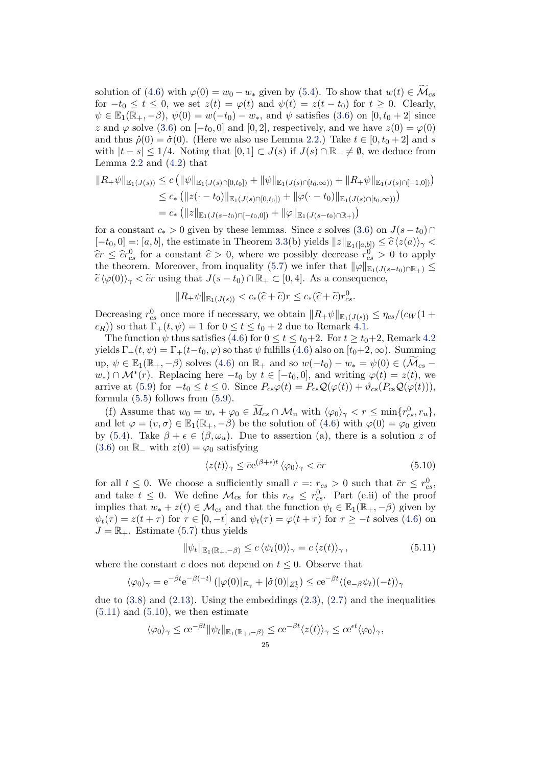solution of (4.6) with $\varphi(0) = w_0 - w_*$ given by (5.4). To show that $w(t) \in \widetilde{\mathcal{M}}_{cs}$ for $-t_0 \le t \le 0$, we set $z(t) = \varphi(t)$ and $\psi(t) = z(t - t_0)$ for $t \ge 0$. Clearly, $\psi \in \mathbb{E}_1(\mathbb{R}_+, -\beta)$, $\psi(0) = w(-t_0) - w_*$, and $\psi$ satisfies (3.6) on $[0, t_0 + 2]$ since $z$ and $\varphi$ solve (3.6) on $[-t_0, 0]$ and $[0, 2]$, respectively, and we have $z(0) = \varphi(0)$ and thus $\dot{\rho}(0) = \dot{\sigma}(0)$. (Here we also use Lemma 2.2.) Take $t \in [0, t_0 + 2]$ and $s$ with $|t - s| \le 1/4$. Noting that $[0, 1] \subset J(s)$ if $J(s) \cap \mathbb{R}_- \ne \emptyset$, we deduce from Lemma 2.2 and (4.2) that

$$
\begin{aligned}
\|R_+\psi\|_{\mathbb{E}_1(J(s))} &\le c\left(\|\psi\|_{\mathbb{E}_1(J(s)\cap[0,t_0])} + \|\psi\|_{\mathbb{E}_1(J(s)\cap[t_0,\infty))} + \|R_+\psi\|_{\mathbb{E}_1(J(s)\cap[-1,0])}\right)\\
&\le c_*\left(\|z(\cdot - t_0)\|_{\mathbb{E}_1(J(s)\cap[0,t_0])} + \|\varphi(\cdot - t_0)\|_{\mathbb{E}_1(J(s)\cap[t_0,\infty))}\right)\\
&= c_*\left(\|z\|_{\mathbb{E}_1(J(s-t_0)\cap[-t_0,0])} + \|\varphi\|_{\mathbb{E}_1(J(s-t_0)\cap\mathbb{R}_+)}\right)
\end{aligned}
$$

for a constant $c_* > 0$ given by these lemmas. Since $z$ solves (3.6) on $J(s - t_0) \cap [-t_0, 0] =: [a, b]$, the estimate in Theorem 3.3(b) yields $\|z\|_{\mathbb{E}_1([a,b])} \le \widehat{c}\,\langle z(a)\rangle_\gamma < \widehat{c}r \le \widehat{c}r^0_{cs}$ for a constant $\widehat{c} > 0$, where we possibly decrease $r^0_{cs} > 0$ to apply the theorem. Moreover, from inquality (5.7) we infer that $\|\varphi\|_{\mathbb{E}_1(J(s-t_0)\cap\mathbb{R}_+)} \le \widetilde{c}\,\langle\varphi(0)\rangle_\gamma < \widetilde{c}r$ using that $J(s - t_0) \cap \mathbb{R}_+ \subset [0, 4]$. As a consequence,

$$
\|R_+\psi\|_{\mathbb{E}_1(J(s))} < c_*(\widehat{c} + \widetilde{c})r \le c_*(\widehat{c} + \widetilde{c})r^0_{cs}.
$$

Decreasing $r^0_{cs}$ once more if necessary, we obtain $\|R_+\psi\|_{\mathbb{E}_1(J(s))} \le \eta_{cs}/(c_W(1 + c_R))$ so that $\Gamma_+(t, \psi) = 1$ for $0 \le t \le t_0 + 2$ due to Remark 4.1.

The function $\psi$ thus satisfies (4.6) for $0 \le t \le t_0+2$. For $t \ge t_0+2$, Remark 4.2 yields $\Gamma_+(t, \psi) = \Gamma_+(t-t_0, \varphi)$ so that $\psi$ fulfills (4.6) also on $[t_0+2, \infty)$. Summing up, $\psi \in \mathbb{E}_1(\mathbb{R}_+, -\beta)$ solves (4.6) on $\mathbb{R}_+$ and so $w(-t_0) - w_* = \psi(0) \in (\widetilde{\mathcal{M}}_{cs} - w_*) \cap \mathcal{M}^*(r)$. Replacing here $-t_0$ by $t \in [-t_0, 0]$, and writing $\varphi(t) = z(t)$, we arrive at (5.9) for $-t_0 \le t \le 0$. Since $P_{cs}\varphi(t) = P_{cs}\mathcal{Q}(\varphi(t)) + \vartheta_{cs}(P_{cs}\mathcal{Q}(\varphi(t)))$, formula (5.5) follows from (5.9).

(f) Assume that $w_0 = w_* + \varphi_0 \in \widetilde{M}_{cs} \cap \mathcal{M}_{\rm u}$ with $\langle\varphi_0\rangle_\gamma < r \le \min\{r^0_{cs}, r_u\}$, and let $\varphi = (v, \sigma) \in \mathbb{E}_1(\mathbb{R}_+, -\beta)$ be the solution of (4.6) with $\varphi(0) = \varphi_0$ given by (5.4). Take $\beta + \epsilon \in (\beta, \omega_u)$. Due to assertion (a), there is a solution $z$ of (3.6) on $\mathbb{R}_-$ with $z(0) = \varphi_0$ satisfying

$$
\langle z(t)\rangle_\gamma \le \overline{c}\mathrm{e}^{(\beta+\epsilon)t}\,\langle\varphi_0\rangle_\gamma < \overline{c}r \tag{5.10}
$$

for all $t \le 0$. We choose a sufficiently small $r =: r_{cs} > 0$ such that $\overline{c}r \le r^0_{cs}$, and take $t \le 0$. We define $\mathcal{M}_{\rm cs}$ for this $r_{cs} \le r^0_{cs}$. Part (e.ii) of the proof implies that $w_* + z(t) \in \mathcal{M}_{\rm cs}$ and that the function $\psi_t \in \mathbb{E}_1(\mathbb{R}_+, -\beta)$ given by $\psi_t(\tau) = z(t + \tau)$ for $\tau \in [0, -t]$ and $\psi_t(\tau) = \varphi(t + \tau)$ for $\tau \ge -t$ solves (4.6) on $J = \mathbb{R}_+$. Estimate (5.7) thus yields

$$
\|\psi_t\|_{\mathbb{E}_1(\mathbb{R}_+,-\beta)} \le c\,\langle\psi_t(0)\rangle_\gamma = c\,\langle z(t)\rangle_\gamma\,, \tag{5.11}
$$

where the constant $c$ does not depend on $t \le 0$. Observe that

$$
\langle\varphi_0\rangle_\gamma = \mathrm{e}^{-\beta t}\mathrm{e}^{-\beta(-t)}\left(|\varphi(0)|_{E_\gamma} + |\dot{\sigma}(0)|_{Z^1_\gamma}\right) \le c\mathrm{e}^{-\beta t}\langle(\mathrm{e}_{-\beta}\psi_t)(-t)\rangle_\gamma
$$

due to (3.8) and (2.13). Using the embeddings (2.3), (2.7) and the inequalities (5.11) and (5.10), we then estimate

$$
\langle\varphi_0\rangle_\gamma \le c\mathrm{e}^{-\beta t}\|\psi_t\|_{\mathbb{E}_1(\mathbb{R}_+,-\beta)} \le c\mathrm{e}^{-\beta t}\langle z(t)\rangle_\gamma \le c\mathrm{e}^{\epsilon t}\langle\varphi_0\rangle_\gamma,
$$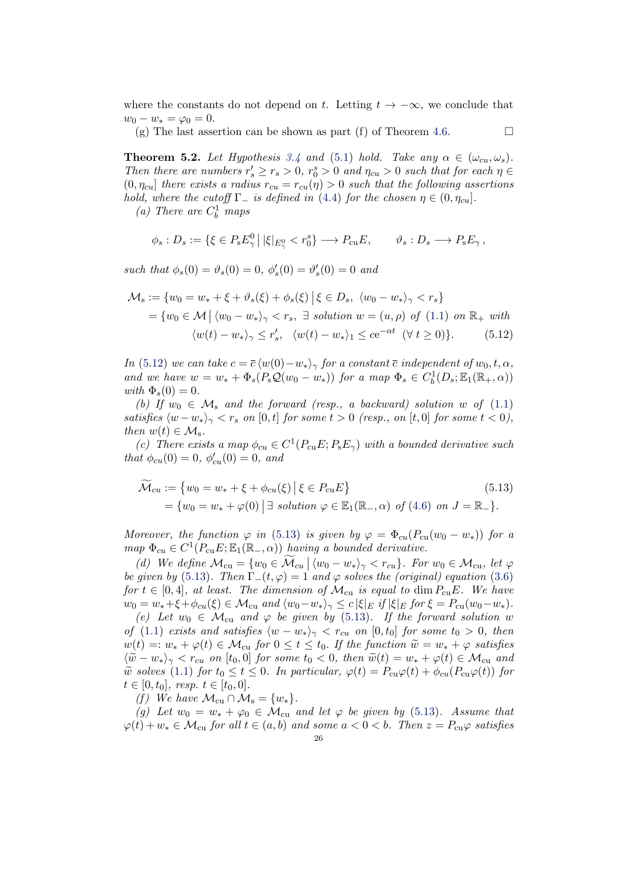where the constants do not depend on $t$. Letting $t \to -\infty$, we conclude that $w_0 - w_* = \varphi_0 = 0$.

(g) The last assertion can be shown as part (f) of Theorem 4.6. $\square$

**Theorem 5.2.** *Let Hypothesis 3.4 and (5.1) hold. Take any $\alpha \in (\omega_{cu}, \omega_s)$. Then there are numbers $r_s' \geq r_s > 0$, $r_0^s > 0$ and $\eta_{cu} > 0$ such that for each $\eta \in (0, \eta_{cu}]$ there exists a radius $r_{cu} = r_{cu}(\eta) > 0$ such that the following assertions hold, where the cutoff $\Gamma_-$ is defined in (4.4) for the chosen $\eta \in (0, \eta_{cu}]$.*

*(a) There are $C_b^1$ maps*

$$\phi_s : D_s := \{\xi \in P_s E_\gamma^0 \,|\, |\xi|_{E_\gamma^0} < r_0^s\} \longrightarrow P_{\mathrm{cu}} E, \qquad \vartheta_s : D_s \longrightarrow P_s E_\gamma\,,$$

*such that $\phi_s(0) = \vartheta_s(0) = 0$, $\phi_s'(0) = \vartheta_s'(0) = 0$ and*

$$\begin{aligned}\mathcal{M}_{\mathrm{s}} &:= \{w_0 = w_* + \xi + \vartheta_s(\xi) + \phi_s(\xi) \,|\, \xi \in D_s,\ \langle w_0 - w_* \rangle_\gamma < r_s\} \\ &= \{w_0 \in \mathcal{M} \,|\, \langle w_0 - w_* \rangle_\gamma < r_s,\ \exists \text{ solution } w = (u, \rho) \text{ of (1.1) on } \mathbb{R}_+ \text{ with} \\ &\qquad \langle w(t) - w_* \rangle_\gamma \leq r_s',\ \ \langle w(t) - w_* \rangle_1 \leq c e^{-\alpha t}\ \ (\forall\, t \geq 0)\}. \qquad (5.12)\end{aligned}$$

*In (5.12) we can take $c = \overline{c}\,\langle w(0) - w_* \rangle_\gamma$ for a constant $\overline{c}$ independent of $w_0, t, \alpha$, and we have $w = w_* + \Phi_s(P_s \mathcal{Q}(w_0 - w_*))$ for a map $\Phi_s \in C_b^1(D_s; \mathbb{E}_1(\mathbb{R}_+, \alpha))$ with $\Phi_s(0) = 0$.*

*(b) If $w_0 \in \mathcal{M}_{\mathrm{s}}$ and the forward (resp., a backward) solution $w$ of (1.1) satisfies $\langle w - w_* \rangle_\gamma < r_s$ on $[0, t]$ for some $t > 0$ (resp., on $[t, 0]$ for some $t < 0$), then $w(t) \in \mathcal{M}_{\mathrm{s}}$.*

*(c) There exists a map $\phi_{cu} \in C^1(P_{\mathrm{cu}} E; P_s E_\gamma)$ with a bounded derivative such that $\phi_{cu}(0) = 0$, $\phi_{cu}'(0) = 0$, and*

$$\begin{aligned}\widetilde{\mathcal{M}}_{cu} &:= \{w_0 = w_* + \xi + \phi_{cu}(\xi) \,|\, \xi \in P_{\mathrm{cu}} E\} \qquad (5.13) \\ &= \{w_0 = w_* + \varphi(0) \,|\, \exists \text{ solution } \varphi \in \mathbb{E}_1(\mathbb{R}_-, \alpha) \text{ of (4.6) on } J = \mathbb{R}_-\}.\end{aligned}$$

*Moreover, the function $\varphi$ in (5.13) is given by $\varphi = \Phi_{cu}(P_{\mathrm{cu}}(w_0 - w_*))$ for a map $\Phi_{cu} \in C^1(P_{\mathrm{cu}} E; \mathbb{E}_1(\mathbb{R}_-, \alpha))$ having a bounded derivative.*

*(d) We define $\mathcal{M}_{\mathrm{cu}} = \{w_0 \in \widetilde{\mathcal{M}}_{cu} \,|\, \langle w_0 - w_* \rangle_\gamma < r_{cu}\}$. For $w_0 \in \mathcal{M}_{\mathrm{cu}}$, let $\varphi$ be given by (5.13). Then $\Gamma_-(t, \varphi) = 1$ and $\varphi$ solves the (original) equation (3.6) for $t \in [0, 4]$, at least. The dimension of $\mathcal{M}_{\mathrm{cu}}$ is equal to $\dim P_{\mathrm{cu}} E$. We have $w_0 = w_* + \xi + \phi_{cu}(\xi) \in \mathcal{M}_{\mathrm{cu}}$ and $\langle w_0 - w_* \rangle_\gamma \leq c\, |\xi|_E$ if $|\xi|_E$ for $\xi = P_{\mathrm{cu}}(w_0 - w_*)$.*

*(e) Let $w_0 \in \mathcal{M}_{\mathrm{cu}}$ and $\varphi$ be given by (5.13). If the forward solution $w$ of (1.1) exists and satisfies $\langle w - w_* \rangle_\gamma < r_{cu}$ on $[0, t_0]$ for some $t_0 > 0$, then $w(t) =: w_* + \varphi(t) \in \mathcal{M}_{\mathrm{cu}}$ for $0 \leq t \leq t_0$. If the function $\widetilde{w} = w_* + \varphi$ satisfies $\langle \widetilde{w} - w_* \rangle_\gamma < r_{cu}$ on $[t_0, 0]$ for some $t_0 < 0$, then $\widetilde{w}(t) = w_* + \varphi(t) \in \mathcal{M}_{\mathrm{cu}}$ and $\widetilde{w}$ solves (1.1) for $t_0 \leq t \leq 0$. In particular, $\varphi(t) = P_{\mathrm{cu}} \varphi(t) + \phi_{cu}(P_{\mathrm{cu}} \varphi(t))$ for $t \in [0, t_0]$, resp. $t \in [t_0, 0]$.*

*(f) We have $\mathcal{M}_{\mathrm{cu}} \cap \mathcal{M}_{\mathrm{s}} = \{w_*\}$.*

*(g) Let $w_0 = w_* + \varphi_0 \in \mathcal{M}_{\mathrm{cu}}$ and let $\varphi$ be given by (5.13). Assume that $\varphi(t) + w_* \in \mathcal{M}_{\mathrm{cu}}$ for all $t \in (a, b)$ and some $a < 0 < b$. Then $z = P_{\mathrm{cu}} \varphi$ satisfies*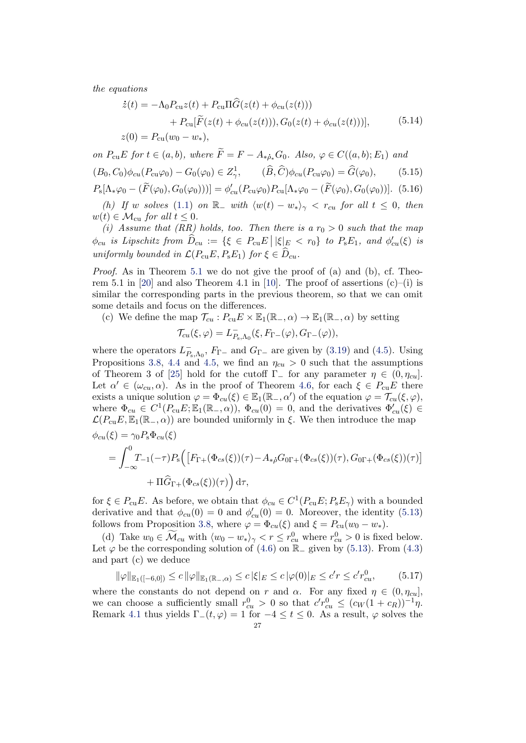the equations

$$
\begin{aligned}
\dot z(t) = {} & -\Lambda_0 P_{\rm cu} z(t) + P_{\rm cu}\Pi\widehat{G}(z(t)+\phi_{cu}(z(t))) \\
& + P_{\rm cu}[\widetilde{F}(z(t)+\phi_{cu}(z(t))), G_0(z(t)+\phi_{cu}(z(t)))], \\
z(0) = {} & P_{\rm cu}(w_0 - w_*),
\end{aligned}
\tag{5.14}
$$

*on $P_{\rm cu}E$ for $t\in(a,b)$, where $\widetilde{F} = F - A_{*\hat\rho_*}G_0$. Also, $\varphi\in C((a,b);E_1)$ and*

$$
(B_0,C_0)\phi_{cu}(P_{\rm cu}\varphi_0) - G_0(\varphi_0) \in Z_\gamma^1, \qquad (\widehat{B},\widehat{C})\phi_{cu}(P_{\rm cu}\varphi_0) = \widehat{G}(\varphi_0), \tag{5.15}
$$

$$
P_{\rm s}[\Lambda_*\varphi_0 - (\widetilde{F}(\varphi_0), G_0(\varphi_0)))] = \phi_{cu}'(P_{\rm cu}\varphi_0)P_{\rm cu}[\Lambda_*\varphi_0 - (\widetilde{F}(\varphi_0), G_0(\varphi_0))]. \tag{5.16}
$$

*(h) If $w$ solves (1.1) on $\mathbb{R}_-$ with $\langle w(t)-w_*\rangle_\gamma < r_{cu}$ for all $t\le 0$, then $w(t)\in\mathcal{M}_{\rm cu}$ for all $t\le 0$.*

*(i) Assume that (RR) holds, too. Then there is a $r_0>0$ such that the map $\phi_{cu}$ is Lipschitz from $\widehat{D}_{cu} := \{\xi\in P_{\rm cu}E \,\big|\, |\xi|_E < r_0\}$ to $P_{\rm s}E_1$, and $\phi_{cu}'(\xi)$ is uniformly bounded in $\mathcal{L}(P_{\rm cu}E, P_{\rm s}E_1)$ for $\xi\in\widehat{D}_{cu}$.*

*Proof.* As in Theorem 5.1 we do not give the proof of (a) and (b), cf. Theorem 5.1 in [20] and also Theorem 4.1 in [10]. The proof of assertions (c)–(i) is similar the corresponding parts in the previous theorem, so that we can omit some details and focus on the differences.

(c) We define the map $\mathcal{T}_{cu} : P_{\rm cu}E\times\mathbb{E}_1(\mathbb{R}_-,\alpha)\to\mathbb{E}_1(\mathbb{R}_-,\alpha)$ by setting

$$
\mathcal{T}_{cu}(\xi,\varphi) = L^-_{P_{\rm s},\Lambda_0}(\xi, F_{\Gamma-}(\varphi), G_{\Gamma-}(\varphi)),
$$

where the operators $L^-_{P_{\rm s},\Lambda_0}$, $F_{\Gamma-}$ and $G_{\Gamma-}$ are given by (3.19) and (4.5). Using Propositions 3.8, 4.4 and 4.5, we find an $\eta_{cu}>0$ such that the assumptions of Theorem 3 of [25] hold for the cutoff $\Gamma_-$ for any parameter $\eta\in(0,\eta_{cu}]$. Let $\alpha'\in(\omega_{cu},\alpha)$. As in the proof of Theorem 4.6, for each $\xi\in P_{\rm cu}E$ there exists a unique solution $\varphi = \Phi_{cu}(\xi)\in\mathbb{E}_1(\mathbb{R}_-,\alpha')$ of the equation $\varphi = \mathcal{T}_{cu}(\xi,\varphi)$, where $\Phi_{cu}\in C^1(P_{\rm cu}E;\mathbb{E}_1(\mathbb{R}_-,\alpha))$, $\Phi_{cu}(0)=0$, and the derivatives $\Phi'_{cu}(\xi)\in\mathcal{L}(P_{\rm cu}E,\mathbb{E}_1(\mathbb{R}_-,\alpha))$ are bounded uniformly in $\xi$. We then introduce the map

$$
\begin{aligned}
\phi_{cu}(\xi) &= \gamma_0 P_{\rm s}\Phi_{cu}(\xi) \\
&= \int_{-\infty}^0 T_{-1}(-\tau)P_{\rm s}\Big(\big[F_{\Gamma+}(\Phi_{cs}(\xi))(\tau) - A_{*\hat\rho}G_{0\Gamma+}(\Phi_{cs}(\xi))(\tau), G_{0\Gamma+}(\Phi_{cs}(\xi))(\tau)\big] \\
&\qquad\qquad + \Pi\widehat{G}_{\Gamma+}(\Phi_{cs}(\xi))(\tau)\Big)\,\mathrm{d}\tau,
\end{aligned}
$$

for $\xi\in P_{\rm cu}E$. As before, we obtain that $\phi_{cu}\in C^1(P_{\rm cu}E;P_{\rm s}E_\gamma)$ with a bounded derivative and that $\phi_{cu}(0)=0$ and $\phi'_{cu}(0)=0$. Moreover, the identity (5.13) follows from Proposition 3.8, where $\varphi=\Phi_{cu}(\xi)$ and $\xi = P_{\rm cu}(w_0-w_*)$.

(d) Take $w_0\in\widetilde{\mathcal{M}}_{cu}$ with $\langle w_0 - w_*\rangle_\gamma < r\le r^0_{cu}$ where $r^0_{cu}>0$ is fixed below. Let $\varphi$ be the corresponding solution of (4.6) on $\mathbb{R}_-$ given by (5.13). From (4.3) and part (c) we deduce

$$
\|\varphi\|_{\mathbb{E}_1([-6,0])} \le c\,\|\varphi\|_{\mathbb{E}_1(\mathbb{R}_-,\alpha)} \le c\,|\xi|_E \le c\,|\varphi(0)|_E \le c' r \le c' r^0_{cu}, \tag{5.17}
$$

where the constants do not depend on $r$ and $\alpha$. For any fixed $\eta\in(0,\eta_{cu}]$, we can choose a sufficiently small $r^0_{cu}>0$ so that $c' r^0_{cu}\le (c_W(1+c_R))^{-1}\eta$. Remark 4.1 thus yields $\Gamma_-(t,\varphi)=1$ for $-4\le t\le 0$. As a result, $\varphi$ solves the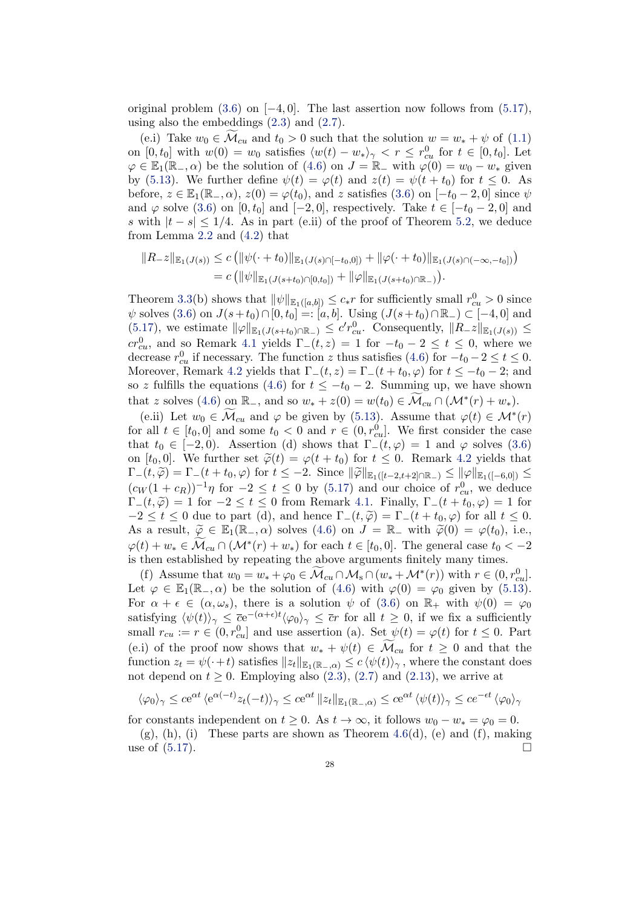original problem (3.6) on $[-4,0]$. The last assertion now follows from (5.17), using also the embeddings (2.3) and (2.7).

(e.i) Take $w_0 \in \widetilde{\mathcal{M}}_{cu}$ and $t_0 > 0$ such that the solution $w = w_* + \psi$ of (1.1) on $[0,t_0]$ with $w(0) = w_0$ satisfies $\langle w(t) - w_* \rangle_\gamma < r \le r_{cu}^0$ for $t \in [0,t_0]$. Let $\varphi \in \mathbb{E}_1(\mathbb{R}_-, \alpha)$ be the solution of (4.6) on $J = \mathbb{R}_-$ with $\varphi(0) = w_0 - w_*$ given by (5.13). We further define $\psi(t) = \varphi(t)$ and $z(t) = \psi(t + t_0)$ for $t \le 0$. As before, $z \in \mathbb{E}_1(\mathbb{R}_-, \alpha)$, $z(0) = \varphi(t_0)$, and $z$ satisfies (3.6) on $[-t_0 - 2, 0]$ since $\psi$ and $\varphi$ solve (3.6) on $[0,t_0]$ and $[-2,0]$, respectively. Take $t \in [-t_0 - 2, 0]$ and $s$ with $|t - s| \le 1/4$. As in part (e.ii) of the proof of Theorem 5.2, we deduce from Lemma 2.2 and (4.2) that

$$
\begin{aligned}
\|R_- z\|_{\mathbb{E}_1(J(s))} &\le c\left(\|\psi(\cdot + t_0)\|_{\mathbb{E}_1(J(s)\cap[-t_0,0])} + \|\varphi(\cdot + t_0)\|_{\mathbb{E}_1(J(s)\cap(-\infty,-t_0])}\right) \\
&= c\left(\|\psi\|_{\mathbb{E}_1(J(s+t_0)\cap[0,t_0])} + \|\varphi\|_{\mathbb{E}_1(J(s+t_0)\cap\mathbb{R}_-)}\right).
\end{aligned}
$$

Theorem 3.3(b) shows that $\|\psi\|_{\mathbb{E}_1([a,b])} \le c_* r$ for sufficiently small $r_{cu}^0 > 0$ since $\psi$ solves (3.6) on $J(s+t_0) \cap [0,t_0] =: [a,b]$. Using $(J(s+t_0)\cap\mathbb{R}_-) \subset [-4,0]$ and (5.17), we estimate $\|\varphi\|_{\mathbb{E}_1(J(s+t_0)\cap\mathbb{R}_-)} \le c' r_{cu}^0$. Consequently, $\|R_- z\|_{\mathbb{E}_1(J(s))} \le c r_{cu}^0$, and so Remark 4.1 yields $\Gamma_-(t,z) = 1$ for $-t_0 - 2 \le t \le 0$, where we decrease $r_{cu}^0$ if necessary. The function $z$ thus satisfies (4.6) for $-t_0 - 2 \le t \le 0$. Moreover, Remark 4.2 yields that $\Gamma_-(t,z) = \Gamma_-(t + t_0, \varphi)$ for $t \le -t_0 - 2$; and so $z$ fulfills the equations (4.6) for $t \le -t_0 - 2$. Summing up, we have shown that $z$ solves (4.6) on $\mathbb{R}_-$, and so $w_* + z(0) = w(t_0) \in \widetilde{\mathcal{M}}_{cu} \cap (\mathcal{M}^*(r) + w_*)$.

(e.ii) Let $w_0 \in \widetilde{\mathcal{M}}_{cu}$ and $\varphi$ be given by (5.13). Assume that $\varphi(t) \in \mathcal{M}^*(r)$ for all $t \in [t_0, 0]$ and some $t_0 < 0$ and $r \in (0, r_{cu}^0]$. We first consider the case that $t_0 \in [-2,0)$. Assertion (d) shows that $\Gamma_-(t,\varphi) = 1$ and $\varphi$ solves (3.6) on $[t_0, 0]$. We further set $\widetilde{\varphi}(t) = \varphi(t + t_0)$ for $t \le 0$. Remark 4.2 yields that $\Gamma_-(t, \widetilde{\varphi}) = \Gamma_-(t + t_0, \varphi)$ for $t \le -2$. Since $\|\widetilde{\varphi}\|_{\mathbb{E}_1([t-2,t+2]\cap\mathbb{R}_-)} \le \|\varphi\|_{\mathbb{E}_1([-6,0])} \le (c_W(1 + c_R))^{-1}\eta$ for $-2 \le t \le 0$ by (5.17) and our choice of $r_{cu}^0$, we deduce $\Gamma_-(t, \widetilde{\varphi}) = 1$ for $-2 \le t \le 0$ from Remark 4.1. Finally, $\Gamma_-(t + t_0, \varphi) = 1$ for $-2 \le t \le 0$ due to part (d), and hence $\Gamma_-(t, \widetilde{\varphi}) = \Gamma_-(t + t_0, \varphi)$ for all $t \le 0$. As a result, $\widetilde{\varphi} \in \mathbb{E}_1(\mathbb{R}_-, \alpha)$ solves (4.6) on $J = \mathbb{R}_-$ with $\widetilde{\varphi}(0) = \varphi(t_0)$, i.e., $\varphi(t) + w_* \in \widetilde{\mathcal{M}}_{cu} \cap (\mathcal{M}^*(r) + w_*)$ for each $t \in [t_0, 0]$. The general case $t_0 < -2$ is then established by repeating the above arguments finitely many times.

(f) Assume that $w_0 = w_* + \varphi_0 \in \widetilde{\mathcal{M}}_{cu} \cap \mathcal{M}_s \cap (w_* + \mathcal{M}^*(r))$ with $r \in (0, r_{cu}^0]$. Let $\varphi \in \mathbb{E}_1(\mathbb{R}_-, \alpha)$ be the solution of (4.6) with $\varphi(0) = \varphi_0$ given by (5.13). For $\alpha + \epsilon \in (\alpha, \omega_s)$, there is a solution $\psi$ of (3.6) on $\mathbb{R}_+$ with $\psi(0) = \varphi_0$ satisfying $\langle \psi(t) \rangle_\gamma \le \overline{c} e^{-(\alpha+\epsilon)t} \langle \varphi_0 \rangle_\gamma \le \overline{c} r$ for all $t \ge 0$, if we fix a sufficiently small $r_{cu} := r \in (0, r_{cu}^0]$ and use assertion (a). Set $\psi(t) = \varphi(t)$ for $t \le 0$. Part (e.i) of the proof now shows that $w_* + \psi(t) \in \widetilde{\mathcal{M}}_{cu}$ for $t \ge 0$ and that the function $z_t = \psi(\cdot + t)$ satisfies $\|z_t\|_{\mathbb{E}_1(\mathbb{R}_-, \alpha)} \le c \langle \psi(t) \rangle_\gamma$, where the constant does not depend on $t \ge 0$. Employing also (2.3), (2.7) and (2.13), we arrive at

$$
\langle \varphi_0 \rangle_\gamma \le c e^{\alpha t} \langle e^{\alpha(-t)} z_t(-t) \rangle_\gamma \le c e^{\alpha t} \|z_t\|_{\mathbb{E}_1(\mathbb{R}_-, \alpha)} \le c e^{\alpha t} \langle \psi(t) \rangle_\gamma \le c e^{-\epsilon t} \langle \varphi_0 \rangle_\gamma
$$

for constants independent on $t \ge 0$. As $t \to \infty$, it follows $w_0 - w_* = \varphi_0 = 0$.

(g), (h), (i) These parts are shown as Theorem 4.6(d), (e) and (f), making use of (5.17). $\square$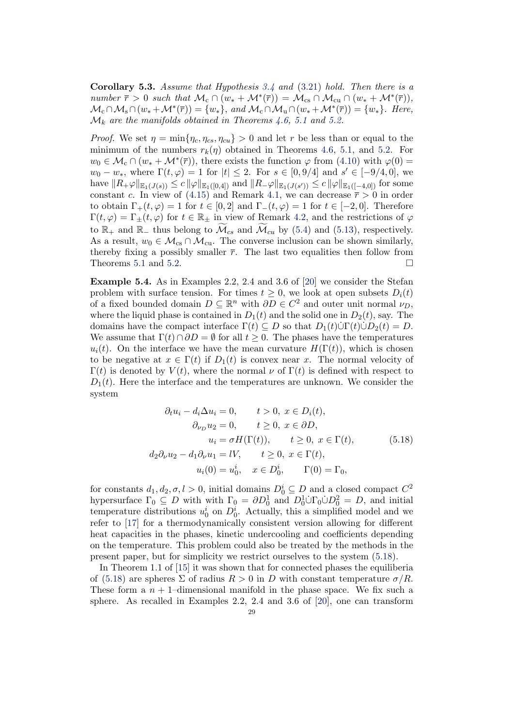**Corollary 5.3.** *Assume that Hypothesis 3.4 and (3.21) hold. Then there is a number $\overline{r} > 0$ such that $\mathcal{M}_{\rm c} \cap (w_* + \mathcal{M}^*(\overline{r})) = \mathcal{M}_{\rm cs} \cap \mathcal{M}_{\rm cu} \cap (w_* + \mathcal{M}^*(\overline{r}))$, $\mathcal{M}_{\rm c} \cap \mathcal{M}_{\rm s} \cap (w_* + \mathcal{M}^*(\overline{r})) = \{w_*\}$, and $\mathcal{M}_{\rm c} \cap \mathcal{M}_{\rm u} \cap (w_* + \mathcal{M}^*(\overline{r})) = \{w_*\}$. Here, $\mathcal{M}_k$ are the manifolds obtained in Theorems 4.6, 5.1 and 5.2.*

*Proof.* We set $\eta = \min\{\eta_c, \eta_{cs}, \eta_{cu}\} > 0$ and let $r$ be less than or equal to the minimum of the numbers $r_k(\eta)$ obtained in Theorems 4.6, 5.1, and 5.2. For $w_0 \in \mathcal{M}_{\rm c} \cap (w_* + \mathcal{M}^*(\overline{r}))$, there exists the function $\varphi$ from (4.10) with $\varphi(0) = w_0 - w_*$, where $\Gamma(t, \varphi) = 1$ for $|t| \leq 2$. For $s \in [0, 9/4]$ and $s' \in [-9/4, 0]$, we have $\|R_+\varphi\|_{\mathbb{E}_1(J(s))} \leq c\, \|\varphi\|_{\mathbb{E}_1([0,4])}$ and $\|R_-\varphi\|_{\mathbb{E}_1(J(s'))} \leq c\, \|\varphi\|_{\mathbb{E}_1([-4,0])}$ for some constant $c$. In view of (4.15) and Remark 4.1, we can decrease $\overline{r} > 0$ in order to obtain $\Gamma_+(t, \varphi) = 1$ for $t \in [0, 2]$ and $\Gamma_-(t, \varphi) = 1$ for $t \in [-2, 0]$. Therefore $\Gamma(t, \varphi) = \Gamma_\pm(t, \varphi)$ for $t \in \mathbb{R}_\pm$ in view of Remark 4.2, and the restrictions of $\varphi$ to $\mathbb{R}_+$ and $\mathbb{R}_-$ thus belong to $\widetilde{\mathcal{M}}_{cs}$ and $\widetilde{\mathcal{M}}_{cu}$ by (5.4) and (5.13), respectively. As a result, $w_0 \in \mathcal{M}_{\rm cs} \cap \mathcal{M}_{\rm cu}$. The converse inclusion can be shown similarly, thereby fixing a possibly smaller $\overline{r}$. The last two equalities then follow from Theorems 5.1 and 5.2. $\square$

**Example 5.4.** As in Examples 2.2, 2.4 and 3.6 of [20] we consider the Stefan problem with surface tension. For times $t \geq 0$, we look at open subsets $D_i(t)$ of a fixed bounded domain $D \subseteq \mathbb{R}^n$ with $\partial D \in C^2$ and outer unit normal $\nu_D$, where the liquid phase is contained in $D_1(t)$ and the solid one in $D_2(t)$, say. The domains have the compact interface $\Gamma(t) \subseteq D$ so that $D_1(t) \dot\cup \Gamma(t) \dot\cup D_2(t) = D$. We assume that $\Gamma(t) \cap \partial D = \emptyset$ for all $t \geq 0$. The phases have the temperatures $u_i(t)$. On the interface we have the mean curvature $H(\Gamma(t))$, which is chosen to be negative at $x \in \Gamma(t)$ if $D_1(t)$ is convex near $x$. The normal velocity of $\Gamma(t)$ is denoted by $V(t)$, where the normal $\nu$ of $\Gamma(t)$ is defined with respect to $D_1(t)$. Here the interface and the temperatures are unknown. We consider the system

$$
\begin{aligned}
\partial_t u_i - d_i \Delta u_i &= 0, \qquad t > 0,\ x \in D_i(t), \\
\partial_{\nu_D} u_2 &= 0, \qquad t \geq 0,\ x \in \partial D, \\
u_i &= \sigma H(\Gamma(t)), \qquad t \geq 0,\ x \in \Gamma(t), \\
d_2 \partial_\nu u_2 - d_1 \partial_\nu u_1 &= lV, \qquad t \geq 0,\ x \in \Gamma(t), \\
u_i(0) &= u_0^i, \quad x \in D_0^i, \qquad \Gamma(0) = \Gamma_0,
\end{aligned}
\tag{5.18}
$$

for constants $d_1, d_2, \sigma, l > 0$, initial domains $D_0^i \subseteq D$ and a closed compact $C^2$ hypersurface $\Gamma_0 \subseteq D$ with with $\Gamma_0 = \partial D_0^1$ and $D_0^1 \dot\cup \Gamma_0 \dot\cup D_0^2 = D$, and initial temperature distributions $u_0^i$ on $D_0^i$. Actually, this a simplified model and we refer to [17] for a thermodynamically consistent version allowing for different heat capacities in the phases, kinetic undercooling and coefficients depending on the temperature. This problem could also be treated by the methods in the present paper, but for simplicity we restrict ourselves to the system (5.18).

In Theorem 1.1 of [15] it was shown that for connected phases the equiliberia of (5.18) are spheres $\Sigma$ of radius $R > 0$ in $D$ with constant temperature $\sigma/R$. These form a $n+1$–dimensional manifold in the phase space. We fix such a sphere. As recalled in Examples 2.2, 2.4 and 3.6 of [20], one can transform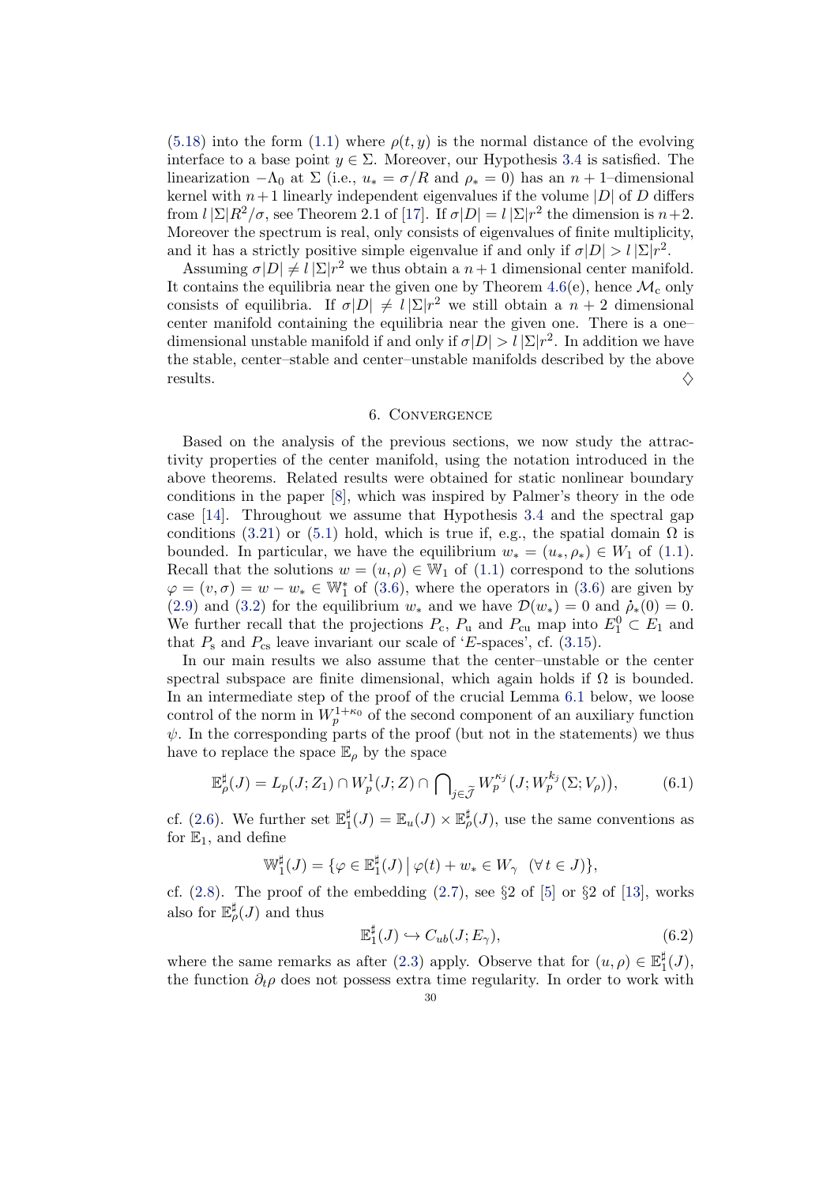(5.18) into the form (1.1) where $\rho(t,y)$ is the normal distance of the evolving interface to a base point $y \in \Sigma$. Moreover, our Hypothesis 3.4 is satisfied. The linearization $-\Lambda_0$ at $\Sigma$ (i.e., $u_* = \sigma/R$ and $\rho_* = 0$) has an $n+1$–dimensional kernel with $n+1$ linearly independent eigenvalues if the volume $|D|$ of $D$ differs from $l\,|\Sigma| R^2/\sigma$, see Theorem 2.1 of [17]. If $\sigma|D| = l\,|\Sigma| r^2$ the dimension is $n+2$. Moreover the spectrum is real, only consists of eigenvalues of finite multiplicity, and it has a strictly positive simple eigenvalue if and only if $\sigma|D| > l\,|\Sigma| r^2$.

Assuming $\sigma|D| \neq l\,|\Sigma| r^2$ we thus obtain a $n+1$ dimensional center manifold. It contains the equilibria near the given one by Theorem 4.6(e), hence $\mathcal{M}_c$ only consists of equilibria. If $\sigma|D| \neq l\,|\Sigma| r^2$ we still obtain a $n+2$ dimensional center manifold containing the equilibria near the given one. There is a one–dimensional unstable manifold if and only if $\sigma|D| > l\,|\Sigma| r^2$. In addition we have the stable, center–stable and center–unstable manifolds described by the above results. ♢

## 6. Convergence

Based on the analysis of the previous sections, we now study the attractivity properties of the center manifold, using the notation introduced in the above theorems. Related results were obtained for static nonlinear boundary conditions in the paper [8], which was inspired by Palmer's theory in the ode case [14]. Throughout we assume that Hypothesis 3.4 and the spectral gap conditions (3.21) or (5.1) hold, which is true if, e.g., the spatial domain $\Omega$ is bounded. In particular, we have the equilibrium $w_* = (u_*, \rho_*) \in W_1$ of (1.1). Recall that the solutions $w = (u, \rho) \in \mathbb{W}_1$ of (1.1) correspond to the solutions $\varphi = (v, \sigma) = w - w_* \in \mathbb{W}_1^*$ of (3.6), where the operators in (3.6) are given by (2.9) and (3.2) for the equilibrium $w_*$ and we have $\mathcal{D}(w_*) = 0$ and $\dot{\rho}_*(0) = 0$. We further recall that the projections $P_c$, $P_u$ and $P_{cu}$ map into $E_1^0 \subset E_1$ and that $P_s$ and $P_{cs}$ leave invariant our scale of '$E$-spaces', cf. (3.15).

In our main results we also assume that the center–unstable or the center spectral subspace are finite dimensional, which again holds if $\Omega$ is bounded. In an intermediate step of the proof of the crucial Lemma 6.1 below, we loose control of the norm in $W_p^{1+\kappa_0}$ of the second component of an auxiliary function $\psi$. In the corresponding parts of the proof (but not in the statements) we thus have to replace the space $\mathbb{E}_\rho$ by the space

$$\mathbb{E}_\rho^\sharp(J) = L_p(J; Z_1) \cap W_p^1(J; Z) \cap \bigcap\nolimits_{j \in \widetilde{\mathcal{J}}} W_p^{\kappa_j}\big(J; W_p^{k_j}(\Sigma; V_\rho)\big), \tag{6.1}$$

cf. (2.6). We further set $\mathbb{E}_1^\sharp(J) = \mathbb{E}_u(J) \times \mathbb{E}_\rho^\sharp(J)$, use the same conventions as for $\mathbb{E}_1$, and define

$$\mathbb{W}_1^\sharp(J) = \{\varphi \in \mathbb{E}_1^\sharp(J) \,|\, \varphi(t) + w_* \in W_\gamma \quad (\forall\, t \in J)\},$$

cf. (2.8). The proof of the embedding (2.7), see §2 of [5] or §2 of [13], works also for $\mathbb{E}_\rho^\sharp(J)$ and thus

$$\mathbb{E}_1^\sharp(J) \hookrightarrow C_{ub}(J; E_\gamma), \tag{6.2}$$

where the same remarks as after (2.3) apply. Observe that for $(u, \rho) \in \mathbb{E}_1^\sharp(J)$, the function $\partial_t \rho$ does not possess extra time regularity. In order to work with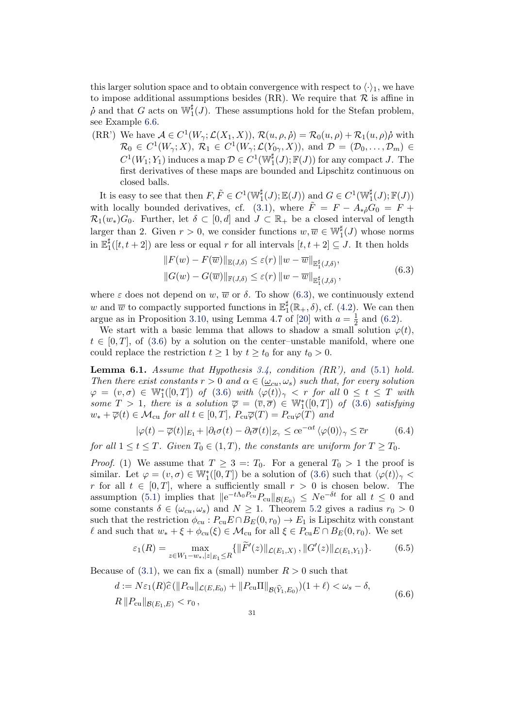this larger solution space and to obtain convergence with respect to $\langle\cdot\rangle_1$, we have to impose additional assumptions besides (RR). We require that $\mathcal{R}$ is affine in $\dot\rho$ and that $G$ acts on $\mathbb{W}_1^\sharp(J)$. These assumptions hold for the Stefan problem, see Example 6.6.

(RR') We have $\mathcal{A} \in C^1(W_\gamma; \mathcal{L}(X_1, X))$, $\mathcal{R}(u, \rho, \dot\rho) = \mathcal{R}_0(u, \rho) + \mathcal{R}_1(u, \rho)\dot\rho$ with $\mathcal{R}_0 \in C^1(W_\gamma; X)$, $\mathcal{R}_1 \in C^1(W_\gamma; \mathcal{L}(Y_{0\gamma}, X))$, and $\mathcal{D} = (\mathcal{D}_0, \dots, \mathcal{D}_m) \in C^1(W_1; Y_1)$ induces a map $\mathcal{D} \in C^1(\mathbb{W}_1^\sharp(J); \mathbb{F}(J))$ for any compact $J$. The first derivatives of these maps are bounded and Lipschitz continuous on closed balls.

It is easy to see that then $F, \tilde F \in C^1(\mathbb{W}_1^\sharp(J); \mathbb{E}(J))$ and $G \in C^1(\mathbb{W}_1^\sharp(J); \mathbb{F}(J))$ with locally bounded derivatives, cf. (3.1), where $\tilde F = F - A_{*\dot\rho} G_0 = F + \mathcal{R}_1(w_*) G_0$. Further, let $\delta \subset [0, d]$ and $J \subset \mathbb{R}_+$ be a closed interval of length larger than 2. Given $r > 0$, we consider functions $w, \overline{w} \in \mathbb{W}_1^\sharp(J)$ whose norms in $\mathbb{E}_1^\sharp([t, t+2])$ are less or equal $r$ for all intervals $[t, t+2] \subseteq J$. It then holds

$$
\begin{aligned}
\|F(w) - F(\overline{w})\|_{\mathbb{E}(J,\delta)} &\le \varepsilon(r)\, \|w - \overline{w}\|_{\mathbb{E}_1^\sharp(J,\delta)}, \\
\|G(w) - G(\overline{w})\|_{\mathbb{F}(J,\delta)} &\le \varepsilon(r)\, \|w - \overline{w}\|_{\mathbb{E}_1^\sharp(J,\delta)},
\end{aligned}
\tag{6.3}
$$

where $\varepsilon$ does not depend on $w$, $\overline{w}$ or $\delta$. To show (6.3), we continuously extend $w$ and $\overline{w}$ to compactly supported functions in $\mathbb{E}_1^\sharp(\mathbb{R}_+, \delta)$, cf. (4.2). We can then argue as in Proposition 3.10, using Lemma 4.7 of [20] with $a = \frac{1}{2}$ and (6.2).

We start with a basic lemma that allows to shadow a small solution $\varphi(t)$, $t \in [0, T]$, of (3.6) by a solution on the center–unstable manifold, where one could replace the restriction $t \ge 1$ by $t \ge t_0$ for any $t_0 > 0$.

**Lemma 6.1.** *Assume that Hypothesis 3.4, condition (RR'), and (5.1) hold. Then there exist constants $r > 0$ and $\alpha \in (\underline{\omega}_{cu}, \omega_s)$ such that, for every solution $\varphi = (v, \sigma) \in \mathbb{W}_1^*([0, T])$ of (3.6) with $\langle\varphi(t)\rangle_\gamma < r$ for all $0 \le t \le T$ with some $T > 1$, there is a solution $\overline{\varphi} = (\overline{v}, \overline{\sigma}) \in \mathbb{W}_1^*([0, T])$ of (3.6) satisfying $w_* + \overline{\varphi}(t) \in \mathcal{M}_{\rm cu}$ for all $t \in [0, T]$, $P_{\rm cu}\overline{\varphi}(T) = P_{\rm cu}\varphi(T)$ and*

$$
|\varphi(t) - \overline{\varphi}(t)|_{E_1} + |\partial_t\sigma(t) - \partial_t\overline{\sigma}(t)|_{Z_\gamma} \le c\mathrm{e}^{-\alpha t}\, \langle\varphi(0)\rangle_\gamma \le \overline{c} r \tag{6.4}
$$

*for all $1 \le t \le T$. Given $T_0 \in (1, T)$, the constants are uniform for $T \ge T_0$.*

*Proof.* (1) We assume that $T \ge 3 =: T_0$. For a general $T_0 > 1$ the proof is similar. Let $\varphi = (v, \sigma) \in \mathbb{W}_1^*([0, T])$ be a solution of (3.6) such that $\langle\varphi(t)\rangle_\gamma < r$ for all $t \in [0, T]$, where a sufficiently small $r > 0$ is chosen below. The assumption (5.1) implies that $\|\mathrm{e}^{-t A_0 P_{\rm cu}} P_{\rm cu}\|_{\mathcal{B}(E_0)} \le N\mathrm{e}^{-\delta t}$ for all $t \le 0$ and some constants $\delta \in (\omega_{cu}, \omega_s)$ and $N \ge 1$. Theorem 5.2 gives a radius $r_0 > 0$ such that the restriction $\phi_{cu} : P_{\rm cu}E \cap B_E(0, r_0) \to E_1$ is Lipschitz with constant $\ell$ and such that $w_* + \xi + \phi_{cu}(\xi) \in \mathcal{M}_{\rm cu}$ for all $\xi \in P_{\rm cu}E \cap B_E(0, r_0)$. We set

$$
\varepsilon_1(R) = \max_{z \in W_1 - w_*, |z|_{E_1} \le R} \{\|\widetilde{F}'(z)\|_{\mathcal{L}(E_1, X)}, \|G'(z)\|_{\mathcal{L}(E_1, Y_1)}\}. \tag{6.5}
$$

Because of (3.1), we can fix a (small) number $R > 0$ such that

$$
\begin{aligned}
&d := N\varepsilon_1(R)\widehat{c}\,(\|P_{\rm cu}\|_{\mathcal{L}(E, E_0)} + \|P_{\rm cu}\Pi\|_{\mathcal{B}(\widehat{Y}_1, E_0)})(1 + \ell) < \omega_s - \delta, \\
&R\, \|P_{\rm cu}\|_{\mathcal{B}(E_1, E)} < r_0,
\end{aligned}
\tag{6.6}
$$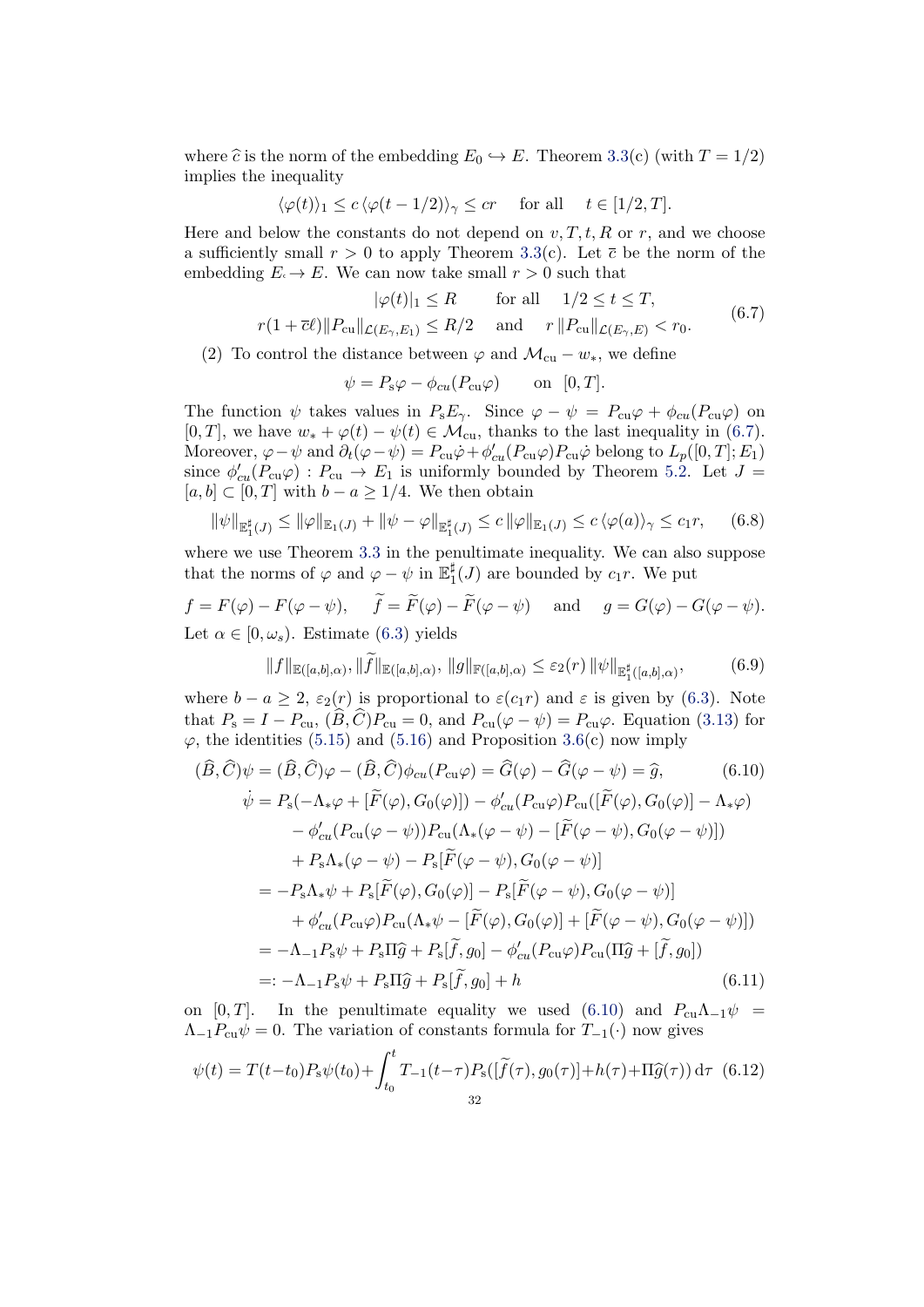where $\widehat{c}$ is the norm of the embedding $E_0 \hookrightarrow E$. Theorem 3.3(c) (with $T = 1/2$) implies the inequality

$$\langle \varphi(t) \rangle_1 \le c \, \langle \varphi(t-1/2) \rangle_\gamma \le cr \quad \text{ for all } \quad t \in [1/2, T].$$

Here and below the constants do not depend on $v, T, t, R$ or $r$, and we choose a sufficiently small $r > 0$ to apply Theorem 3.3(c). Let $\overline{c}$ be the norm of the embedding $E_\cdot \to E$. We can now take small $r > 0$ such that

$$\begin{aligned} |\varphi(t)|_1 &\le R \qquad \text{for all} \quad 1/2 \le t \le T, \\ r(1 + \overline{c}\ell)\|P_{\mathrm{cu}}\|_{\mathcal{L}(E_\gamma, E_1)} &\le R/2 \quad \text{ and } \quad r \, \|P_{\mathrm{cu}}\|_{\mathcal{L}(E_\gamma, E)} < r_0. \end{aligned} \tag{6.7}$$

(2) To control the distance between $\varphi$ and $\mathcal{M}_{\mathrm{cu}} - w_*$, we define

$$\psi = P_{\mathrm{s}}\varphi - \phi_{cu}(P_{\mathrm{cu}}\varphi) \qquad \text{on } \ [0, T].$$

The function $\psi$ takes values in $P_{\mathrm{s}}E_\gamma$. Since $\varphi - \psi = P_{\mathrm{cu}}\varphi + \phi_{cu}(P_{\mathrm{cu}}\varphi)$ on $[0, T]$, we have $w_* + \varphi(t) - \psi(t) \in \mathcal{M}_{\mathrm{cu}}$, thanks to the last inequality in (6.7). Moreover, $\varphi - \psi$ and $\partial_t(\varphi - \psi) = P_{\mathrm{cu}}\dot{\varphi} + \phi_{cu}'(P_{\mathrm{cu}}\varphi)P_{\mathrm{cu}}\dot{\varphi}$ belong to $L_p([0, T]; E_1)$ since $\phi_{cu}'(P_{\mathrm{cu}}\varphi) : P_{\mathrm{cu}} \to E_1$ is uniformly bounded by Theorem 5.2. Let $J = [a, b] \subset [0, T]$ with $b - a \ge 1/4$. We then obtain

$$\|\psi\|_{\mathbb{E}_1^\sharp(J)} \le \|\varphi\|_{\mathbb{E}_1(J)} + \|\psi - \varphi\|_{\mathbb{E}_1^\sharp(J)} \le c \, \|\varphi\|_{\mathbb{E}_1(J)} \le c \, \langle \varphi(a) \rangle_\gamma \le c_1 r, \tag{6.8}$$

where we use Theorem 3.3 in the penultimate inequality. We can also suppose that the norms of $\varphi$ and $\varphi - \psi$ in $\mathbb{E}_1^\sharp(J)$ are bounded by $c_1 r$. We put

$$f = F(\varphi) - F(\varphi - \psi), \qquad \widetilde{f} = \widetilde{F}(\varphi) - \widetilde{F}(\varphi - \psi) \quad \text{ and } \quad g = G(\varphi) - G(\varphi - \psi).$$

Let $\alpha \in [0, \omega_s)$. Estimate (6.3) yields

$$\|f\|_{\mathbb{E}([a,b],\alpha)}, \|\widetilde{f}\|_{\mathbb{E}([a,b],\alpha)}, \, \|g\|_{\mathbb{F}([a,b],\alpha)} \le \varepsilon_2(r) \, \|\psi\|_{\mathbb{E}_1^\sharp([a,b],\alpha)}, \tag{6.9}$$

where $b - a \ge 2$, $\varepsilon_2(r)$ is proportional to $\varepsilon(c_1 r)$ and $\varepsilon$ is given by (6.3). Note that $P_{\mathrm{s}} = I - P_{\mathrm{cu}}$, $(\widehat{B}, \widehat{C})P_{\mathrm{cu}} = 0$, and $P_{\mathrm{cu}}(\varphi - \psi) = P_{\mathrm{cu}}\varphi$. Equation (3.13) for $\varphi$, the identities (5.15) and (5.16) and Proposition 3.6(c) now imply

$$(\widehat{B}, \widehat{C})\psi = (\widehat{B}, \widehat{C})\varphi - (\widehat{B}, \widehat{C})\phi_{cu}(P_{\mathrm{cu}}\varphi) = \widehat{G}(\varphi) - \widehat{G}(\varphi - \psi) = \widehat{g}, \tag{6.10}$$

$$\begin{aligned} \dot{\psi} &= P_{\mathrm{s}}(-\Lambda_*\varphi + [\widetilde{F}(\varphi), G_0(\varphi)]) - \phi_{cu}'(P_{\mathrm{cu}}\varphi)P_{\mathrm{cu}}([\widetilde{F}(\varphi), G_0(\varphi)] - \Lambda_*\varphi) \\ &\quad - \phi_{cu}'(P_{\mathrm{cu}}(\varphi - \psi))P_{\mathrm{cu}}(\Lambda_*(\varphi - \psi) - [\widetilde{F}(\varphi - \psi), G_0(\varphi - \psi)]) \\ &\quad + P_{\mathrm{s}}\Lambda_*(\varphi - \psi) - P_{\mathrm{s}}[\widetilde{F}(\varphi - \psi), G_0(\varphi - \psi)] \\ &= -P_{\mathrm{s}}\Lambda_*\psi + P_{\mathrm{s}}[\widetilde{F}(\varphi), G_0(\varphi)] - P_{\mathrm{s}}[\widetilde{F}(\varphi - \psi), G_0(\varphi - \psi)] \\ &\quad + \phi_{cu}'(P_{\mathrm{cu}}\varphi)P_{\mathrm{cu}}(\Lambda_*\psi - [\widetilde{F}(\varphi), G_0(\varphi)] + [\widetilde{F}(\varphi - \psi), G_0(\varphi - \psi)]) \\ &= -\Lambda_{-1}P_{\mathrm{s}}\psi + P_{\mathrm{s}}\Pi\widehat{g} + P_{\mathrm{s}}[\widetilde{f}, g_0] - \phi_{cu}'(P_{\mathrm{cu}}\varphi)P_{\mathrm{cu}}(\Pi\widehat{g} + [\widetilde{f}, g_0]) \\ &=: -\Lambda_{-1}P_{\mathrm{s}}\psi + P_{\mathrm{s}}\Pi\widehat{g} + P_{\mathrm{s}}[\widetilde{f}, g_0] + h \end{aligned} \tag{6.11}$$

on $[0, T]$. In the penultimate equality we used (6.10) and $P_{\mathrm{cu}}\Lambda_{-1}\psi = \Lambda_{-1}P_{\mathrm{cu}}\psi = 0$. The variation of constants formula for $T_{-1}(\cdot)$ now gives

$$\psi(t) = T(t - t_0)P_{\mathrm{s}}\psi(t_0) + \int_{t_0}^{t} T_{-1}(t - \tau)P_{\mathrm{s}}([\widetilde{f}(\tau), g_0(\tau)] + h(\tau) + \Pi\widehat{g}(\tau)) \, \mathrm{d}\tau \tag{6.12}$$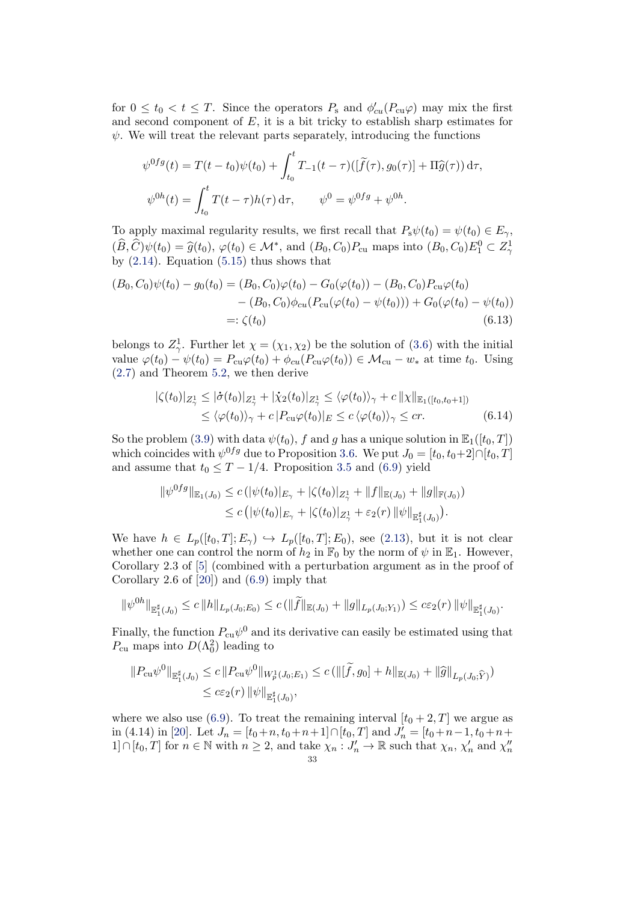for $0 \le t_0 < t \le T$. Since the operators $P_{\rm s}$ and $\phi_{cu}'(P_{\rm cu}\varphi)$ may mix the first and second component of $E$, it is a bit tricky to establish sharp estimates for $\psi$. We will treat the relevant parts separately, introducing the functions

$$\psi^{0fg}(t) = T(t-t_0)\psi(t_0) + \int_{t_0}^t T_{-1}(t-\tau)([\widetilde{f}(\tau), g_0(\tau)] + \Pi\widehat{g}(\tau))\,\mathrm{d}\tau,$$

$$\psi^{0h}(t) = \int_{t_0}^t T(t-\tau)h(\tau)\,\mathrm{d}\tau, \qquad \psi^0 = \psi^{0fg} + \psi^{0h}.$$

To apply maximal regularity results, we first recall that $P_{\rm s}\psi(t_0) = \psi(t_0) \in E_\gamma$, $(\widehat{B},\widehat{C})\psi(t_0) = \widehat{g}(t_0)$, $\varphi(t_0) \in \mathcal{M}^*$, and $(B_0, C_0)P_{\rm cu}$ maps into $(B_0,C_0)E_1^0 \subset Z_\gamma^1$ by (2.14). Equation (5.15) thus shows that

$$\begin{aligned}(B_0,C_0)\psi(t_0) - g_0(t_0) &= (B_0,C_0)\varphi(t_0) - G_0(\varphi(t_0)) - (B_0,C_0)P_{\rm cu}\varphi(t_0)\\ &\quad - (B_0,C_0)\phi_{cu}(P_{\rm cu}(\varphi(t_0)-\psi(t_0))) + G_0(\varphi(t_0)-\psi(t_0))\\ &=: \zeta(t_0) \qquad\qquad (6.13)\end{aligned}$$

belongs to $Z_\gamma^1$. Further let $\chi = (\chi_1,\chi_2)$ be the solution of (3.6) with the initial value $\varphi(t_0) - \psi(t_0) = P_{\rm cu}\varphi(t_0) + \phi_{cu}(P_{\rm cu}\varphi(t_0)) \in \mathcal{M}_{\rm cu} - w_*$ at time $t_0$. Using (2.7) and Theorem 5.2, we then derive

$$\begin{aligned}|\zeta(t_0)|_{Z_\gamma^1} &\le |\dot\sigma(t_0)|_{Z_\gamma^1} + |\dot\chi_2(t_0)|_{Z_\gamma^1} \le \langle\varphi(t_0)\rangle_\gamma + c\,\|\chi\|_{\mathbb{E}_1([t_0,t_0+1])}\\ &\le \langle\varphi(t_0)\rangle_\gamma + c\,|P_{\rm cu}\varphi(t_0)|_E \le c\,\langle\varphi(t_0)\rangle_\gamma \le cr. \qquad\qquad (6.14)\end{aligned}$$

So the problem (3.9) with data $\psi(t_0)$, $f$ and $g$ has a unique solution in $\mathbb{E}_1([t_0,T])$ which coincides with $\psi^{0fg}$ due to Proposition 3.6. We put $J_0 = [t_0, t_0+2] \cap [t_0,T]$ and assume that $t_0 \le T - 1/4$. Proposition 3.5 and (6.9) yield

$$\begin{aligned}\|\psi^{0fg}\|_{\mathbb{E}_1(J_0)} &\le c\,(|\psi(t_0)|_{E_\gamma} + |\zeta(t_0)|_{Z_\gamma^1} + \|f\|_{\mathbb{E}(J_0)} + \|g\|_{\mathbb{F}(J_0)})\\ &\le c\,\big(|\psi(t_0)|_{E_\gamma} + |\zeta(t_0)|_{Z_\gamma^1} + \varepsilon_2(r)\,\|\psi\|_{\mathbb{E}_1^\sharp(J_0)}\big).\end{aligned}$$

We have $h \in L_p([t_0,T];E_\gamma) \hookrightarrow L_p([t_0,T];E_0)$, see (2.13), but it is not clear whether one can control the norm of $h_2$ in $\mathbb{F}_0$ by the norm of $\psi$ in $\mathbb{E}_1$. However, Corollary 2.3 of [5] (combined with a perturbation argument as in the proof of Corollary 2.6 of [20]) and (6.9) imply that

$$\|\psi^{0h}\|_{\mathbb{E}_1^\sharp(J_0)} \le c\,\|h\|_{L_p(J_0;E_0)} \le c\,(\|\widetilde{f}\|_{\mathbb{E}(J_0)} + \|g\|_{L_p(J_0;Y_1)}) \le c\varepsilon_2(r)\,\|\psi\|_{\mathbb{E}_1^\sharp(J_0)}.$$

Finally, the function $P_{\rm cu}\psi^0$ and its derivative can easily be estimated using that $P_{\rm cu}$ maps into $D(\Lambda_0^2)$ leading to

$$\begin{aligned}\|P_{\rm cu}\psi^0\|_{\mathbb{E}_1^\sharp(J_0)} &\le c\,\|P_{\rm cu}\psi^0\|_{W_p^1(J_0;E_1)} \le c\,(\|[\widetilde{f},g_0] + h\|_{\mathbb{E}(J_0)} + \|\widehat{g}\|_{L_p(J_0;\widehat{Y})})\\ &\le c\varepsilon_2(r)\,\|\psi\|_{\mathbb{E}_1^\sharp(J_0)},\end{aligned}$$

where we also use (6.9). To treat the remaining interval $[t_0+2,T]$ we argue as in (4.14) in [20]. Let $J_n = [t_0+n, t_0+n+1] \cap [t_0,T]$ and $J_n' = [t_0+n-1, t_0+n+1] \cap [t_0,T]$ for $n \in \mathbb{N}$ with $n \ge 2$, and take $\chi_n : J_n' \to \mathbb{R}$ such that $\chi_n$, $\chi_n'$ and $\chi_n''$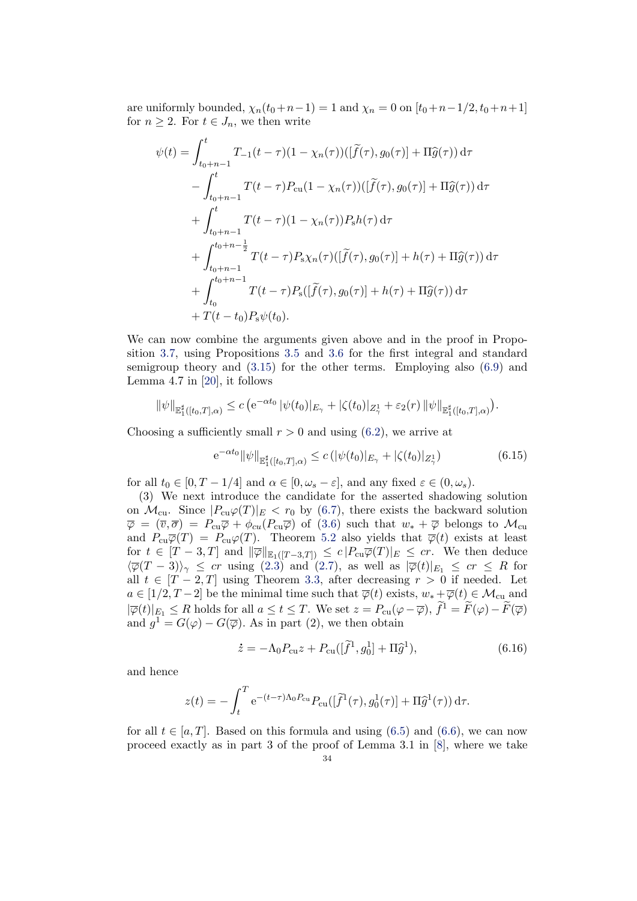are uniformly bounded, $\chi_n(t_0+n-1) = 1$ and $\chi_n = 0$ on $[t_0+n-1/2, t_0+n+1]$ for $n \geq 2$. For $t \in J_n$, we then write

$$
\begin{aligned}
\psi(t) = &\int_{t_0+n-1}^{t} T_{-1}(t-\tau)(1-\chi_n(\tau))([\widetilde{f}(\tau), g_0(\tau)] + \Pi\widehat{g}(\tau))\,\mathrm{d}\tau \\
&- \int_{t_0+n-1}^{t} T(t-\tau)P_{\mathrm{cu}}(1-\chi_n(\tau))([\widetilde{f}(\tau), g_0(\tau)] + \Pi\widehat{g}(\tau))\,\mathrm{d}\tau \\
&+ \int_{t_0+n-1}^{t} T(t-\tau)(1-\chi_n(\tau))P_{\mathrm{s}}h(\tau)\,\mathrm{d}\tau \\
&+ \int_{t_0+n-1}^{t_0+n-\frac{1}{2}} T(t-\tau)P_{\mathrm{s}}\chi_n(\tau)([\widetilde{f}(\tau), g_0(\tau)] + h(\tau) + \Pi\widehat{g}(\tau))\,\mathrm{d}\tau \\
&+ \int_{t_0}^{t_0+n-1} T(t-\tau)P_{\mathrm{s}}([\widetilde{f}(\tau), g_0(\tau)] + h(\tau) + \Pi\widehat{g}(\tau))\,\mathrm{d}\tau \\
&+ T(t-t_0)P_{\mathrm{s}}\psi(t_0).
\end{aligned}
$$

We can now combine the arguments given above and in the proof in Proposition 3.7, using Propositions 3.5 and 3.6 for the first integral and standard semigroup theory and (3.15) for the other terms. Employing also (6.9) and Lemma 4.7 in [20], it follows

$$
\|\psi\|_{\mathbb{E}_1^\sharp([t_0,T],\alpha)} \leq c\left(\mathrm{e}^{-\alpha t_0}\,|\psi(t_0)|_{E_\gamma} + |\zeta(t_0)|_{Z_\gamma^1} + \varepsilon_2(r)\,\|\psi\|_{\mathbb{E}_1^\sharp([t_0,T],\alpha)}\right).
$$

Choosing a sufficiently small $r > 0$ and using (6.2), we arrive at

$$
\mathrm{e}^{-\alpha t_0}\|\psi\|_{\mathbb{E}_1^\sharp([t_0,T],\alpha)} \leq c\,(|\psi(t_0)|_{E_\gamma} + |\zeta(t_0)|_{Z_\gamma^1}) \tag{6.15}
$$

for all $t_0 \in [0, T-1/4]$ and $\alpha \in [0, \omega_s - \varepsilon]$, and any fixed $\varepsilon \in (0, \omega_s)$.

(3) We next introduce the candidate for the asserted shadowing solution on $\mathcal{M}_{\mathrm{cu}}$. Since $|P_{\mathrm{cu}}\varphi(T)|_E < r_0$ by (6.7), there exists the backward solution $\overline{\varphi} = (\overline{v}, \overline{\sigma}) = P_{\mathrm{cu}}\overline{\varphi} + \phi_{cu}(P_{\mathrm{cu}}\overline{\varphi})$ of (3.6) such that $w_* + \overline{\varphi}$ belongs to $\mathcal{M}_{\mathrm{cu}}$ and $P_{\mathrm{cu}}\overline{\varphi}(T) = P_{\mathrm{cu}}\varphi(T)$. Theorem 5.2 also yields that $\overline{\varphi}(t)$ exists at least for $t \in [T-3, T]$ and $\|\overline{\varphi}\|_{\mathbb{E}_1([T-3,T])} \leq c\,|P_{\mathrm{cu}}\overline{\varphi}(T)|_E \leq cr$. We then deduce $\langle\overline{\varphi}(T-3)\rangle_\gamma \leq cr$ using (2.3) and (2.7), as well as $|\overline{\varphi}(t)|_{E_1} \leq cr \leq R$ for all $t \in [T-2, T]$ using Theorem 3.3, after decreasing $r > 0$ if needed. Let $a \in [1/2, T-2]$ be the minimal time such that $\overline{\varphi}(t)$ exists, $w_* + \overline{\varphi}(t) \in \mathcal{M}_{\mathrm{cu}}$ and $|\overline{\varphi}(t)|_{E_1} \leq R$ holds for all $a \leq t \leq T$. We set $z = P_{\mathrm{cu}}(\varphi - \overline{\varphi})$, $\widetilde{f}^1 = \widetilde{F}(\varphi) - \widetilde{F}(\overline{\varphi})$ and $g^1 = G(\varphi) - G(\overline{\varphi})$. As in part (2), we then obtain

$$
\dot{z} = -\Lambda_0 P_{\mathrm{cu}} z + P_{\mathrm{cu}}([\widetilde{f}^1, g_0^1] + \Pi\widehat{g}^1), \tag{6.16}
$$

and hence

$$
z(t) = -\int_t^T \mathrm{e}^{-(t-\tau)\Lambda_0 P_{\mathrm{cu}}} P_{\mathrm{cu}}([\widetilde{f}^1(\tau), g_0^1(\tau)] + \Pi\widehat{g}^1(\tau))\,\mathrm{d}\tau.
$$

for all $t \in [a, T]$. Based on this formula and using (6.5) and (6.6), we can now proceed exactly as in part 3 of the proof of Lemma 3.1 in [8], where we take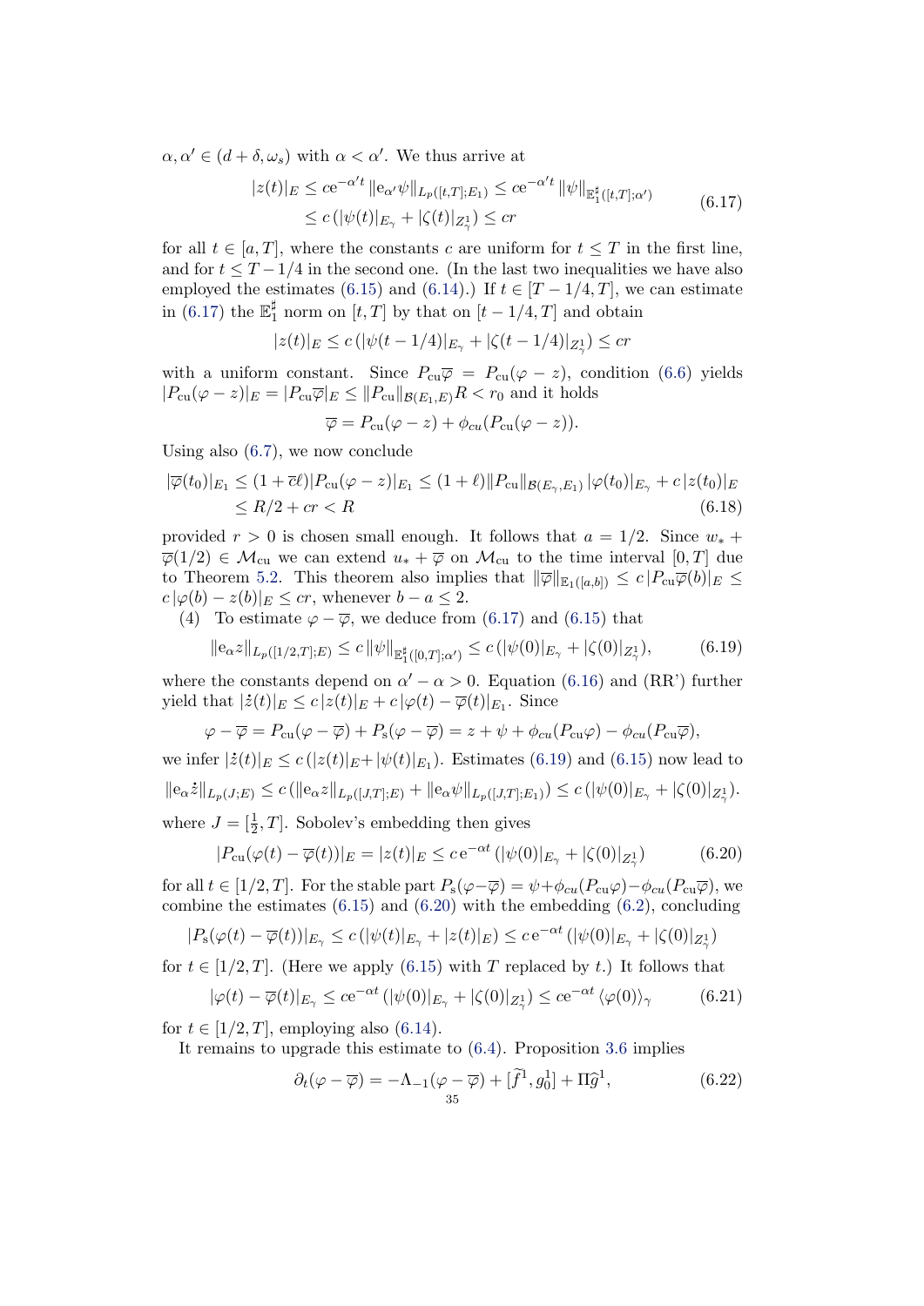$\alpha, \alpha' \in (d+\delta, \omega_s)$ with $\alpha < \alpha'$. We thus arrive at

$$
\begin{aligned}
|z(t)|_E &\le c\mathrm{e}^{-\alpha' t}\, \|\mathrm{e}_{\alpha'}\psi\|_{L_p([t,T];E_1)} \le c\mathrm{e}^{-\alpha' t}\, \|\psi\|_{\mathbb{E}_1^\sharp([t,T];\alpha')} \\
&\le c\,(|\psi(t)|_{E_\gamma} + |\zeta(t)|_{Z_\gamma^1}) \le cr
\end{aligned}
\tag{6.17}
$$

for all $t \in [a,T]$, where the constants $c$ are uniform for $t \le T$ in the first line, and for $t \le T - 1/4$ in the second one. (In the last two inequalities we have also employed the estimates (6.15) and (6.14).) If $t \in [T-1/4, T]$, we can estimate in (6.17) the $\mathbb{E}_1^\sharp$ norm on $[t,T]$ by that on $[t-1/4,T]$ and obtain

$$
|z(t)|_E \le c\,(|\psi(t-1/4)|_{E_\gamma} + |\zeta(t-1/4)|_{Z_\gamma^1}) \le cr
$$

with a uniform constant. Since $P_{\mathrm{cu}}\overline{\varphi} = P_{\mathrm{cu}}(\varphi - z)$, condition (6.6) yields $|P_{\mathrm{cu}}(\varphi - z)|_E = |P_{\mathrm{cu}}\overline{\varphi}|_E \le \|P_{\mathrm{cu}}\|_{\mathcal{B}(E_1,E)}R < r_0$ and it holds

$$
\overline{\varphi} = P_{\mathrm{cu}}(\varphi - z) + \phi_{cu}(P_{\mathrm{cu}}(\varphi - z)).
$$

Using also (6.7), we now conclude

$$
\begin{aligned}
|\overline{\varphi}(t_0)|_{E_1} &\le (1+\overline{c}\ell)|P_{\mathrm{cu}}(\varphi - z)|_{E_1} \le (1+\ell)\|P_{\mathrm{cu}}\|_{\mathcal{B}(E_\gamma,E_1)}\,|\varphi(t_0)|_{E_\gamma} + c\,|z(t_0)|_E \\
&\le R/2 + cr < R
\end{aligned}
\tag{6.18}
$$

provided $r > 0$ is chosen small enough. It follows that $a = 1/2$. Since $w_* + \overline{\varphi}(1/2) \in \mathcal{M}_{\mathrm{cu}}$ we can extend $u_* + \overline{\varphi}$ on $\mathcal{M}_{\mathrm{cu}}$ to the time interval $[0,T]$ due to Theorem 5.2. This theorem also implies that $\|\overline{\varphi}\|_{\mathbb{E}_1([a,b])} \le c\,|P_{\mathrm{cu}}\overline{\varphi}(b)|_E \le c\,|\varphi(b) - z(b)|_E \le cr$, whenever $b - a \le 2$.

(4) To estimate $\varphi - \overline{\varphi}$, we deduce from (6.17) and (6.15) that

$$
\|\mathrm{e}_\alpha z\|_{L_p([1/2,T];E)} \le c\,\|\psi\|_{\mathbb{E}_1^\sharp([0,T];\alpha')} \le c\,(|\psi(0)|_{E_\gamma} + |\zeta(0)|_{Z_\gamma^1}),
\tag{6.19}
$$

where the constants depend on $\alpha' - \alpha > 0$. Equation (6.16) and (RR') further yield that $|\dot z(t)|_E \le c\,|z(t)|_E + c\,|\varphi(t) - \overline{\varphi}(t)|_{E_1}$. Since

$$
\varphi - \overline{\varphi} = P_{\mathrm{cu}}(\varphi - \overline{\varphi}) + P_{\mathrm{s}}(\varphi - \overline{\varphi}) = z + \psi + \phi_{cu}(P_{\mathrm{cu}}\varphi) - \phi_{cu}(P_{\mathrm{cu}}\overline{\varphi}),
$$

we infer $|\dot z(t)|_E \le c\,(|z(t)|_E + |\psi(t)|_{E_1})$. Estimates (6.19) and (6.15) now lead to

$$
\|\mathrm{e}_\alpha \dot z\|_{L_p(J;E)} \le c\,(\|\mathrm{e}_\alpha z\|_{L_p([J,T];E)} + \|\mathrm{e}_\alpha\psi\|_{L_p([J,T];E_1)}) \le c\,(|\psi(0)|_{E_\gamma} + |\zeta(0)|_{Z_\gamma^1}).
$$

where $J = [\frac{1}{2}, T]$. Sobolev's embedding then gives

$$
|P_{\mathrm{cu}}(\varphi(t) - \overline{\varphi}(t))|_E = |z(t)|_E \le c\,\mathrm{e}^{-\alpha t}\,(|\psi(0)|_{E_\gamma} + |\zeta(0)|_{Z_\gamma^1})
\tag{6.20}
$$

for all $t \in [1/2, T]$. For the stable part $P_{\mathrm{s}}(\varphi - \overline{\varphi}) = \psi + \phi_{cu}(P_{\mathrm{cu}}\varphi) - \phi_{cu}(P_{\mathrm{cu}}\overline{\varphi})$, we combine the estimates (6.15) and (6.20) with the embedding (6.2), concluding

$$
|P_{\mathrm{s}}(\varphi(t) - \overline{\varphi}(t))|_{E_\gamma} \le c\,(|\psi(t)|_{E_\gamma} + |z(t)|_E) \le c\,\mathrm{e}^{-\alpha t}\,(|\psi(0)|_{E_\gamma} + |\zeta(0)|_{Z_\gamma^1})
$$

for $t \in [1/2, T]$. (Here we apply (6.15) with $T$ replaced by $t$.) It follows that

$$
|\varphi(t) - \overline{\varphi}(t)|_{E_\gamma} \le c\mathrm{e}^{-\alpha t}\,(|\psi(0)|_{E_\gamma} + |\zeta(0)|_{Z_\gamma^1}) \le c\mathrm{e}^{-\alpha t}\,\langle\varphi(0)\rangle_\gamma
\tag{6.21}
$$

for $t \in [1/2, T]$, employing also (6.14).

It remains to upgrade this estimate to (6.4). Proposition 3.6 implies

$$
\partial_t(\varphi - \overline{\varphi}) = -\Lambda_{-1}(\varphi - \overline{\varphi}) + [\widetilde{f}^1, g_0^1] + \Pi\widehat{g}^1,
\tag{6.22}
$$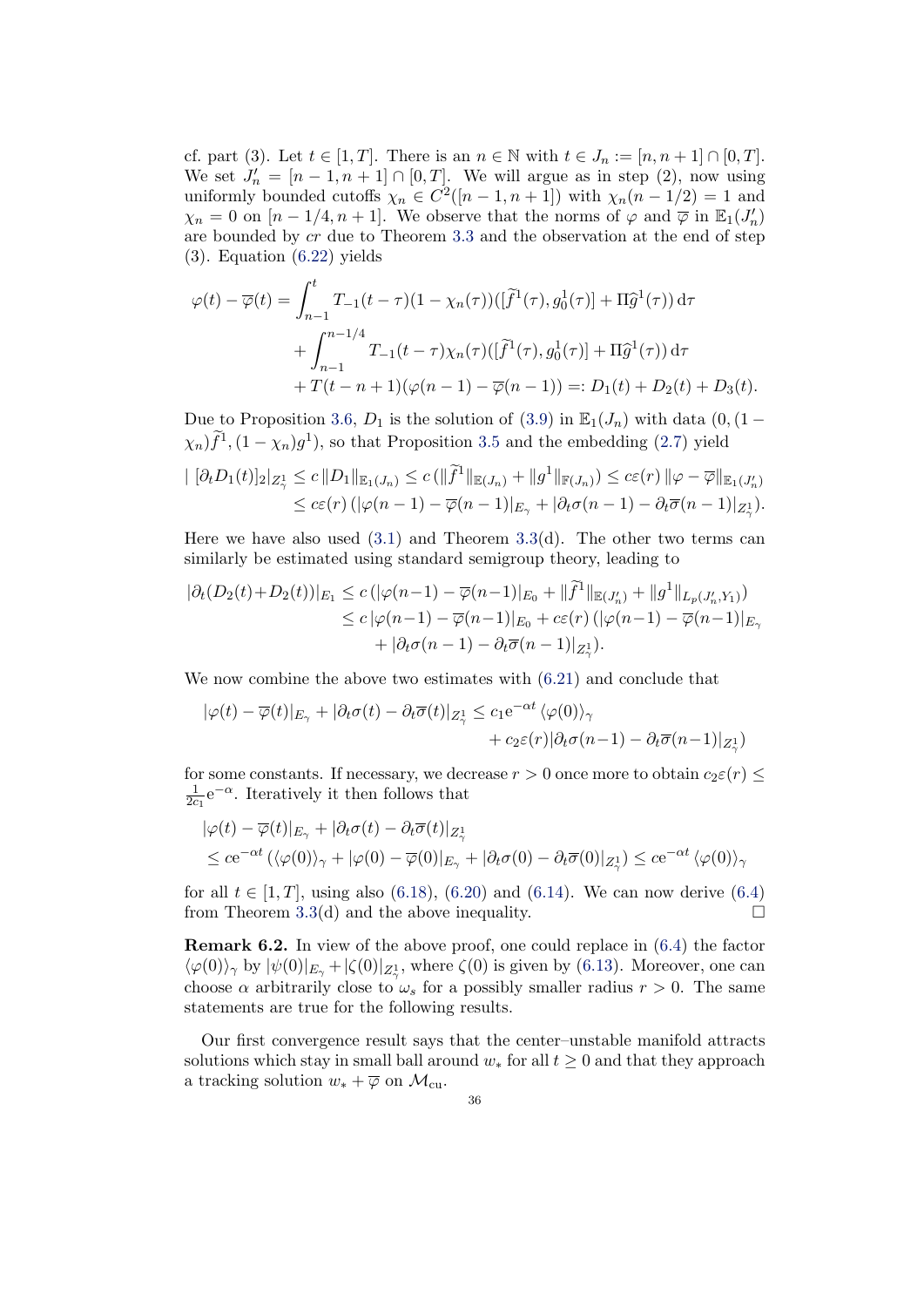cf. part (3). Let $t \in [1,T]$. There is an $n \in \mathbb{N}$ with $t \in J_n := [n, n+1] \cap [0,T]$. We set $J_n' = [n-1, n+1] \cap [0,T]$. We will argue as in step (2), now using uniformly bounded cutoffs $\chi_n \in C^2([n-1,n+1])$ with $\chi_n(n-1/2) = 1$ and $\chi_n = 0$ on $[n-1/4, n+1]$. We observe that the norms of $\varphi$ and $\overline{\varphi}$ in $\mathbb{E}_1(J_n')$ are bounded by $cr$ due to Theorem 3.3 and the observation at the end of step (3). Equation (6.22) yields

$$
\begin{aligned}
\varphi(t) - \overline{\varphi}(t) &= \int_{n-1}^{t} T_{-1}(t-\tau)(1-\chi_n(\tau))([\widetilde{f}^1(\tau), g_0^1(\tau)] + \Pi \widehat{g}^1(\tau))\,\mathrm{d}\tau \\
&\quad + \int_{n-1}^{n-1/4} T_{-1}(t-\tau)\chi_n(\tau)([\widetilde{f}^1(\tau), g_0^1(\tau)] + \Pi \widehat{g}^1(\tau))\,\mathrm{d}\tau \\
&\quad + T(t-n+1)(\varphi(n-1) - \overline{\varphi}(n-1)) =: D_1(t) + D_2(t) + D_3(t).
\end{aligned}
$$

Due to Proposition 3.6, $D_1$ is the solution of (3.9) in $\mathbb{E}_1(J_n)$ with data $(0, (1-\chi_n)\widetilde{f}^1, (1-\chi_n)g^1)$, so that Proposition 3.5 and the embedding (2.7) yield

$$
\begin{aligned}
|\,[\partial_t D_1(t)]_2|_{Z_\gamma^1} &\le c\,\|D_1\|_{\mathbb{E}_1(J_n)} \le c\,(\|\widetilde{f}^1\|_{\mathbb{E}(J_n)} + \|g^1\|_{\mathbb{F}(J_n)}) \le c\varepsilon(r)\,\|\varphi - \overline{\varphi}\|_{\mathbb{E}_1(J_n')} \\
&\le c\varepsilon(r)\,(|\varphi(n-1) - \overline{\varphi}(n-1)|_{E_\gamma} + |\partial_t\sigma(n-1) - \partial_t\overline{\sigma}(n-1)|_{Z_\gamma^1}).
\end{aligned}
$$

Here we have also used (3.1) and Theorem 3.3(d). The other two terms can similarly be estimated using standard semigroup theory, leading to

$$
\begin{aligned}
|\partial_t(D_2(t) + D_2(t))|_{E_1} &\le c\,(|\varphi(n-1) - \overline{\varphi}(n-1)|_{E_0} + \|\widetilde{f}^1\|_{\mathbb{E}(J_n')} + \|g^1\|_{L_p(J_n', Y_1)}) \\
&\le c\,|\varphi(n-1) - \overline{\varphi}(n-1)|_{E_0} + c\varepsilon(r)\,(|\varphi(n-1) - \overline{\varphi}(n-1)|_{E_\gamma} \\
&\qquad + |\partial_t\sigma(n-1) - \partial_t\overline{\sigma}(n-1)|_{Z_\gamma^1}).
\end{aligned}
$$

We now combine the above two estimates with (6.21) and conclude that

$$
\begin{aligned}
|\varphi(t) - \overline{\varphi}(t)|_{E_\gamma} + |\partial_t\sigma(t) - \partial_t\overline{\sigma}(t)|_{Z_\gamma^1} &\le c_1 \mathrm{e}^{-\alpha t}\,\langle\varphi(0)\rangle_\gamma \\
&\quad + c_2\varepsilon(r)|\partial_t\sigma(n-1) - \partial_t\overline{\sigma}(n-1)|_{Z_\gamma^1})
\end{aligned}
$$

for some constants. If necessary, we decrease $r > 0$ once more to obtain $c_2\varepsilon(r) \le \frac{1}{2c_1}\mathrm{e}^{-\alpha}$. Iteratively it then follows that

$$
\begin{aligned}
&|\varphi(t) - \overline{\varphi}(t)|_{E_\gamma} + |\partial_t\sigma(t) - \partial_t\overline{\sigma}(t)|_{Z_\gamma^1} \\
&\le c\mathrm{e}^{-\alpha t}\,(\langle\varphi(0)\rangle_\gamma + |\varphi(0) - \overline{\varphi}(0)|_{E_\gamma} + |\partial_t\sigma(0) - \partial_t\overline{\sigma}(0)|_{Z_\gamma^1}) \le c\mathrm{e}^{-\alpha t}\,\langle\varphi(0)\rangle_\gamma
\end{aligned}
$$

for all $t \in [1,T]$, using also (6.18), (6.20) and (6.14). We can now derive (6.4) from Theorem 3.3(d) and the above inequality. $\square$

**Remark 6.2.** In view of the above proof, one could replace in (6.4) the factor $\langle\varphi(0)\rangle_\gamma$ by $|\psi(0)|_{E_\gamma} + |\zeta(0)|_{Z_\gamma^1}$, where $\zeta(0)$ is given by (6.13). Moreover, one can choose $\alpha$ arbitrarily close to $\omega_s$ for a possibly smaller radius $r > 0$. The same statements are true for the following results.

Our first convergence result says that the center–unstable manifold attracts solutions which stay in small ball around $w_*$ for all $t \ge 0$ and that they approach a tracking solution $w_* + \overline{\varphi}$ on $\mathcal{M}_{\mathrm{cu}}$.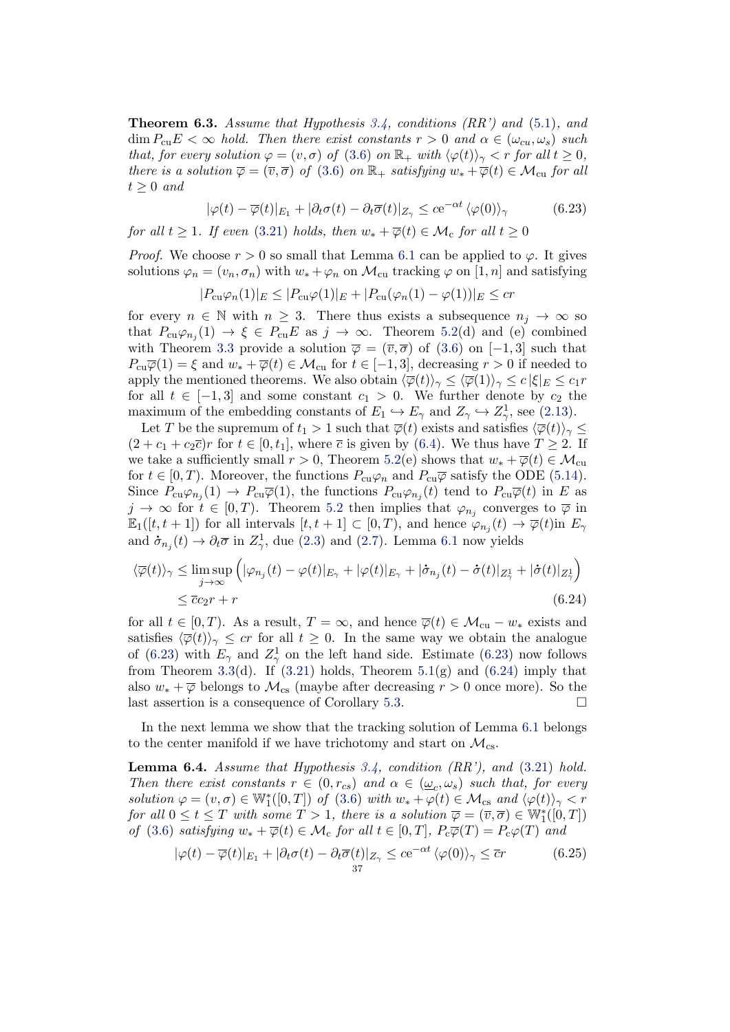**Theorem 6.3.** *Assume that Hypothesis 3.4, conditions (RR') and (5.1), and $\dim P_{\rm cu}E < \infty$ hold. Then there exist constants $r > 0$ and $\alpha \in (\omega_{cu}, \omega_s)$ such that, for every solution $\varphi = (v, \sigma)$ of (3.6) on $\mathbb{R}_+$ with $\langle \varphi(t)\rangle_\gamma < r$ for all $t \geq 0$, there is a solution $\overline{\varphi} = (\overline{v}, \overline{\sigma})$ of (3.6) on $\mathbb{R}_+$ satisfying $w_* + \overline{\varphi}(t) \in \mathcal{M}_{\rm cu}$ for all $t \geq 0$ and*

$$|\varphi(t) - \overline{\varphi}(t)|_{E_1} + |\partial_t \sigma(t) - \partial_t \overline{\sigma}(t)|_{Z_\gamma} \leq c e^{-\alpha t} \langle \varphi(0)\rangle_\gamma \tag{6.23}$$

*for all $t \geq 1$. If even (3.21) holds, then $w_* + \overline{\varphi}(t) \in \mathcal{M}_{\rm c}$ for all $t \geq 0$*

*Proof.* We choose $r > 0$ so small that Lemma 6.1 can be applied to $\varphi$. It gives solutions $\varphi_n = (v_n, \sigma_n)$ with $w_* + \varphi_n$ on $\mathcal{M}_{\rm cu}$ tracking $\varphi$ on $[1, n]$ and satisfying

$$|P_{\rm cu}\varphi_n(1)|_E \leq |P_{\rm cu}\varphi(1)|_E + |P_{\rm cu}(\varphi_n(1) - \varphi(1))|_E \leq cr$$

for every $n \in \mathbb{N}$ with $n \geq 3$. There thus exists a subsequence $n_j \to \infty$ so that $P_{\rm cu}\varphi_{n_j}(1) \to \xi \in P_{\rm cu}E$ as $j \to \infty$. Theorem 5.2(d) and (e) combined with Theorem 3.3 provide a solution $\overline{\varphi} = (\overline{v}, \overline{\sigma})$ of (3.6) on $[-1, 3]$ such that $P_{\rm cu}\overline{\varphi}(1) = \xi$ and $w_* + \overline{\varphi}(t) \in \mathcal{M}_{\rm cu}$ for $t \in [-1, 3]$, decreasing $r > 0$ if needed to apply the mentioned theorems. We also obtain $\langle \overline{\varphi}(t)\rangle_\gamma \leq \langle \overline{\varphi}(1)\rangle_\gamma \leq c\,|\xi|_E \leq c_1 r$ for all $t \in [-1, 3]$ and some constant $c_1 > 0$. We further denote by $c_2$ the maximum of the embedding constants of $E_1 \hookrightarrow E_\gamma$ and $Z_\gamma \hookrightarrow Z^1_\gamma$, see (2.13).

Let $T$ be the supremum of $t_1 > 1$ such that $\overline{\varphi}(t)$ exists and satisfies $\langle \overline{\varphi}(t)\rangle_\gamma \leq (2 + c_1 + c_2\overline{c})r$ for $t \in [0, t_1]$, where $\overline{c}$ is given by (6.4). We thus have $T \geq 2$. If we take a sufficiently small $r > 0$, Theorem 5.2(e) shows that $w_* + \overline{\varphi}(t) \in \mathcal{M}_{\rm cu}$ for $t \in [0, T)$. Moreover, the functions $P_{\rm cu}\varphi_n$ and $P_{\rm cu}\overline{\varphi}$ satisfy the ODE (5.14). Since $P_{\rm cu}\varphi_{n_j}(1) \to P_{\rm cu}\overline{\varphi}(1)$, the functions $P_{\rm cu}\varphi_{n_j}(t)$ tend to $P_{\rm cu}\overline{\varphi}(t)$ in $E$ as $j \to \infty$ for $t \in [0, T)$. Theorem 5.2 then implies that $\varphi_{n_j}$ converges to $\overline{\varphi}$ in $\mathbb{E}_1([t, t+1])$ for all intervals $[t, t+1] \subset [0, T)$, and hence $\varphi_{n_j}(t) \to \overline{\varphi}(t)$in $E_\gamma$ and $\dot{\sigma}_{n_j}(t) \to \partial_t\overline{\sigma}$ in $Z^1_\gamma$, due (2.3) and (2.7). Lemma 6.1 now yields

$$\begin{aligned}
\langle \overline{\varphi}(t)\rangle_\gamma &\leq \limsup_{j\to\infty} \Big( |\varphi_{n_j}(t) - \varphi(t)|_{E_\gamma} + |\varphi(t)|_{E_\gamma} + |\dot{\sigma}_{n_j}(t) - \dot{\sigma}(t)|_{Z^1_\gamma} + |\dot{\sigma}(t)|_{Z^1_\gamma} \Big) \\
&\leq \overline{c}c_2 r + r
\end{aligned} \tag{6.24}$$

for all $t \in [0, T)$. As a result, $T = \infty$, and hence $\overline{\varphi}(t) \in \mathcal{M}_{\rm cu} - w_*$ exists and satisfies $\langle \overline{\varphi}(t)\rangle_\gamma \leq cr$ for all $t \geq 0$. In the same way we obtain the analogue of (6.23) with $E_\gamma$ and $Z^1_\gamma$ on the left hand side. Estimate (6.23) now follows from Theorem 3.3(d). If (3.21) holds, Theorem 5.1(g) and (6.24) imply that also $w_* + \overline{\varphi}$ belongs to $\mathcal{M}_{\rm cs}$ (maybe after decreasing $r > 0$ once more). So the last assertion is a consequence of Corollary 5.3. $\square$

In the next lemma we show that the tracking solution of Lemma 6.1 belongs to the center manifold if we have trichotomy and start on $\mathcal{M}_{\rm cs}$.

**Lemma 6.4.** *Assume that Hypothesis 3.4, condition (RR'), and (3.21) hold. Then there exist constants $r \in (0, r_{cs})$ and $\alpha \in (\underline{\omega}_c, \omega_s)$ such that, for every solution $\varphi = (v, \sigma) \in \mathbb{W}^*_1([0, T])$ of (3.6) with $w_* + \varphi(t) \in \mathcal{M}_{\rm cs}$ and $\langle \varphi(t)\rangle_\gamma < r$ for all $0 \leq t \leq T$ with some $T > 1$, there is a solution $\overline{\varphi} = (\overline{v}, \overline{\sigma}) \in \mathbb{W}^*_1([0, T])$ of (3.6) satisfying $w_* + \overline{\varphi}(t) \in \mathcal{M}_{\rm c}$ for all $t \in [0, T]$, $P_{\rm c}\overline{\varphi}(T) = P_{\rm c}\varphi(T)$ and*

$$|\varphi(t) - \overline{\varphi}(t)|_{E_1} + |\partial_t \sigma(t) - \partial_t \overline{\sigma}(t)|_{Z_\gamma} \leq c e^{-\alpha t} \langle \varphi(0)\rangle_\gamma \leq \overline{c}r \tag{6.25}$$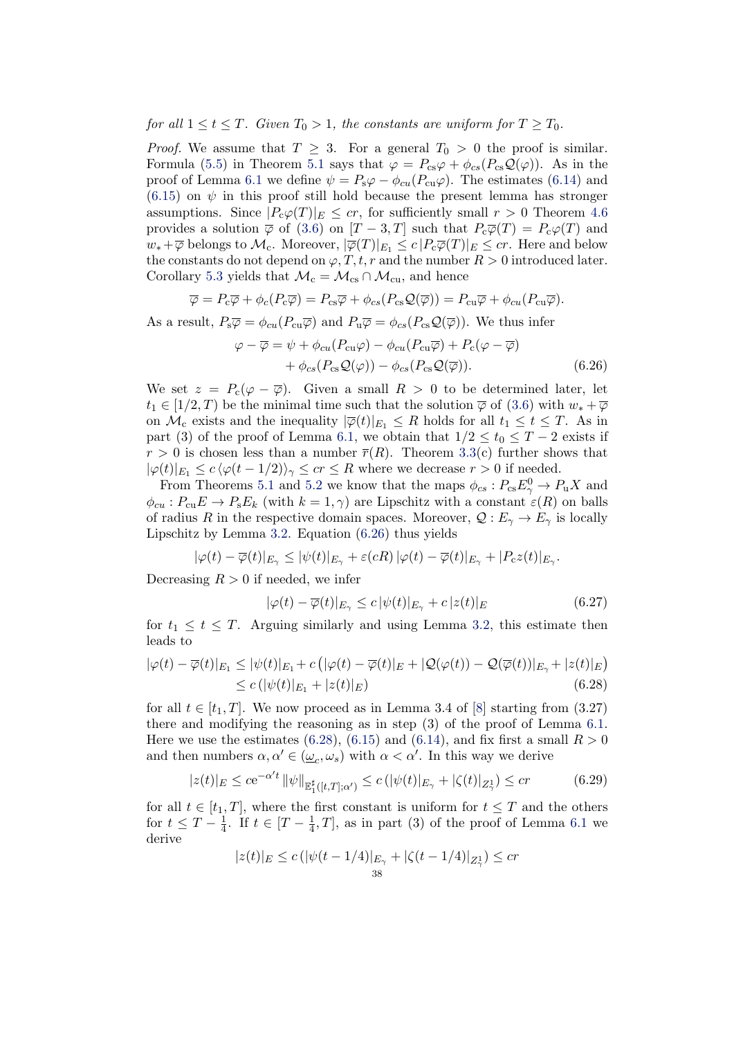*for all* $1 \le t \le T$*. Given* $T_0 > 1$*, the constants are uniform for* $T \ge T_0$*.*

*Proof.* We assume that $T \ge 3$. For a general $T_0 > 0$ the proof is similar. Formula (5.5) in Theorem 5.1 says that $\varphi = P_{\rm cs}\varphi + \phi_{cs}(P_{\rm cs}\mathcal{Q}(\varphi))$. As in the proof of Lemma 6.1 we define $\psi = P_{\rm s}\varphi - \phi_{cu}(P_{\rm cu}\varphi)$. The estimates (6.14) and (6.15) on $\psi$ in this proof still hold because the present lemma has stronger assumptions. Since $|P_{\rm c}\varphi(T)|_E \le cr$, for sufficiently small $r > 0$ Theorem 4.6 provides a solution $\overline{\varphi}$ of (3.6) on $[T-3, T]$ such that $P_{\rm c}\overline{\varphi}(T) = P_{\rm c}\varphi(T)$ and $w_* + \overline{\varphi}$ belongs to $\mathcal{M}_{\rm c}$. Moreover, $|\overline{\varphi}(T)|_{E_1} \le c\,|P_{\rm c}\overline{\varphi}(T)|_E \le cr$. Here and below the constants do not depend on $\varphi, T, t, r$ and the number $R > 0$ introduced later. Corollary 5.3 yields that $\mathcal{M}_{\rm c} = \mathcal{M}_{\rm cs} \cap \mathcal{M}_{\rm cu}$, and hence

$$\overline{\varphi} = P_{\rm c}\overline{\varphi} + \phi_c(P_{\rm c}\overline{\varphi}) = P_{\rm cs}\overline{\varphi} + \phi_{cs}(P_{\rm cs}\mathcal{Q}(\overline{\varphi})) = P_{\rm cu}\overline{\varphi} + \phi_{cu}(P_{\rm cu}\overline{\varphi}).$$

As a result, $P_{\rm s}\overline{\varphi} = \phi_{cu}(P_{\rm cu}\overline{\varphi})$ and $P_{\rm u}\overline{\varphi} = \phi_{cs}(P_{\rm cs}\mathcal{Q}(\overline{\varphi}))$. We thus infer

$$\begin{aligned}\varphi - \overline{\varphi} = \psi &+ \phi_{cu}(P_{\rm cu}\varphi) - \phi_{cu}(P_{\rm cu}\overline{\varphi}) + P_{\rm c}(\varphi - \overline{\varphi}) \\ &+ \phi_{cs}(P_{\rm cs}\mathcal{Q}(\varphi)) - \phi_{cs}(P_{\rm cs}\mathcal{Q}(\overline{\varphi})). \end{aligned} \tag{6.26}$$

We set $z = P_{\rm c}(\varphi - \overline{\varphi})$. Given a small $R > 0$ to be determined later, let $t_1 \in [1/2, T)$ be the minimal time such that the solution $\overline{\varphi}$ of (3.6) with $w_* + \overline{\varphi}$ on $\mathcal{M}_{\rm c}$ exists and the inequality $|\overline{\varphi}(t)|_{E_1} \le R$ holds for all $t_1 \le t \le T$. As in part (3) of the proof of Lemma 6.1, we obtain that $1/2 \le t_0 \le T - 2$ exists if $r > 0$ is chosen less than a number $\overline{r}(R)$. Theorem 3.3(c) further shows that $|\varphi(t)|_{E_1} \le c\,\langle \varphi(t - 1/2)\rangle_\gamma \le cr \le R$ where we decrease $r > 0$ if needed.

From Theorems 5.1 and 5.2 we know that the maps $\phi_{cs} : P_{\rm cs}E^0_\gamma \to P_{\rm u}X$ and $\phi_{cu} : P_{\rm cu}E \to P_{\rm s}E_k$ (with $k = 1, \gamma$) are Lipschitz with a constant $\varepsilon(R)$ on balls of radius $R$ in the respective domain spaces. Moreover, $\mathcal{Q} : E_\gamma \to E_\gamma$ is locally Lipschitz by Lemma 3.2. Equation (6.26) thus yields

$$|\varphi(t) - \overline{\varphi}(t)|_{E_\gamma} \le |\psi(t)|_{E_\gamma} + \varepsilon(cR)\,|\varphi(t) - \overline{\varphi}(t)|_{E_\gamma} + |P_{\rm c}z(t)|_{E_\gamma}.$$

Decreasing $R > 0$ if needed, we infer

$$|\varphi(t) - \overline{\varphi}(t)|_{E_\gamma} \le c\,|\psi(t)|_{E_\gamma} + c\,|z(t)|_E \tag{6.27}$$

for $t_1 \le t \le T$. Arguing similarly and using Lemma 3.2, this estimate then leads to

$$\begin{aligned}|\varphi(t) - \overline{\varphi}(t)|_{E_1} &\le |\psi(t)|_{E_1} + c\left(|\varphi(t) - \overline{\varphi}(t)|_E + |\mathcal{Q}(\varphi(t)) - \mathcal{Q}(\overline{\varphi}(t))|_{E_\gamma} + |z(t)|_E\right) \\ &\le c\,(|\psi(t)|_{E_1} + |z(t)|_E) \end{aligned} \tag{6.28}$$

for all $t \in [t_1, T]$. We now proceed as in Lemma 3.4 of [8] starting from (3.27) there and modifying the reasoning as in step (3) of the proof of Lemma 6.1. Here we use the estimates (6.28), (6.15) and (6.14), and fix first a small $R > 0$ and then numbers $\alpha, \alpha' \in (\underline{\omega}_c, \omega_s)$ with $\alpha < \alpha'$. In this way we derive

$$|z(t)|_E \le c e^{-\alpha' t}\,\|\psi\|_{\mathbb{E}_1^\sharp([t,T];\alpha')} \le c\,(|\psi(t)|_{E_\gamma} + |\zeta(t)|_{Z_\gamma^1}) \le cr \tag{6.29}$$

for all $t \in [t_1, T]$, where the first constant is uniform for $t \le T$ and the others for $t \le T - \frac{1}{4}$. If $t \in [T - \frac{1}{4}, T]$, as in part (3) of the proof of Lemma 6.1 we derive

$$|z(t)|_E \le c\,(|\psi(t - 1/4)|_{E_\gamma} + |\zeta(t - 1/4)|_{Z_\gamma^1}) \le cr$$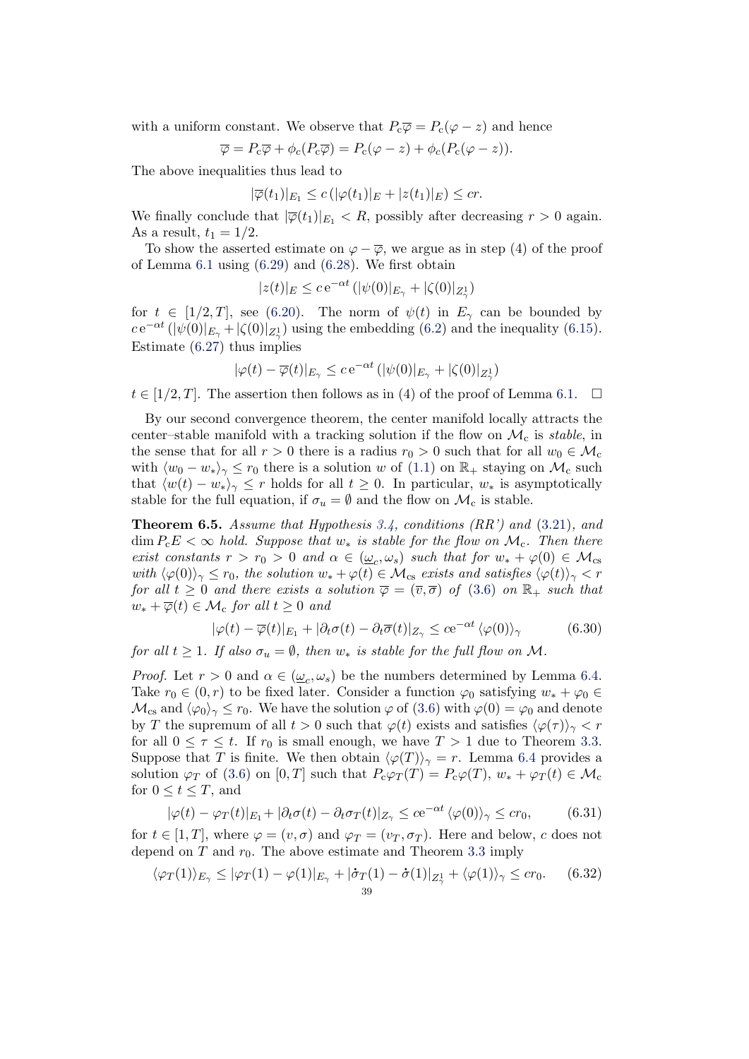with a uniform constant. We observe that $P_c\overline{\varphi} = P_c(\varphi - z)$ and hence

$$\overline{\varphi} = P_c\overline{\varphi} + \phi_c(P_c\overline{\varphi}) = P_c(\varphi - z) + \phi_c(P_c(\varphi - z)).$$

The above inequalities thus lead to

$$|\overline{\varphi}(t_1)|_{E_1} \le c\,(|\varphi(t_1)|_E + |z(t_1)|_E) \le cr.$$

We finally conclude that $|\overline{\varphi}(t_1)|_{E_1} < R$, possibly after decreasing $r > 0$ again. As a result, $t_1 = 1/2$.

To show the asserted estimate on $\varphi - \overline{\varphi}$, we argue as in step (4) of the proof of Lemma 6.1 using (6.29) and (6.28). We first obtain

$$|z(t)|_E \le c\,\mathrm{e}^{-\alpha t}\,(|\psi(0)|_{E_\gamma} + |\zeta(0)|_{Z^1_\gamma})$$

for $t \in [1/2, T]$, see (6.20). The norm of $\psi(t)$ in $E_\gamma$ can be bounded by $c\,\mathrm{e}^{-\alpha t}\,(|\psi(0)|_{E_\gamma} + |\zeta(0)|_{Z^1_\gamma})$ using the embedding (6.2) and the inequality (6.15). Estimate (6.27) thus implies

$$|\varphi(t) - \overline{\varphi}(t)|_{E_\gamma} \le c\,\mathrm{e}^{-\alpha t}\,(|\psi(0)|_{E_\gamma} + |\zeta(0)|_{Z^1_\gamma})$$

$t \in [1/2, T]$. The assertion then follows as in (4) of the proof of Lemma 6.1. $\square$

By our second convergence theorem, the center manifold locally attracts the center–stable manifold with a tracking solution if the flow on $\mathcal{M}_c$ is *stable*, in the sense that for all $r > 0$ there is a radius $r_0 > 0$ such that for all $w_0 \in \mathcal{M}_c$ with $\langle w_0 - w_*\rangle_\gamma \le r_0$ there is a solution $w$ of (1.1) on $\mathbb{R}_+$ staying on $\mathcal{M}_c$ such that $\langle w(t) - w_*\rangle_\gamma \le r$ holds for all $t \ge 0$. In particular, $w_*$ is asymptotically stable for the full equation, if $\sigma_u = \emptyset$ and the flow on $\mathcal{M}_c$ is stable.

**Theorem 6.5.** *Assume that Hypothesis 3.4, conditions (RR') and (3.21), and $\dim P_c E < \infty$ hold. Suppose that $w_*$ is stable for the flow on $\mathcal{M}_c$. Then there exist constants $r > r_0 > 0$ and $\alpha \in (\underline{\omega}_c, \omega_s)$ such that for $w_* + \varphi(0) \in \mathcal{M}_{cs}$ with $\langle\varphi(0)\rangle_\gamma \le r_0$, the solution $w_* + \varphi(t) \in \mathcal{M}_{cs}$ exists and satisfies $\langle\varphi(t)\rangle_\gamma < r$ for all $t \ge 0$ and there exists a solution $\overline{\varphi} = (\overline{v}, \overline{\sigma})$ of (3.6) on $\mathbb{R}_+$ such that $w_* + \overline{\varphi}(t) \in \mathcal{M}_c$ for all $t \ge 0$ and*

$$|\varphi(t) - \overline{\varphi}(t)|_{E_1} + |\partial_t\sigma(t) - \partial_t\overline{\sigma}(t)|_{Z_\gamma} \le c\mathrm{e}^{-\alpha t}\,\langle\varphi(0)\rangle_\gamma \tag{6.30}$$

*for all $t \ge 1$. If also $\sigma_u = \emptyset$, then $w_*$ is stable for the full flow on $\mathcal{M}$.*

*Proof.* Let $r > 0$ and $\alpha \in (\underline{\omega}_c, \omega_s)$ be the numbers determined by Lemma 6.4. Take $r_0 \in (0, r)$ to be fixed later. Consider a function $\varphi_0$ satisfying $w_* + \varphi_0 \in \mathcal{M}_{cs}$ and $\langle\varphi_0\rangle_\gamma \le r_0$. We have the solution $\varphi$ of (3.6) with $\varphi(0) = \varphi_0$ and denote by $T$ the supremum of all $t > 0$ such that $\varphi(t)$ exists and satisfies $\langle\varphi(\tau)\rangle_\gamma < r$ for all $0 \le \tau \le t$. If $r_0$ is small enough, we have $T > 1$ due to Theorem 3.3. Suppose that $T$ is finite. We then obtain $\langle\varphi(T)\rangle_\gamma = r$. Lemma 6.4 provides a solution $\varphi_T$ of (3.6) on $[0, T]$ such that $P_c\varphi_T(T) = P_c\varphi(T)$, $w_* + \varphi_T(t) \in \mathcal{M}_c$ for $0 \le t \le T$, and

$$|\varphi(t) - \varphi_T(t)|_{E_1} + |\partial_t\sigma(t) - \partial_t\sigma_T(t)|_{Z_\gamma} \le c\mathrm{e}^{-\alpha t}\,\langle\varphi(0)\rangle_\gamma \le cr_0, \tag{6.31}$$

for $t \in [1, T]$, where $\varphi = (v, \sigma)$ and $\varphi_T = (v_T, \sigma_T)$. Here and below, $c$ does not depend on $T$ and $r_0$. The above estimate and Theorem 3.3 imply

$$\langle\varphi_T(1)\rangle_{E_\gamma} \le |\varphi_T(1) - \varphi(1)|_{E_\gamma} + |\dot{\sigma}_T(1) - \dot{\sigma}(1)|_{Z^1_\gamma} + \langle\varphi(1)\rangle_\gamma \le cr_0. \tag{6.32}$$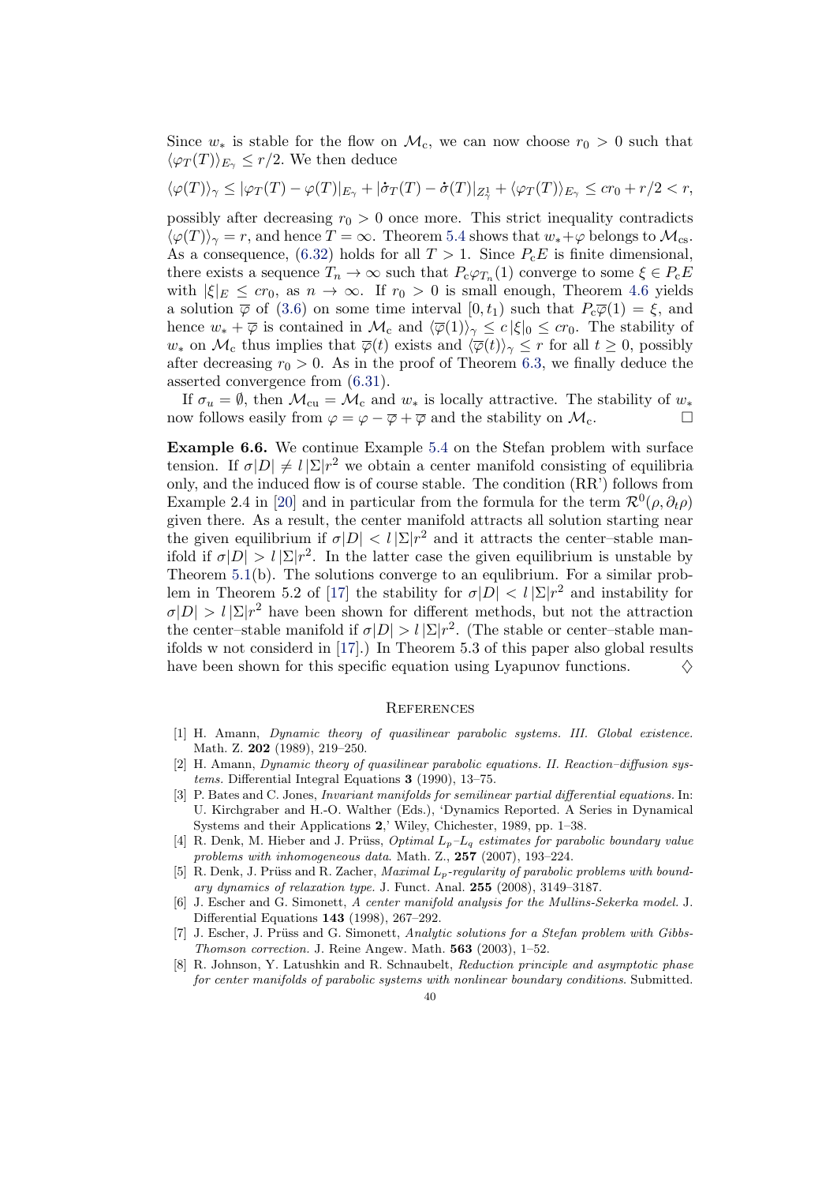Since $w_*$ is stable for the flow on $\mathcal{M}_c$, we can now choose $r_0 > 0$ such that $\langle \varphi_T(T)\rangle_{E_\gamma} \le r/2$. We then deduce

$$\langle \varphi(T)\rangle_\gamma \le |\varphi_T(T) - \varphi(T)|_{E_\gamma} + |\dot{\sigma}_T(T) - \dot{\sigma}(T)|_{Z^1_\gamma} + \langle \varphi_T(T)\rangle_{E_\gamma} \le cr_0 + r/2 < r,$$

possibly after decreasing $r_0 > 0$ once more. This strict inequality contradicts $\langle \varphi(T)\rangle_\gamma = r$, and hence $T = \infty$. Theorem 5.4 shows that $w_* + \varphi$ belongs to $\mathcal{M}_{cs}$. As a consequence, (6.32) holds for all $T > 1$. Since $P_c E$ is finite dimensional, there exists a sequence $T_n \to \infty$ such that $P_c \varphi_{T_n}(1)$ converge to some $\xi \in P_c E$ with $|\xi|_E \le cr_0$, as $n \to \infty$. If $r_0 > 0$ is small enough, Theorem 4.6 yields a solution $\overline{\varphi}$ of (3.6) on some time interval $[0, t_1)$ such that $P_c \overline{\varphi}(1) = \xi$, and hence $w_* + \overline{\varphi}$ is contained in $\mathcal{M}_c$ and $\langle \overline{\varphi}(1)\rangle_\gamma \le c\,|\xi|_0 \le cr_0$. The stability of $w_*$ on $\mathcal{M}_c$ thus implies that $\overline{\varphi}(t)$ exists and $\langle \overline{\varphi}(t)\rangle_\gamma \le r$ for all $t \ge 0$, possibly after decreasing $r_0 > 0$. As in the proof of Theorem 6.3, we finally deduce the asserted convergence from (6.31).

If $\sigma_u = \emptyset$, then $\mathcal{M}_{cu} = \mathcal{M}_c$ and $w_*$ is locally attractive. The stability of $w_*$ now follows easily from $\varphi = \varphi - \overline{\varphi} + \overline{\varphi}$ and the stability on $\mathcal{M}_c$. $\square$

**Example 6.6.** We continue Example 5.4 on the Stefan problem with surface tension. If $\sigma|D| \ne l\,|\Sigma| r^2$ we obtain a center manifold consisting of equilibria only, and the induced flow is of course stable. The condition (RR') follows from Example 2.4 in [20] and in particular from the formula for the term $\mathcal{R}^0(\rho, \partial_t \rho)$ given there. As a result, the center manifold attracts all solution starting near the given equilibrium if $\sigma|D| < l\,|\Sigma| r^2$ and it attracts the center–stable manifold if $\sigma|D| > l\,|\Sigma| r^2$. In the latter case the given equilibrium is unstable by Theorem 5.1(b). The solutions converge to an equlibrium. For a similar problem in Theorem 5.2 of [17] the stability for $\sigma|D| < l\,|\Sigma| r^2$ and instability for $\sigma|D| > l\,|\Sigma| r^2$ have been shown for different methods, but not the attraction the center–stable manifold if $\sigma|D| > l\,|\Sigma| r^2$. (The stable or center–stable manifolds w not considerd in [17].) In Theorem 5.3 of this paper also global results have been shown for this specific equation using Lyapunov functions. $\diamondsuit$

## References

[1] H. Amann, *Dynamic theory of quasilinear parabolic systems. III. Global existence.* Math. Z. **202** (1989), 219–250.

[2] H. Amann, *Dynamic theory of quasilinear parabolic equations. II. Reaction–diffusion systems.* Differential Integral Equations **3** (1990), 13–75.

[3] P. Bates and C. Jones, *Invariant manifolds for semilinear partial differential equations.* In: U. Kirchgraber and H.-O. Walther (Eds.), 'Dynamics Reported. A Series in Dynamical Systems and their Applications **2**,' Wiley, Chichester, 1989, pp. 1–38.

[4] R. Denk, M. Hieber and J. Prüss, *Optimal $L_p$–$L_q$ estimates for parabolic boundary value problems with inhomogeneous data*. Math. Z., **257** (2007), 193–224.

[5] R. Denk, J. Prüss and R. Zacher, *Maximal $L_p$-regularity of parabolic problems with boundary dynamics of relaxation type.* J. Funct. Anal. **255** (2008), 3149–3187.

[6] J. Escher and G. Simonett, *A center manifold analysis for the Mullins-Sekerka model.* J. Differential Equations **143** (1998), 267–292.

[7] J. Escher, J. Prüss and G. Simonett, *Analytic solutions for a Stefan problem with Gibbs-Thomson correction.* J. Reine Angew. Math. **563** (2003), 1–52.

[8] R. Johnson, Y. Latushkin and R. Schnaubelt, *Reduction principle and asymptotic phase for center manifolds of parabolic systems with nonlinear boundary conditions*. Submitted.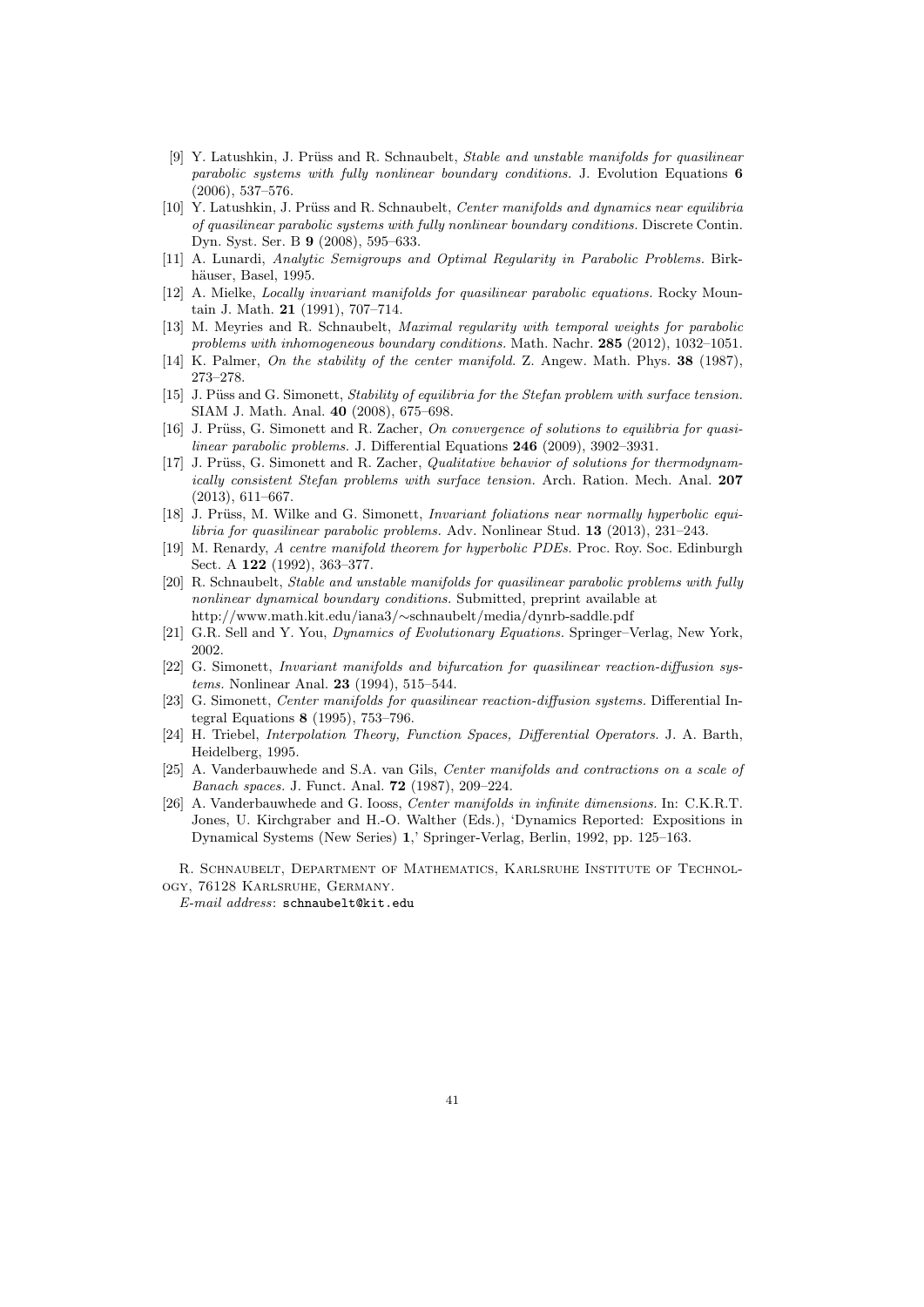[9] Y. Latushkin, J. Prüss and R. Schnaubelt, *Stable and unstable manifolds for quasilinear parabolic systems with fully nonlinear boundary conditions.* J. Evolution Equations **6** (2006), 537–576.

[10] Y. Latushkin, J. Prüss and R. Schnaubelt, *Center manifolds and dynamics near equilibria of quasilinear parabolic systems with fully nonlinear boundary conditions.* Discrete Contin. Dyn. Syst. Ser. B **9** (2008), 595–633.

[11] A. Lunardi, *Analytic Semigroups and Optimal Regularity in Parabolic Problems.* Birkhäuser, Basel, 1995.

[12] A. Mielke, *Locally invariant manifolds for quasilinear parabolic equations.* Rocky Mountain J. Math. **21** (1991), 707–714.

[13] M. Meyries and R. Schnaubelt, *Maximal regularity with temporal weights for parabolic problems with inhomogeneous boundary conditions.* Math. Nachr. **285** (2012), 1032–1051.

[14] K. Palmer, *On the stability of the center manifold.* Z. Angew. Math. Phys. **38** (1987), 273–278.

[15] J. Püss and G. Simonett, *Stability of equilibria for the Stefan problem with surface tension.* SIAM J. Math. Anal. **40** (2008), 675–698.

[16] J. Prüss, G. Simonett and R. Zacher, *On convergence of solutions to equilibria for quasilinear parabolic problems.* J. Differential Equations **246** (2009), 3902–3931.

[17] J. Prüss, G. Simonett and R. Zacher, *Qualitative behavior of solutions for thermodynamically consistent Stefan problems with surface tension.* Arch. Ration. Mech. Anal. **207** (2013), 611–667.

[18] J. Prüss, M. Wilke and G. Simonett, *Invariant foliations near normally hyperbolic equilibria for quasilinear parabolic problems.* Adv. Nonlinear Stud. **13** (2013), 231–243.

[19] M. Renardy, *A centre manifold theorem for hyperbolic PDEs.* Proc. Roy. Soc. Edinburgh Sect. A **122** (1992), 363–377.

[20] R. Schnaubelt, *Stable and unstable manifolds for quasilinear parabolic problems with fully nonlinear dynamical boundary conditions.* Submitted, preprint available at http://www.math.kit.edu/iana3/∼schnaubelt/media/dynrb-saddle.pdf

[21] G.R. Sell and Y. You, *Dynamics of Evolutionary Equations.* Springer–Verlag, New York, 2002.

[22] G. Simonett, *Invariant manifolds and bifurcation for quasilinear reaction-diffusion systems.* Nonlinear Anal. **23** (1994), 515–544.

[23] G. Simonett, *Center manifolds for quasilinear reaction-diffusion systems.* Differential Integral Equations **8** (1995), 753–796.

[24] H. Triebel, *Interpolation Theory, Function Spaces, Differential Operators.* J. A. Barth, Heidelberg, 1995.

[25] A. Vanderbauwhede and S.A. van Gils, *Center manifolds and contractions on a scale of Banach spaces.* J. Funct. Anal. **72** (1987), 209–224.

[26] A. Vanderbauwhede and G. Iooss, *Center manifolds in infinite dimensions.* In: C.K.R.T. Jones, U. Kirchgraber and H.-O. Walther (Eds.), 'Dynamics Reported: Expositions in Dynamical Systems (New Series) **1**,' Springer-Verlag, Berlin, 1992, pp. 125–163.

R. Schnaubelt, Department of Mathematics, Karlsruhe Institute of Technology, 76128 Karlsruhe, Germany.

*E-mail address*: schnaubelt@kit.edu